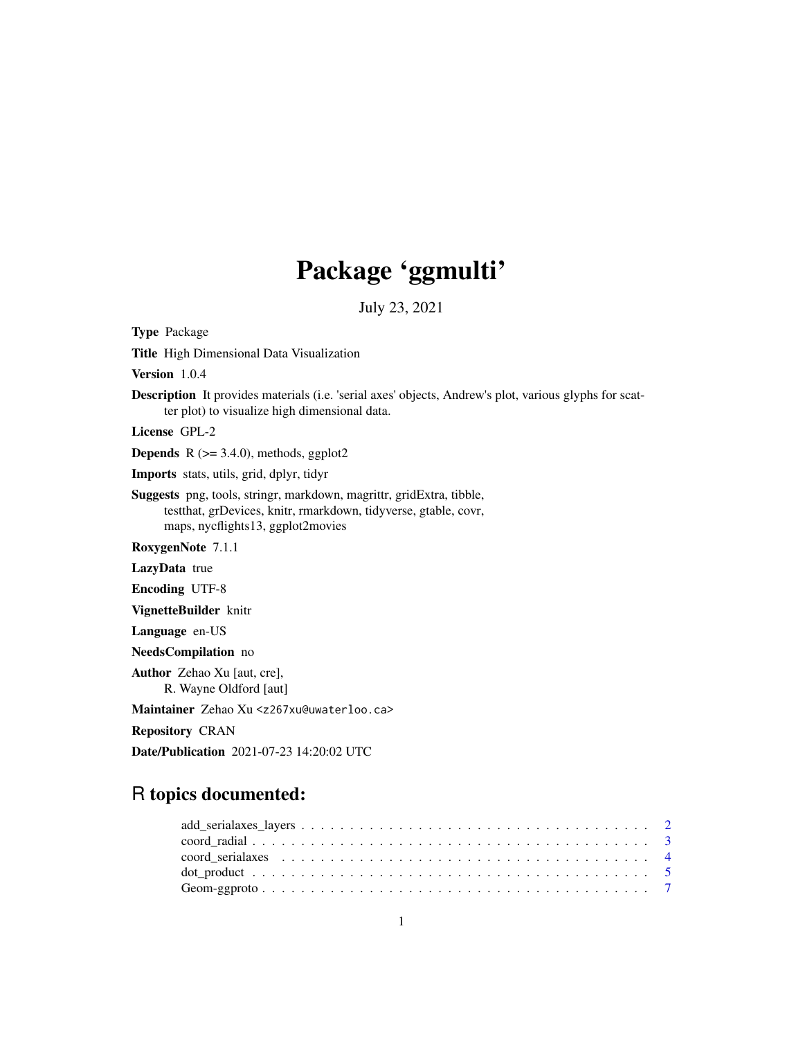# Package 'ggmulti'

July 23, 2021

**Type** Package

**Title** High Dimensional Data Visualization

**Version** 1.0.4

**Description** It provides materials (i.e. 'serial axes' objects, Andrew's plot, various glyphs for scatter plot) to visualize high dimensional data.

**License** GPL-2

**Depends** R (>= 3.4.0), methods, ggplot2

**Imports** stats, utils, grid, dplyr, tidyr

**Suggests** png, tools, stringr, markdown, magrittr, gridExtra, tibble, testthat, grDevices, knitr, rmarkdown, tidyverse, gtable, covr, maps, nycflights13, ggplot2movies

**RoxygenNote** 7.1.1

**LazyData** true

**Encoding** UTF-8

**VignetteBuilder** knitr

**Language** en-US

**NeedsCompilation** no

**Author** Zehao Xu [aut, cre], R. Wayne Oldford [aut]

**Maintainer** Zehao Xu <z267xu@uwaterloo.ca>

**Repository** CRAN

**Date/Publication** 2021-07-23 14:20:02 UTC

## R topics documented:

| | |
|---|---|
| add_serialaxes_layers | 2 |
| coord_radial | 3 |
| coord_serialaxes | 4 |
| dot_product | 5 |
| Geom-ggproto | 7 |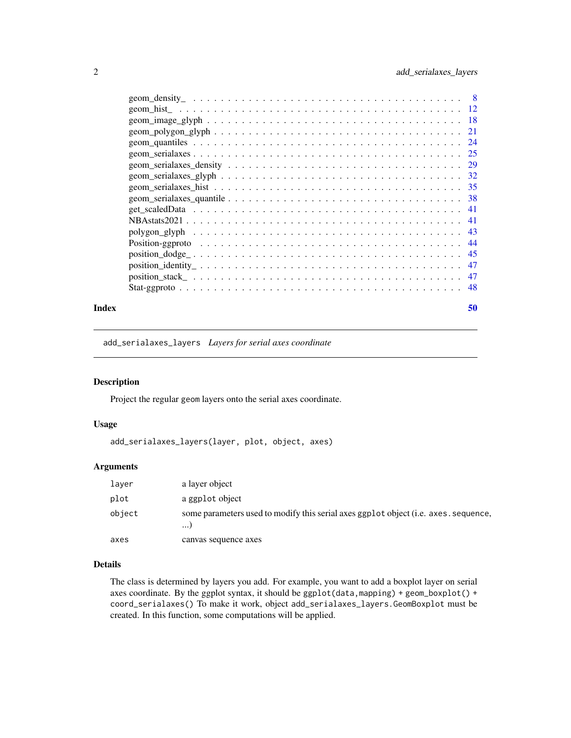geom_density_ . . . . . . . . . . . . . . . . . . . . . . . . . . . . . . . . . . . . 8
geom_hist_ . . . . . . . . . . . . . . . . . . . . . . . . . . . . . . . . . . . . . 12
geom_image_glyph . . . . . . . . . . . . . . . . . . . . . . . . . . . . . . . . . . 18
geom_polygon_glyph . . . . . . . . . . . . . . . . . . . . . . . . . . . . . . . . . 21
geom_quantiles . . . . . . . . . . . . . . . . . . . . . . . . . . . . . . . . . . . 24
geom_serialaxes . . . . . . . . . . . . . . . . . . . . . . . . . . . . . . . . . . . 25
geom_serialaxes_density . . . . . . . . . . . . . . . . . . . . . . . . . . . . . . . 29
geom_serialaxes_glyph . . . . . . . . . . . . . . . . . . . . . . . . . . . . . . . . 32
geom_serialaxes_hist . . . . . . . . . . . . . . . . . . . . . . . . . . . . . . . . . 35
geom_serialaxes_quantile . . . . . . . . . . . . . . . . . . . . . . . . . . . . . . . 38
get_scaledData . . . . . . . . . . . . . . . . . . . . . . . . . . . . . . . . . . . 41
NBAstats2021 . . . . . . . . . . . . . . . . . . . . . . . . . . . . . . . . . . . . 41
polygon_glyph . . . . . . . . . . . . . . . . . . . . . . . . . . . . . . . . . . . . 43
Position-ggproto . . . . . . . . . . . . . . . . . . . . . . . . . . . . . . . . . . . 44
position_dodge_ . . . . . . . . . . . . . . . . . . . . . . . . . . . . . . . . . . . 45
position_identity_ . . . . . . . . . . . . . . . . . . . . . . . . . . . . . . . . . . 47
position_stack_ . . . . . . . . . . . . . . . . . . . . . . . . . . . . . . . . . . . 47
Stat-ggproto . . . . . . . . . . . . . . . . . . . . . . . . . . . . . . . . . . . . . 48

**Index** **50**

---

## add_serialaxes_layers *Layers for serial axes coordinate*

---

### Description

Project the regular geom layers onto the serial axes coordinate.

### Usage

```
add_serialaxes_layers(layer, plot, object, axes)
```

### Arguments

| | |
|---|---|
| layer | a layer object |
| plot | a ggplot object |
| object | some parameters used to modify this serial axes ggplot object (i.e. axes.sequence, ...) |
| axes | canvas sequence axes |

### Details

The class is determined by layers you add. For example, you want to add a boxplot layer on serial axes coordinate. By the ggplot syntax, it should be `ggplot(data,mapping) + geom_boxplot() + coord_serialaxes()` To make it work, object `add_serialaxes_layers.GeomBoxplot` must be created. In this function, some computations will be applied.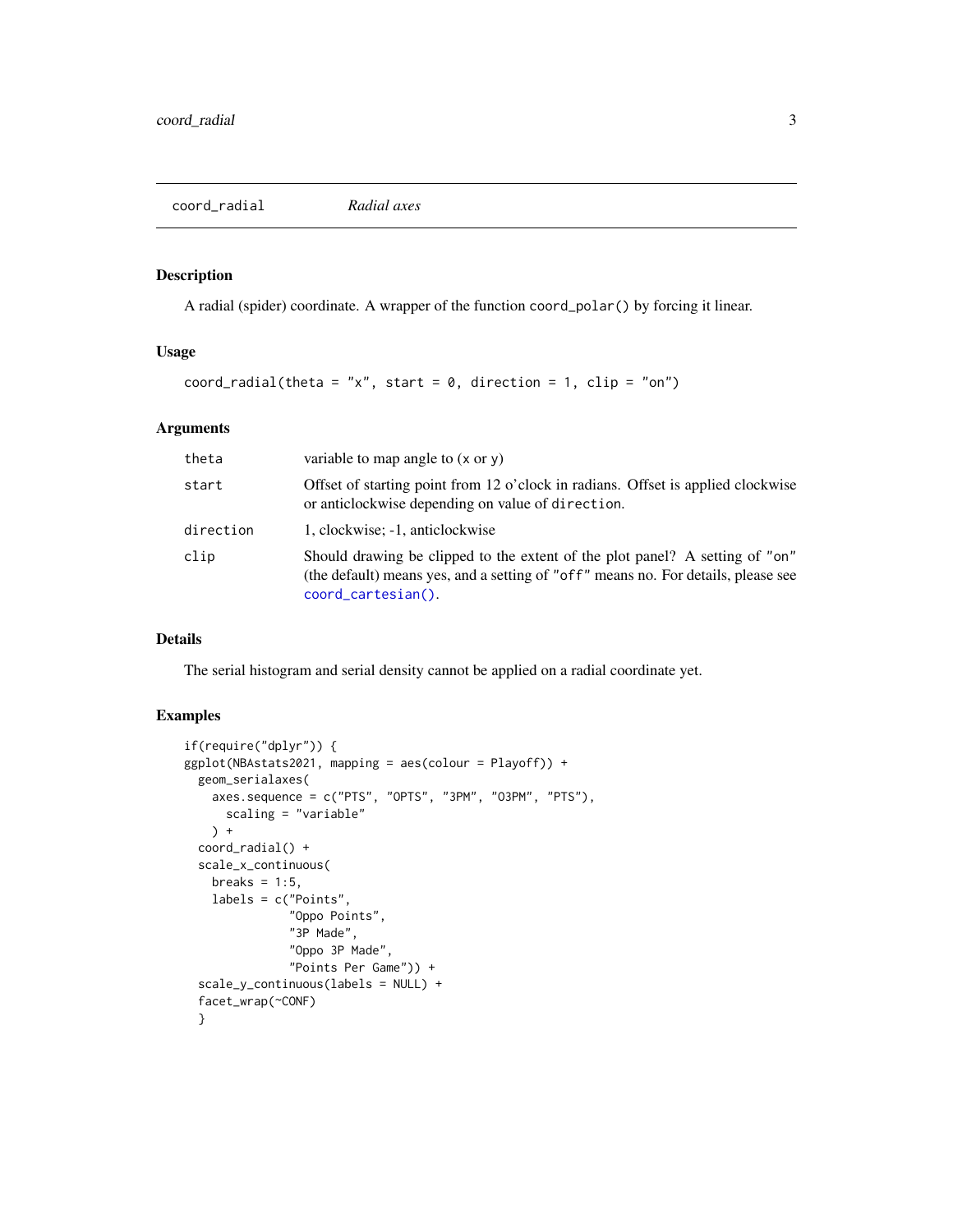# coord_radial — *Radial axes*

## Description

A radial (spider) coordinate. A wrapper of the function `coord_polar()` by forcing it linear.

## Usage

```
coord_radial(theta = "x", start = 0, direction = 1, clip = "on")
```

## Arguments

| | |
|---|---|
| `theta` | variable to map angle to (x or y) |
| `start` | Offset of starting point from 12 o'clock in radians. Offset is applied clockwise or anticlockwise depending on value of `direction`. |
| `direction` | 1, clockwise; -1, anticlockwise |
| `clip` | Should drawing be clipped to the extent of the plot panel? A setting of `"on"` (the default) means yes, and a setting of `"off"` means no. For details, please see `coord_cartesian()`. |

## Details

The serial histogram and serial density cannot be applied on a radial coordinate yet.

## Examples

```
if(require("dplyr")) {
ggplot(NBAstats2021, mapping = aes(colour = Playoff)) +
  geom_serialaxes(
    axes.sequence = c("PTS", "OPTS", "3PM", "O3PM", "PTS"),
      scaling = "variable"
    ) +
  coord_radial() +
  scale_x_continuous(
    breaks = 1:5,
    labels = c("Points",
               "Oppo Points",
               "3P Made",
               "Oppo 3P Made",
               "Points Per Game")) +
  scale_y_continuous(labels = NULL) +
  facet_wrap(~CONF)
  }
```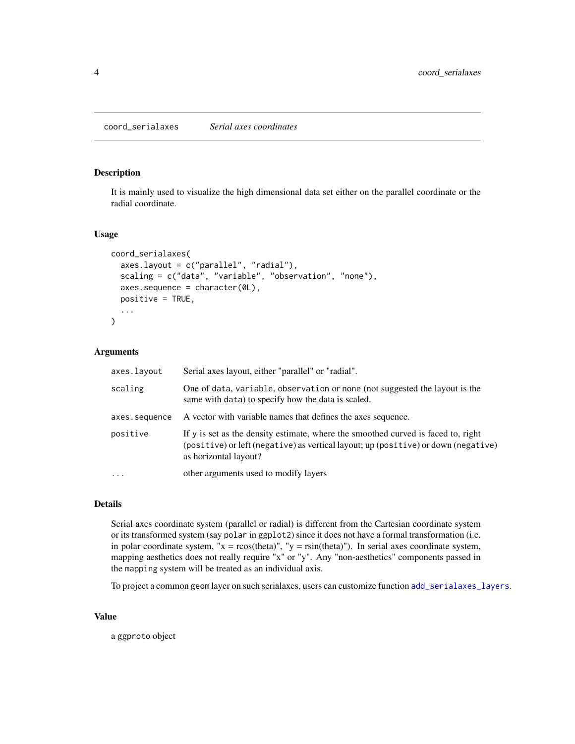# coord_serialaxes *Serial axes coordinates*

## Description

It is mainly used to visualize the high dimensional data set either on the parallel coordinate or the radial coordinate.

## Usage

```
coord_serialaxes(
  axes.layout = c("parallel", "radial"),
  scaling = c("data", "variable", "observation", "none"),
  axes.sequence = character(0L),
  positive = TRUE,
  ...
)
```

## Arguments

| | |
|---|---|
| `axes.layout` | Serial axes layout, either "parallel" or "radial". |
| `scaling` | One of `data`, `variable`, `observation` or `none` (not suggested the layout is the same with `data`) to specify how the data is scaled. |
| `axes.sequence` | A vector with variable names that defines the axes sequence. |
| `positive` | If y is set as the density estimate, where the smoothed curved is faced to, right (`positive`) or left (`negative`) as vertical layout; up (`positive`) or down (`negative`) as horizontal layout? |
| `...` | other arguments used to modify layers |

## Details

Serial axes coordinate system (parallel or radial) is different from the Cartesian coordinate system or its transformed system (say `polar` in `ggplot2`) since it does not have a formal transformation (i.e. in polar coordinate system, "x = rcos(theta)", "y = rsin(theta)"). In serial axes coordinate system, mapping aesthetics does not really require "x" or "y". Any "non-aesthetics" components passed in the `mapping` system will be treated as an individual axis.

To project a common `geom` layer on such serialaxes, users can customize function `add_serialaxes_layers`.

## Value

a `ggproto` object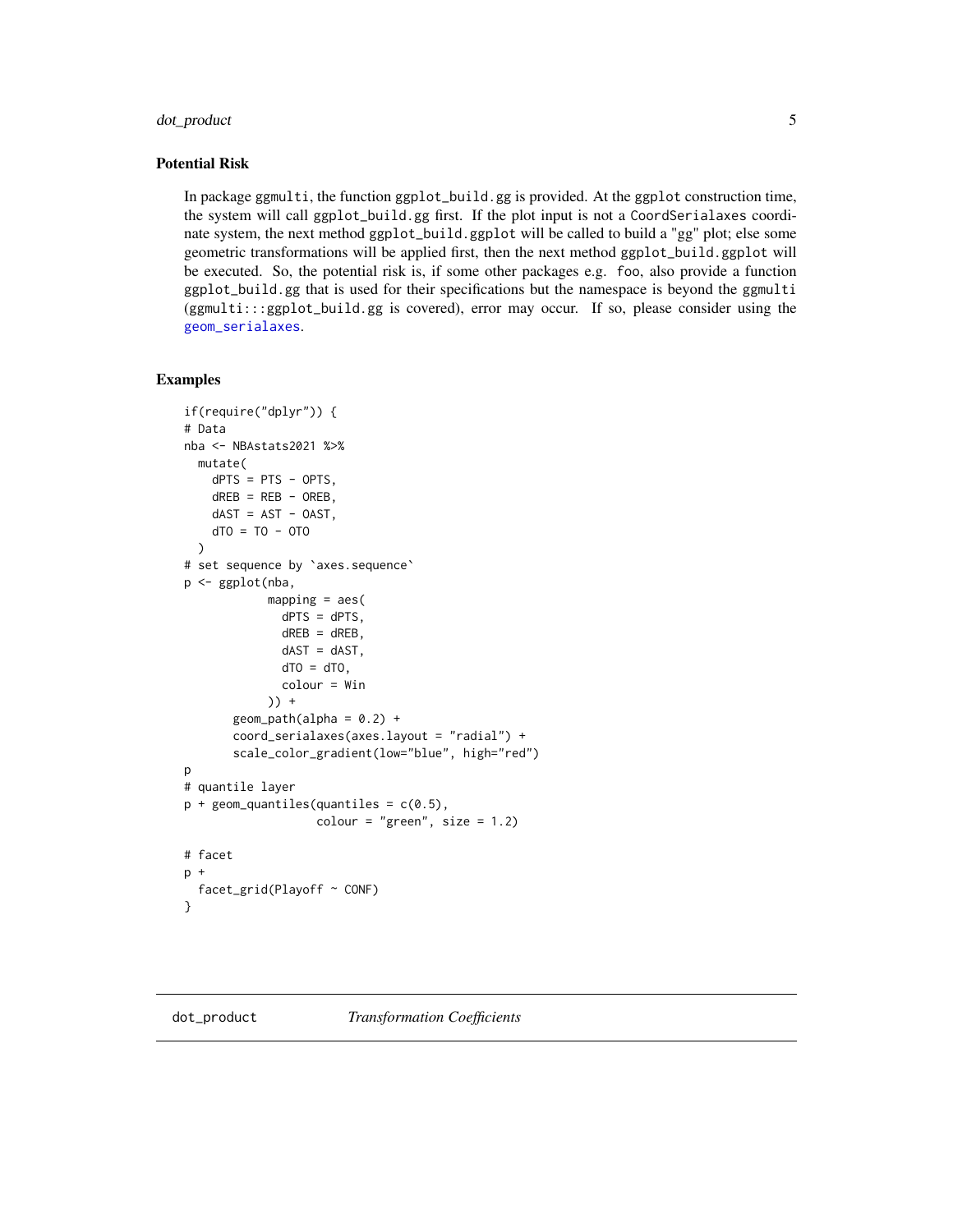### Potential Risk

In package ggmulti, the function ggplot_build.gg is provided. At the ggplot construction time, the system will call ggplot_build.gg first. If the plot input is not a CoordSerialaxes coordinate system, the next method ggplot_build.ggplot will be called to build a "gg" plot; else some geometric transformations will be applied first, then the next method ggplot_build.ggplot will be executed. So, the potential risk is, if some other packages e.g. foo, also provide a function ggplot_build.gg that is used for their specifications but the namespace is beyond the ggmulti (ggmulti:::ggplot_build.gg is covered), error may occur. If so, please consider using the geom_serialaxes.

### Examples

```
if(require("dplyr")) {
# Data
nba <- NBAstats2021 %>%
  mutate(
    dPTS = PTS - OPTS,
    dREB = REB - OREB,
    dAST = AST - OAST,
    dTO = TO - OTO
  )
# set sequence by `axes.sequence`
p <- ggplot(nba,
            mapping = aes(
              dPTS = dPTS,
              dREB = dREB,
              dAST = dAST,
              dTO = dTO,
              colour = Win
            )) +
       geom_path(alpha = 0.2) +
       coord_serialaxes(axes.layout = "radial") +
       scale_color_gradient(low="blue", high="red")
p
# quantile layer
p + geom_quantiles(quantiles = c(0.5),
                   colour = "green", size = 1.2)

# facet
p +
  facet_grid(Playoff ~ CONF)
}
```

---

## dot_product *Transformation Coefficients*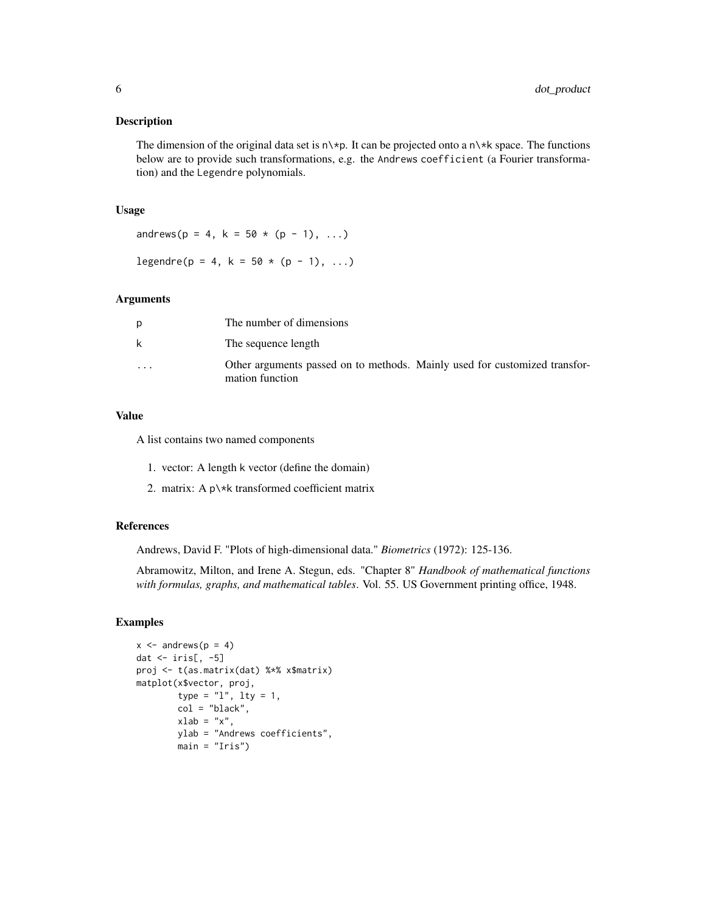## Description

The dimension of the original data set is n\*p. It can be projected onto a n\*k space. The functions below are to provide such transformations, e.g. the `Andrews coefficient` (a Fourier transformation) and the `Legendre` polynomials.

## Usage

```
andrews(p = 4, k = 50 * (p - 1), ...)

legendre(p = 4, k = 50 * (p - 1), ...)
```

## Arguments

| | |
|---|---|
| p | The number of dimensions |
| k | The sequence length |
| ... | Other arguments passed on to methods. Mainly used for customized transformation function |

## Value

A list contains two named components

1. vector: A length k vector (define the domain)
2. matrix: A p\*k transformed coefficient matrix

## References

Andrews, David F. "Plots of high-dimensional data." *Biometrics* (1972): 125-136.

Abramowitz, Milton, and Irene A. Stegun, eds. "Chapter 8" *Handbook of mathematical functions with formulas, graphs, and mathematical tables*. Vol. 55. US Government printing office, 1948.

## Examples

```
x <- andrews(p = 4)
dat <- iris[, -5]
proj <- t(as.matrix(dat) %*% x$matrix)
matplot(x$vector, proj,
        type = "l", lty = 1,
        col = "black",
        xlab = "x",
        ylab = "Andrews coefficients",
        main = "Iris")
```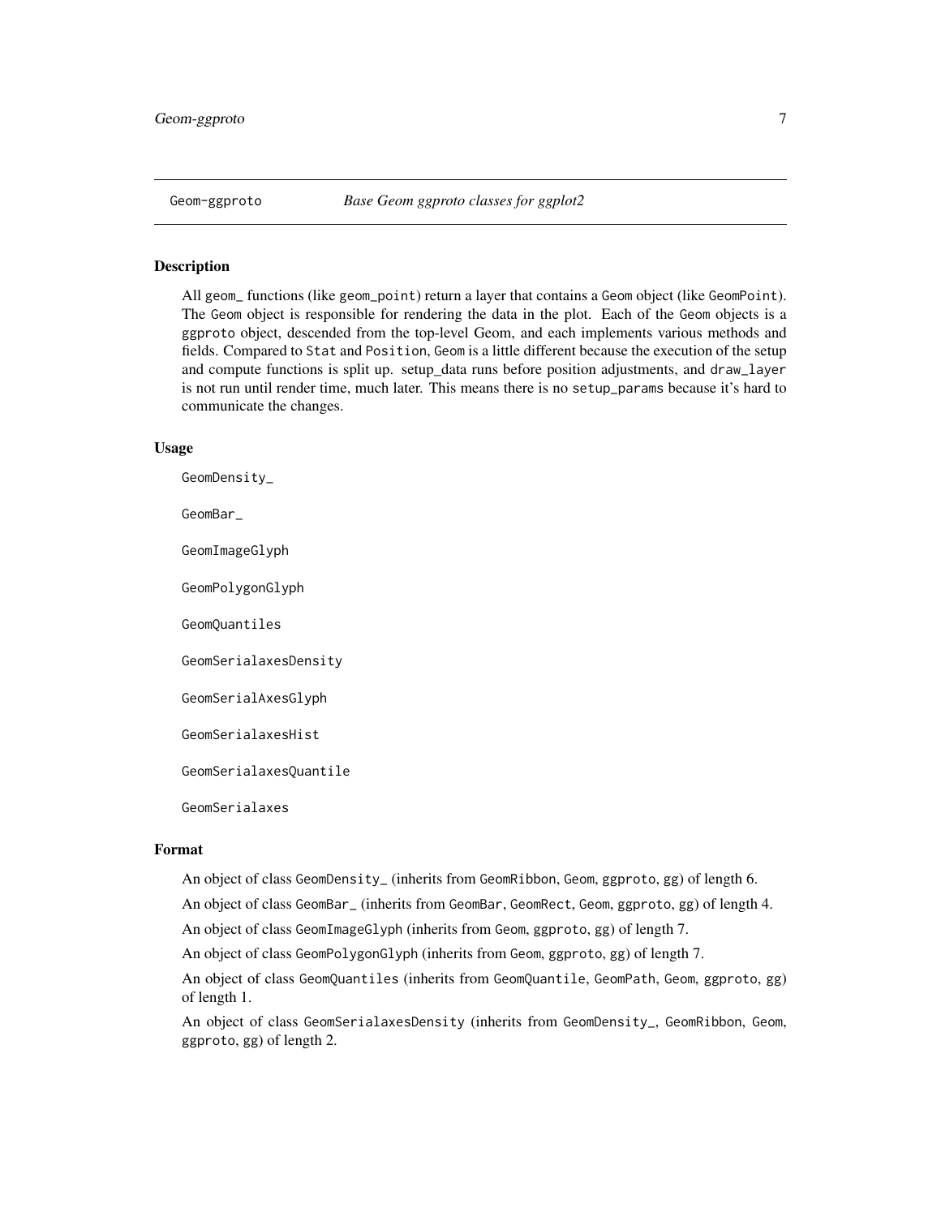Geom-ggproto *Base Geom ggproto classes for ggplot2*

## Description

All geom_ functions (like geom_point) return a layer that contains a Geom object (like GeomPoint). The Geom object is responsible for rendering the data in the plot. Each of the Geom objects is a ggproto object, descended from the top-level Geom, and each implements various methods and fields. Compared to Stat and Position, Geom is a little different because the execution of the setup and compute functions is split up. setup_data runs before position adjustments, and draw_layer is not run until render time, much later. This means there is no setup_params because it's hard to communicate the changes.

## Usage

```
GeomDensity_

GeomBar_

GeomImageGlyph

GeomPolygonGlyph

GeomQuantiles

GeomSerialaxesDensity

GeomSerialAxesGlyph

GeomSerialaxesHist

GeomSerialaxesQuantile

GeomSerialaxes
```

## Format

An object of class GeomDensity_ (inherits from GeomRibbon, Geom, ggproto, gg) of length 6.

An object of class GeomBar_ (inherits from GeomBar, GeomRect, Geom, ggproto, gg) of length 4.

An object of class GeomImageGlyph (inherits from Geom, ggproto, gg) of length 7.

An object of class GeomPolygonGlyph (inherits from Geom, ggproto, gg) of length 7.

An object of class GeomQuantiles (inherits from GeomQuantile, GeomPath, Geom, ggproto, gg) of length 1.

An object of class GeomSerialaxesDensity (inherits from GeomDensity_, GeomRibbon, Geom, ggproto, gg) of length 2.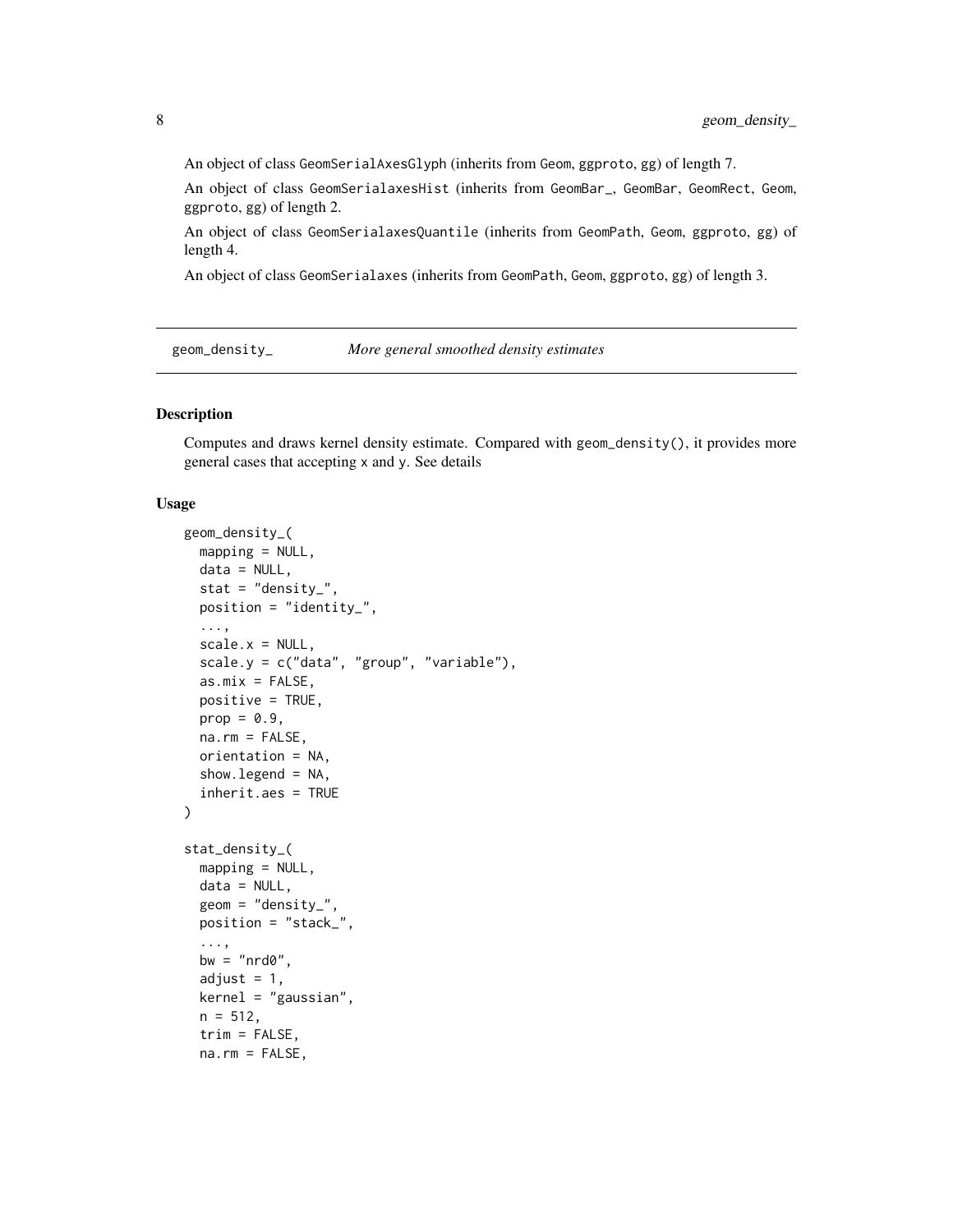An object of class GeomSerialAxesGlyph (inherits from Geom, ggproto, gg) of length 7.

An object of class GeomSerialaxesHist (inherits from GeomBar_, GeomBar, GeomRect, Geom, ggproto, gg) of length 2.

An object of class GeomSerialaxesQuantile (inherits from GeomPath, Geom, ggproto, gg) of length 4.

An object of class GeomSerialaxes (inherits from GeomPath, Geom, ggproto, gg) of length 3.

## geom_density_ — *More general smoothed density estimates*

### Description

Computes and draws kernel density estimate. Compared with geom_density(), it provides more general cases that accepting x and y. See details

### Usage

```
geom_density_(
  mapping = NULL,
  data = NULL,
  stat = "density_",
  position = "identity_",
  ...,
  scale.x = NULL,
  scale.y = c("data", "group", "variable"),
  as.mix = FALSE,
  positive = TRUE,
  prop = 0.9,
  na.rm = FALSE,
  orientation = NA,
  show.legend = NA,
  inherit.aes = TRUE
)

stat_density_(
  mapping = NULL,
  data = NULL,
  geom = "density_",
  position = "stack_",
  ...,
  bw = "nrd0",
  adjust = 1,
  kernel = "gaussian",
  n = 512,
  trim = FALSE,
  na.rm = FALSE,
```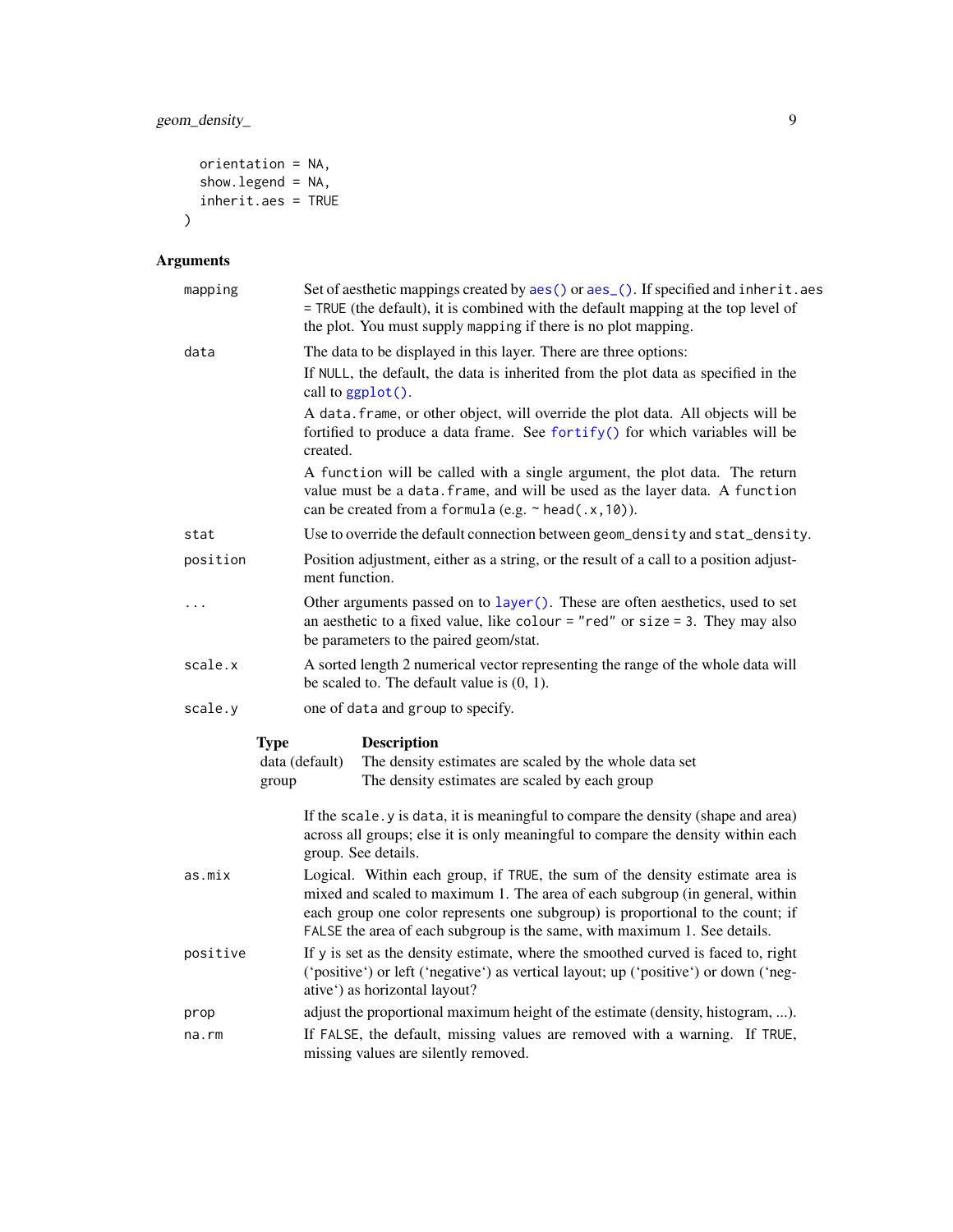```
  orientation = NA,
  show.legend = NA,
  inherit.aes = TRUE
)
```

## Arguments

| | |
|---|---|
| mapping | Set of aesthetic mappings created by `aes()` or `aes_()`. If specified and `inherit.aes = TRUE` (the default), it is combined with the default mapping at the top level of the plot. You must supply `mapping` if there is no plot mapping. |
| data | The data to be displayed in this layer. There are three options: If `NULL`, the default, the data is inherited from the plot data as specified in the call to `ggplot()`. A `data.frame`, or other object, will override the plot data. All objects will be fortified to produce a data frame. See `fortify()` for which variables will be created. A `function` will be called with a single argument, the plot data. The return value must be a `data.frame`, and will be used as the layer data. A `function` can be created from a `formula` (e.g. `~ head(.x, 10)`). |
| stat | Use to override the default connection between `geom_density` and `stat_density`. |
| position | Position adjustment, either as a string, or the result of a call to a position adjustment function. |
| ... | Other arguments passed on to `layer()`. These are often aesthetics, used to set an aesthetic to a fixed value, like `colour = "red"` or `size = 3`. They may also be parameters to the paired geom/stat. |
| scale.x | A sorted length 2 numerical vector representing the range of the whole data will be scaled to. The default value is (0, 1). |
| scale.y | one of `data` and `group` to specify. |

| Type | Description |
|---|---|
| data (default) | The density estimates are scaled by the whole data set |
| group | The density estimates are scaled by each group |

If the `scale.y` is `data`, it is meaningful to compare the density (shape and area) across all groups; else it is only meaningful to compare the density within each group. See details.

| | |
|---|---|
| as.mix | Logical. Within each group, if `TRUE`, the sum of the density estimate area is mixed and scaled to maximum 1. The area of each subgroup (in general, within each group one color represents one subgroup) is proportional to the count; if `FALSE` the area of each subgroup is the same, with maximum 1. See details. |
| positive | If y is set as the density estimate, where the smoothed curved is faced to, right ('positive') or left ('negative') as vertical layout; up ('positive') or down ('negative') as horizontal layout? |
| prop | adjust the proportional maximum height of the estimate (density, histogram, ...). |
| na.rm | If `FALSE`, the default, missing values are removed with a warning. If `TRUE`, missing values are silently removed. |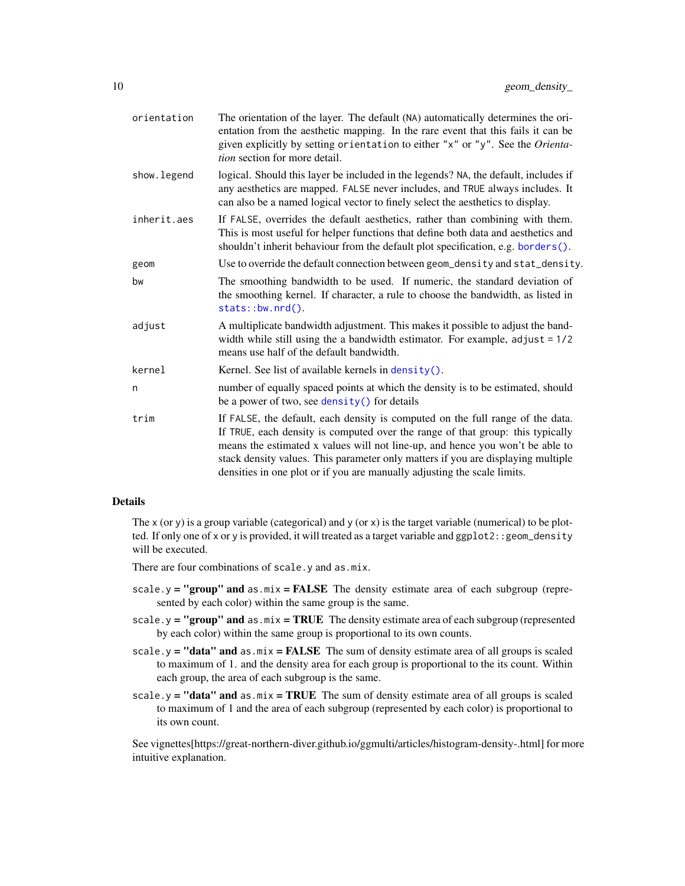| | |
|---|---|
| `orientation` | The orientation of the layer. The default (`NA`) automatically determines the orientation from the aesthetic mapping. In the rare event that this fails it can be given explicitly by setting `orientation` to either `"x"` or `"y"`. See the *Orientation* section for more detail. |
| `show.legend` | logical. Should this layer be included in the legends? `NA`, the default, includes if any aesthetics are mapped. `FALSE` never includes, and `TRUE` always includes. It can also be a named logical vector to finely select the aesthetics to display. |
| `inherit.aes` | If `FALSE`, overrides the default aesthetics, rather than combining with them. This is most useful for helper functions that define both data and aesthetics and shouldn't inherit behaviour from the default plot specification, e.g. `borders()`. |
| `geom` | Use to override the default connection between `geom_density` and `stat_density`. |
| `bw` | The smoothing bandwidth to be used. If numeric, the standard deviation of the smoothing kernel. If character, a rule to choose the bandwidth, as listed in `stats::bw.nrd()`. |
| `adjust` | A multiplicate bandwidth adjustment. This makes it possible to adjust the bandwidth while still using the a bandwidth estimator. For example, `adjust = 1/2` means use half of the default bandwidth. |
| `kernel` | Kernel. See list of available kernels in `density()`. |
| `n` | number of equally spaced points at which the density is to be estimated, should be a power of two, see `density()` for details |
| `trim` | If `FALSE`, the default, each density is computed on the full range of the data. If `TRUE`, each density is computed over the range of that group: this typically means the estimated x values will not line-up, and hence you won't be able to stack density values. This parameter only matters if you are displaying multiple densities in one plot or if you are manually adjusting the scale limits. |

## Details

The `x` (or `y`) is a group variable (categorical) and `y` (or `x`) is the target variable (numerical) to be plotted. If only one of `x` or `y` is provided, it will treated as a target variable and `ggplot2::geom_density` will be executed.

There are four combinations of `scale.y` and `as.mix`.

**`scale.y` = "group" and `as.mix` = FALSE** The density estimate area of each subgroup (represented by each color) within the same group is the same.

**`scale.y` = "group" and `as.mix` = TRUE** The density estimate area of each subgroup (represented by each color) within the same group is proportional to its own counts.

**`scale.y` = "data" and `as.mix` = FALSE** The sum of density estimate area of all groups is scaled to maximum of 1. and the density area for each group is proportional to the its count. Within each group, the area of each subgroup is the same.

**`scale.y` = "data" and `as.mix` = TRUE** The sum of density estimate area of all groups is scaled to maximum of 1 and the area of each subgroup (represented by each color) is proportional to its own count.

See vignettes[https://great-northern-diver.github.io/ggmulti/articles/histogram-density-.html] for more intuitive explanation.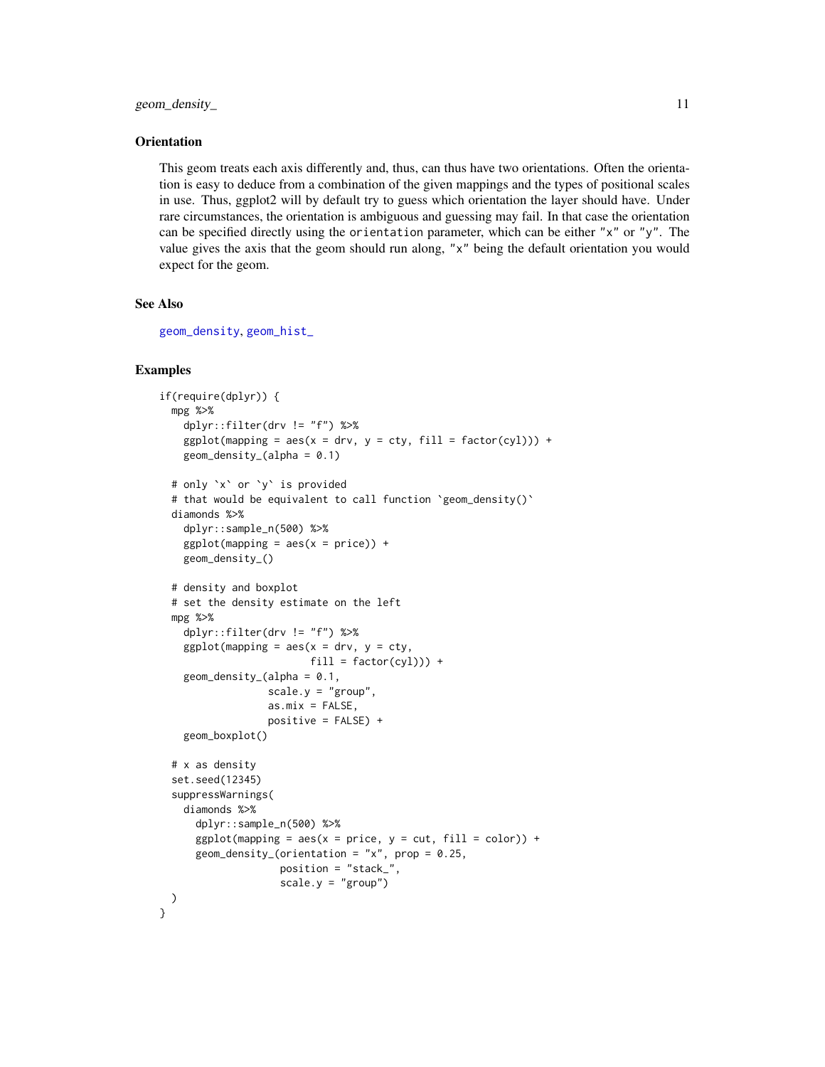## Orientation

This geom treats each axis differently and, thus, can thus have two orientations. Often the orientation is easy to deduce from a combination of the given mappings and the types of positional scales in use. Thus, ggplot2 will by default try to guess which orientation the layer should have. Under rare circumstances, the orientation is ambiguous and guessing may fail. In that case the orientation can be specified directly using the `orientation` parameter, which can be either `"x"` or `"y"`. The value gives the axis that the geom should run along, `"x"` being the default orientation you would expect for the geom.

## See Also

geom_density, geom_hist_

## Examples

```
if(require(dplyr)) {
  mpg %>%
    dplyr::filter(drv != "f") %>%
    ggplot(mapping = aes(x = drv, y = cty, fill = factor(cyl))) +
    geom_density_(alpha = 0.1)

  # only `x` or `y` is provided
  # that would be equivalent to call function `geom_density()`
  diamonds %>%
    dplyr::sample_n(500) %>%
    ggplot(mapping = aes(x = price)) +
    geom_density_()

  # density and boxplot
  # set the density estimate on the left
  mpg %>%
    dplyr::filter(drv != "f") %>%
    ggplot(mapping = aes(x = drv, y = cty,
                         fill = factor(cyl))) +
    geom_density_(alpha = 0.1,
                  scale.y = "group",
                  as.mix = FALSE,
                  positive = FALSE) +
    geom_boxplot()

  # x as density
  set.seed(12345)
  suppressWarnings(
    diamonds %>%
      dplyr::sample_n(500) %>%
      ggplot(mapping = aes(x = price, y = cut, fill = color)) +
      geom_density_(orientation = "x", prop = 0.25,
                    position = "stack_",
                    scale.y = "group")
  )
}
```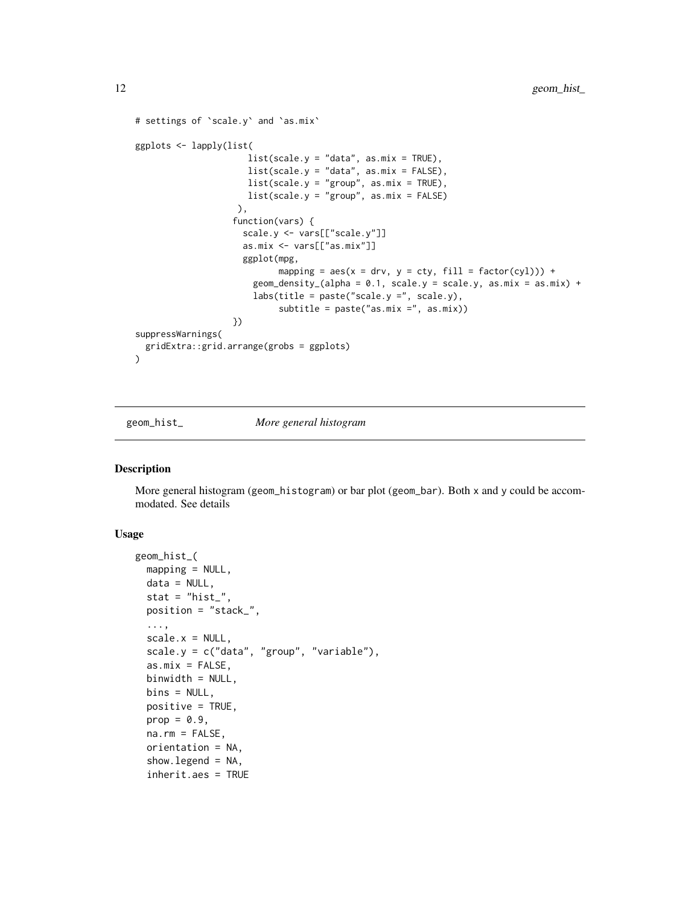```
# settings of `scale.y` and `as.mix`

ggplots <- lapply(list(
                      list(scale.y = "data", as.mix = TRUE),
                      list(scale.y = "data", as.mix = FALSE),
                      list(scale.y = "group", as.mix = TRUE),
                      list(scale.y = "group", as.mix = FALSE)
                    ),
                   function(vars) {
                     scale.y <- vars[["scale.y"]]
                     as.mix <- vars[["as.mix"]]
                     ggplot(mpg,
                            mapping = aes(x = drv, y = cty, fill = factor(cyl))) +
                       geom_density_(alpha = 0.1, scale.y = scale.y, as.mix = as.mix) +
                       labs(title = paste("scale.y =", scale.y),
                            subtitle = paste("as.mix =", as.mix))
                   })
suppressWarnings(
  gridExtra::grid.arrange(grobs = ggplots)
)
```

## geom_hist_ *More general histogram*

### Description

More general histogram (geom_histogram) or bar plot (geom_bar). Both x and y could be accommodated. See details

### Usage

```
geom_hist_(
  mapping = NULL,
  data = NULL,
  stat = "hist_",
  position = "stack_",
  ...,
  scale.x = NULL,
  scale.y = c("data", "group", "variable"),
  as.mix = FALSE,
  binwidth = NULL,
  bins = NULL,
  positive = TRUE,
  prop = 0.9,
  na.rm = FALSE,
  orientation = NA,
  show.legend = NA,
  inherit.aes = TRUE
```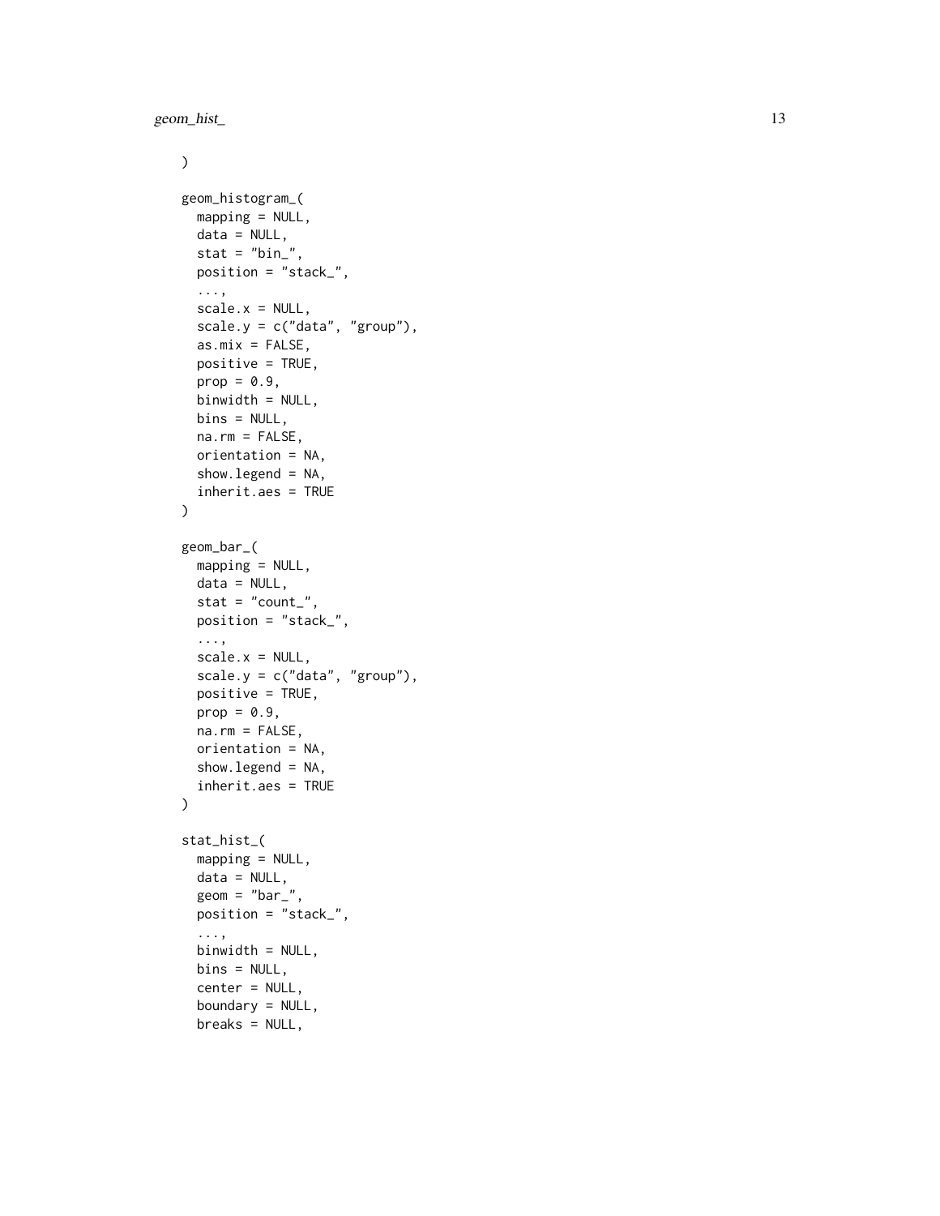```
)

geom_histogram_(
  mapping = NULL,
  data = NULL,
  stat = "bin_",
  position = "stack_",
  ...,
  scale.x = NULL,
  scale.y = c("data", "group"),
  as.mix = FALSE,
  positive = TRUE,
  prop = 0.9,
  binwidth = NULL,
  bins = NULL,
  na.rm = FALSE,
  orientation = NA,
  show.legend = NA,
  inherit.aes = TRUE
)

geom_bar_(
  mapping = NULL,
  data = NULL,
  stat = "count_",
  position = "stack_",
  ...,
  scale.x = NULL,
  scale.y = c("data", "group"),
  positive = TRUE,
  prop = 0.9,
  na.rm = FALSE,
  orientation = NA,
  show.legend = NA,
  inherit.aes = TRUE
)

stat_hist_(
  mapping = NULL,
  data = NULL,
  geom = "bar_",
  position = "stack_",
  ...,
  binwidth = NULL,
  bins = NULL,
  center = NULL,
  boundary = NULL,
  breaks = NULL,
```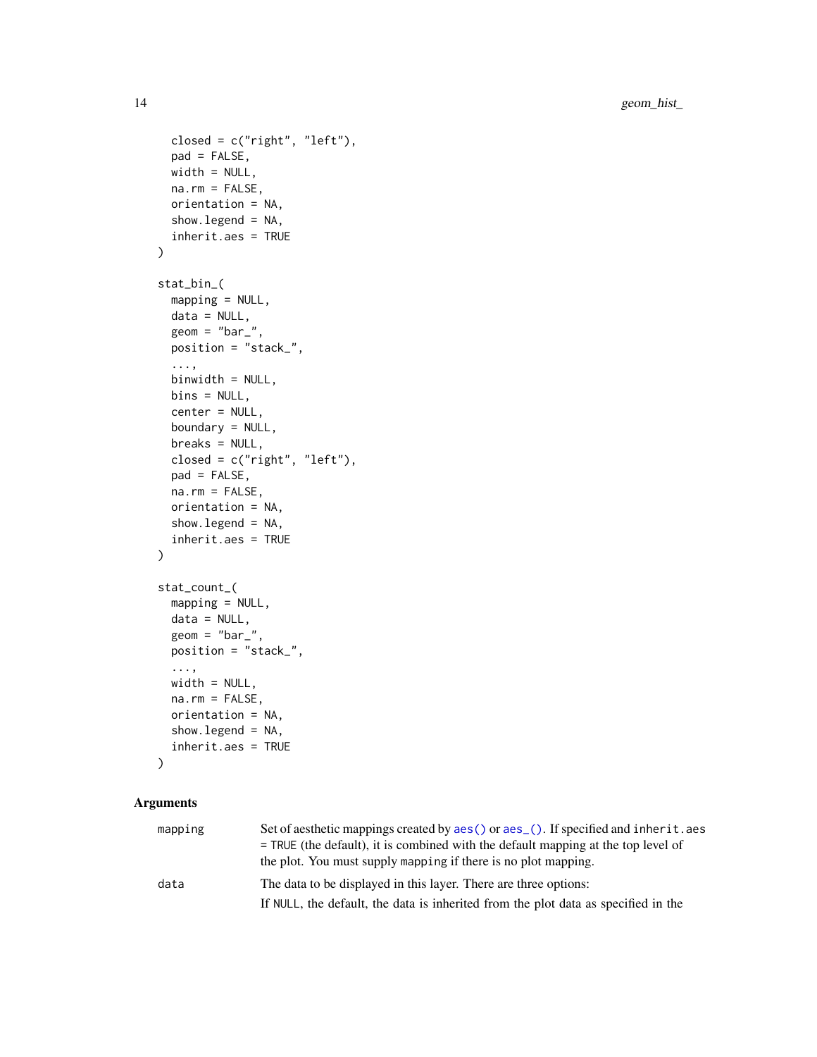```
  closed = c("right", "left"),
  pad = FALSE,
  width = NULL,
  na.rm = FALSE,
  orientation = NA,
  show.legend = NA,
  inherit.aes = TRUE
)

stat_bin_(
  mapping = NULL,
  data = NULL,
  geom = "bar_",
  position = "stack_",
  ...,
  binwidth = NULL,
  bins = NULL,
  center = NULL,
  boundary = NULL,
  breaks = NULL,
  closed = c("right", "left"),
  pad = FALSE,
  na.rm = FALSE,
  orientation = NA,
  show.legend = NA,
  inherit.aes = TRUE
)

stat_count_(
  mapping = NULL,
  data = NULL,
  geom = "bar_",
  position = "stack_",
  ...,
  width = NULL,
  na.rm = FALSE,
  orientation = NA,
  show.legend = NA,
  inherit.aes = TRUE
)
```

## Arguments

| | |
|---|---|
| mapping | Set of aesthetic mappings created by aes() or aes_(). If specified and inherit.aes = TRUE (the default), it is combined with the default mapping at the top level of the plot. You must supply mapping if there is no plot mapping. |
| data | The data to be displayed in this layer. There are three options:<br>If NULL, the default, the data is inherited from the plot data as specified in the |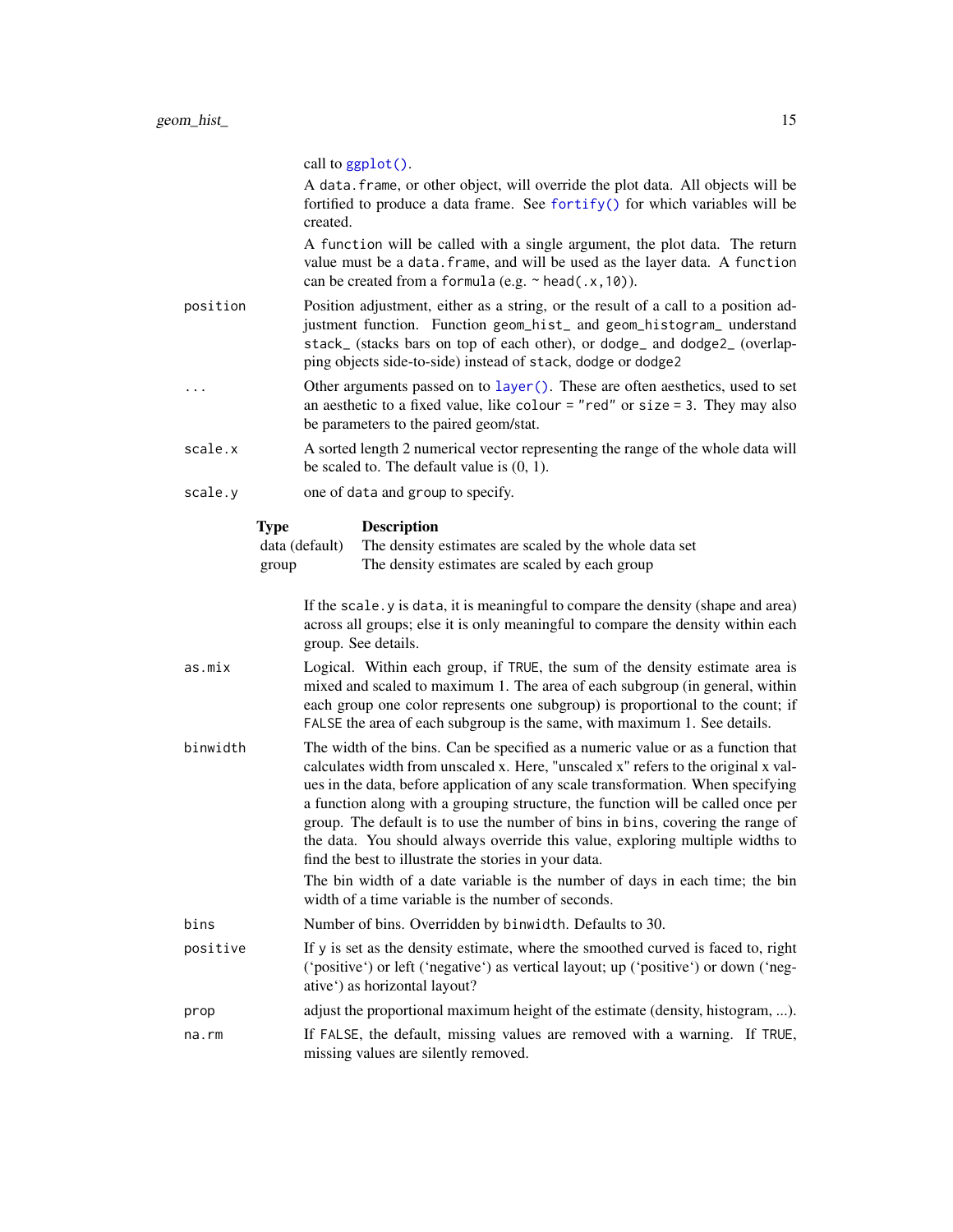call to `ggplot()`.

A `data.frame`, or other object, will override the plot data. All objects will be fortified to produce a data frame. See `fortify()` for which variables will be created.

A `function` will be called with a single argument, the plot data. The return value must be a `data.frame`, and will be used as the layer data. A `function` can be created from a `formula` (e.g. `~ head(.x,10)`).

**position** Position adjustment, either as a string, or the result of a call to a position adjustment function. Function `geom_hist_` and `geom_histogram_` understand `stack_` (stacks bars on top of each other), or `dodge_` and `dodge2_` (overlapping objects side-to-side) instead of `stack`, `dodge` or `dodge2`

**...** Other arguments passed on to `layer()`. These are often aesthetics, used to set an aesthetic to a fixed value, like `colour = "red"` or `size = 3`. They may also be parameters to the paired geom/stat.

**scale.x** A sorted length 2 numerical vector representing the range of the whole data will be scaled to. The default value is (0, 1).

**scale.y** one of `data` and `group` to specify.

| Type | Description |
|---|---|
| data (default) | The density estimates are scaled by the whole data set |
| group | The density estimates are scaled by each group |

If the `scale.y` is `data`, it is meaningful to compare the density (shape and area) across all groups; else it is only meaningful to compare the density within each group. See details.

**as.mix** Logical. Within each group, if `TRUE`, the sum of the density estimate area is mixed and scaled to maximum 1. The area of each subgroup (in general, within each group one color represents one subgroup) is proportional to the count; if `FALSE` the area of each subgroup is the same, with maximum 1. See details.

**binwidth** The width of the bins. Can be specified as a numeric value or as a function that calculates width from unscaled x. Here, "unscaled x" refers to the original x values in the data, before application of any scale transformation. When specifying a function along with a grouping structure, the function will be called once per group. The default is to use the number of bins in `bins`, covering the range of the data. You should always override this value, exploring multiple widths to find the best to illustrate the stories in your data.

The bin width of a date variable is the number of days in each time; the bin width of a time variable is the number of seconds.

**bins** Number of bins. Overridden by `binwidth`. Defaults to 30.

**positive** If y is set as the density estimate, where the smoothed curved is faced to, right ('positive') or left ('negative') as vertical layout; up ('positive') or down ('negative') as horizontal layout?

**prop** adjust the proportional maximum height of the estimate (density, histogram, ...).

**na.rm** If `FALSE`, the default, missing values are removed with a warning. If `TRUE`, missing values are silently removed.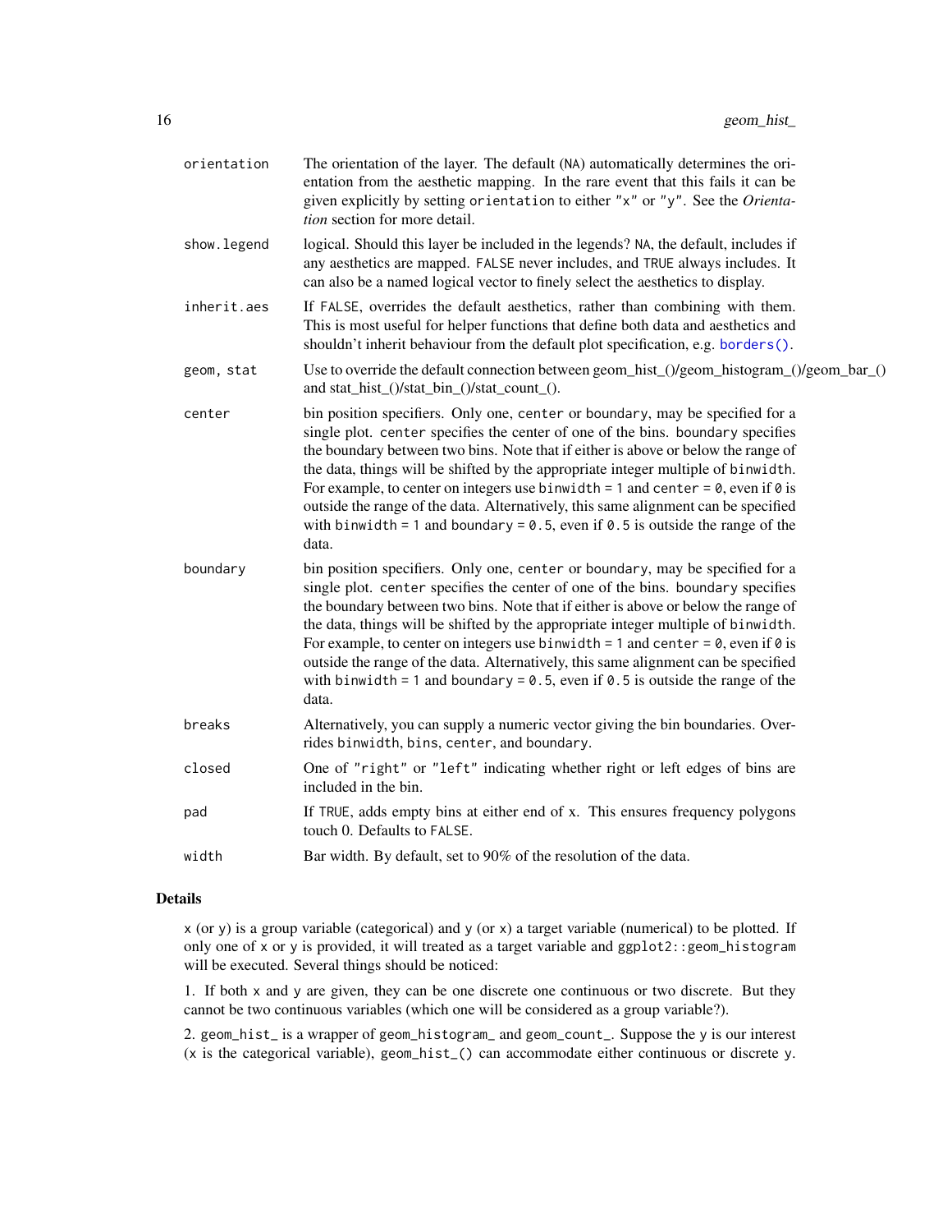| | |
|---|---|
| `orientation` | The orientation of the layer. The default (`NA`) automatically determines the orientation from the aesthetic mapping. In the rare event that this fails it can be given explicitly by setting `orientation` to either `"x"` or `"y"`. See the *Orientation* section for more detail. |
| `show.legend` | logical. Should this layer be included in the legends? `NA`, the default, includes if any aesthetics are mapped. `FALSE` never includes, and `TRUE` always includes. It can also be a named logical vector to finely select the aesthetics to display. |
| `inherit.aes` | If `FALSE`, overrides the default aesthetics, rather than combining with them. This is most useful for helper functions that define both data and aesthetics and shouldn't inherit behaviour from the default plot specification, e.g. `borders()`. |
| `geom, stat` | Use to override the default connection between geom_hist_()/geom_histogram_()/geom_bar_() and stat_hist_()/stat_bin_()/stat_count_(). |
| `center` | bin position specifiers. Only one, `center` or `boundary`, may be specified for a single plot. `center` specifies the center of one of the bins. `boundary` specifies the boundary between two bins. Note that if either is above or below the range of the data, things will be shifted by the appropriate integer multiple of `binwidth`. For example, to center on integers use `binwidth = 1` and `center = 0`, even if `0` is outside the range of the data. Alternatively, this same alignment can be specified with `binwidth = 1` and `boundary = 0.5`, even if `0.5` is outside the range of the data. |
| `boundary` | bin position specifiers. Only one, `center` or `boundary`, may be specified for a single plot. `center` specifies the center of one of the bins. `boundary` specifies the boundary between two bins. Note that if either is above or below the range of the data, things will be shifted by the appropriate integer multiple of `binwidth`. For example, to center on integers use `binwidth = 1` and `center = 0`, even if `0` is outside the range of the data. Alternatively, this same alignment can be specified with `binwidth = 1` and `boundary = 0.5`, even if `0.5` is outside the range of the data. |
| `breaks` | Alternatively, you can supply a numeric vector giving the bin boundaries. Overrides `binwidth`, `bins`, `center`, and `boundary`. |
| `closed` | One of `"right"` or `"left"` indicating whether right or left edges of bins are included in the bin. |
| `pad` | If `TRUE`, adds empty bins at either end of x. This ensures frequency polygons touch 0. Defaults to `FALSE`. |
| `width` | Bar width. By default, set to 90% of the resolution of the data. |

## Details

`x` (or `y`) is a group variable (categorical) and `y` (or `x`) a target variable (numerical) to be plotted. If only one of `x` or `y` is provided, it will treated as a target variable and `ggplot2::geom_histogram` will be executed. Several things should be noticed:

1. If both `x` and `y` are given, they can be one discrete one continuous or two discrete. But they cannot be two continuous variables (which one will be considered as a group variable?).

2. `geom_hist_` is a wrapper of `geom_histogram_` and `geom_count_`. Suppose the `y` is our interest (`x` is the categorical variable), `geom_hist_()` can accommodate either continuous or discrete `y`.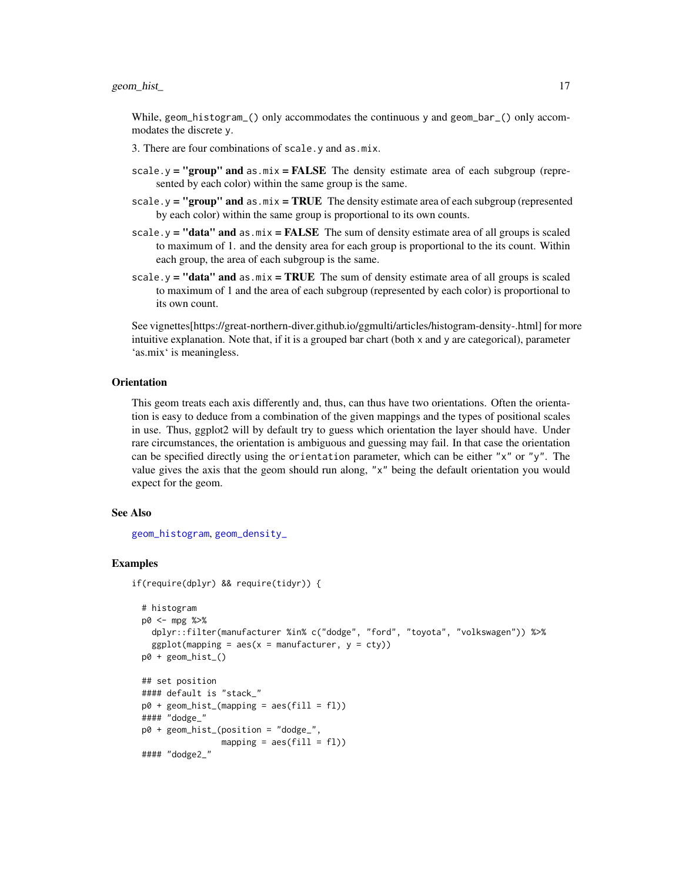While, geom_histogram_() only accommodates the continuous y and geom_bar_() only accommodates the discrete y.

3. There are four combinations of scale.y and as.mix.

**scale.y = "group" and as.mix = FALSE** The density estimate area of each subgroup (represented by each color) within the same group is the same.

**scale.y = "group" and as.mix = TRUE** The density estimate area of each subgroup (represented by each color) within the same group is proportional to its own counts.

**scale.y = "data" and as.mix = FALSE** The sum of density estimate area of all groups is scaled to maximum of 1. and the density area for each group is proportional to the its count. Within each group, the area of each subgroup is the same.

**scale.y = "data" and as.mix = TRUE** The sum of density estimate area of all groups is scaled to maximum of 1 and the area of each subgroup (represented by each color) is proportional to its own count.

See vignettes[https://great-northern-diver.github.io/ggmulti/articles/histogram-density-.html] for more intuitive explanation. Note that, if it is a grouped bar chart (both x and y are categorical), parameter 'as.mix' is meaningless.

## Orientation

This geom treats each axis differently and, thus, can thus have two orientations. Often the orientation is easy to deduce from a combination of the given mappings and the types of positional scales in use. Thus, ggplot2 will by default try to guess which orientation the layer should have. Under rare circumstances, the orientation is ambiguous and guessing may fail. In that case the orientation can be specified directly using the orientation parameter, which can be either "x" or "y". The value gives the axis that the geom should run along, "x" being the default orientation you would expect for the geom.

## See Also

geom_histogram, geom_density_

## Examples

```
if(require(dplyr) && require(tidyr)) {

  # histogram
  p0 <- mpg %>%
    dplyr::filter(manufacturer %in% c("dodge", "ford", "toyota", "volkswagen")) %>%
    ggplot(mapping = aes(x = manufacturer, y = cty))
  p0 + geom_hist_()

  ## set position
  #### default is "stack_"
  p0 + geom_hist_(mapping = aes(fill = fl))
  #### "dodge_"
  p0 + geom_hist_(position = "dodge_",
                  mapping = aes(fill = fl))
  #### "dodge2_"
```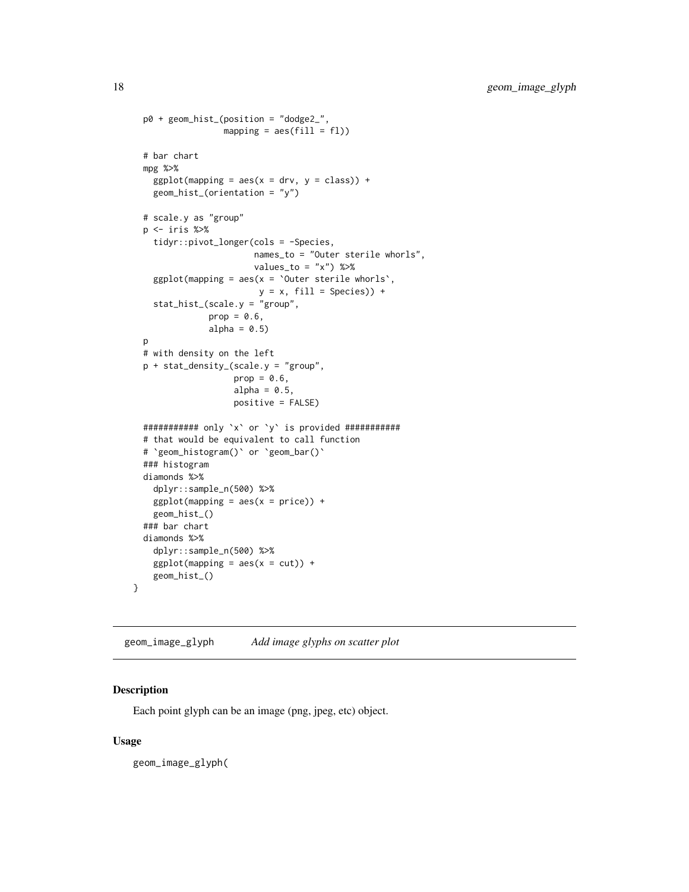```
  p0 + geom_hist_(position = "dodge2_",
                  mapping = aes(fill = fl))

  # bar chart
  mpg %>%
    ggplot(mapping = aes(x = drv, y = class)) +
    geom_hist_(orientation = "y")

  # scale.y as "group"
  p <- iris %>%
    tidyr::pivot_longer(cols = -Species,
                        names_to = "Outer sterile whorls",
                        values_to = "x") %>%
    ggplot(mapping = aes(x = `Outer sterile whorls`,
                         y = x, fill = Species)) +
    stat_hist_(scale.y = "group",
               prop = 0.6,
               alpha = 0.5)
  p
  # with density on the left
  p + stat_density_(scale.y = "group",
                    prop = 0.6,
                    alpha = 0.5,
                    positive = FALSE)

  ########### only `x` or `y` is provided ###########
  # that would be equivalent to call function
  # `geom_histogram()` or `geom_bar()`
  ### histogram
  diamonds %>%
    dplyr::sample_n(500) %>%
    ggplot(mapping = aes(x = price)) +
    geom_hist_()
  ### bar chart
  diamonds %>%
    dplyr::sample_n(500) %>%
    ggplot(mapping = aes(x = cut)) +
    geom_hist_()
}
```

## geom_image_glyph *Add image glyphs on scatter plot*

### Description

Each point glyph can be an image (png, jpeg, etc) object.

### Usage

```
geom_image_glyph(
```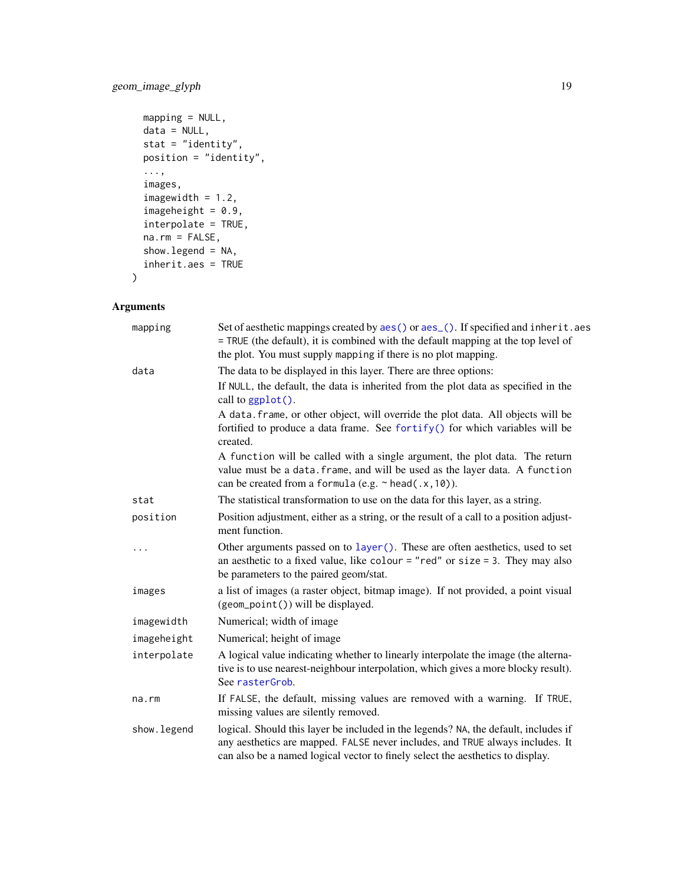```
  mapping = NULL,
  data = NULL,
  stat = "identity",
  position = "identity",
  ...,
  images,
  imagewidth = 1.2,
  imageheight = 0.9,
  interpolate = TRUE,
  na.rm = FALSE,
  show.legend = NA,
  inherit.aes = TRUE
)
```

## Arguments

| | |
|---|---|
| mapping | Set of aesthetic mappings created by `aes()` or `aes_()`. If specified and `inherit.aes = TRUE` (the default), it is combined with the default mapping at the top level of the plot. You must supply `mapping` if there is no plot mapping. |
| data | The data to be displayed in this layer. There are three options: If `NULL`, the default, the data is inherited from the plot data as specified in the call to `ggplot()`. A `data.frame`, or other object, will override the plot data. All objects will be fortified to produce a data frame. See `fortify()` for which variables will be created. A `function` will be called with a single argument, the plot data. The return value must be a `data.frame`, and will be used as the layer data. A `function` can be created from a `formula` (e.g. `~ head(.x,10)`). |
| stat | The statistical transformation to use on the data for this layer, as a string. |
| position | Position adjustment, either as a string, or the result of a call to a position adjustment function. |
| ... | Other arguments passed on to `layer()`. These are often aesthetics, used to set an aesthetic to a fixed value, like `colour = "red"` or `size = 3`. They may also be parameters to the paired geom/stat. |
| images | a list of images (a raster object, bitmap image). If not provided, a point visual (`geom_point()`) will be displayed. |
| imagewidth | Numerical; width of image |
| imageheight | Numerical; height of image |
| interpolate | A logical value indicating whether to linearly interpolate the image (the alternative is to use nearest-neighbour interpolation, which gives a more blocky result). See `rasterGrob`. |
| na.rm | If `FALSE`, the default, missing values are removed with a warning. If `TRUE`, missing values are silently removed. |
| show.legend | logical. Should this layer be included in the legends? `NA`, the default, includes if any aesthetics are mapped. `FALSE` never includes, and `TRUE` always includes. It can also be a named logical vector to finely select the aesthetics to display. |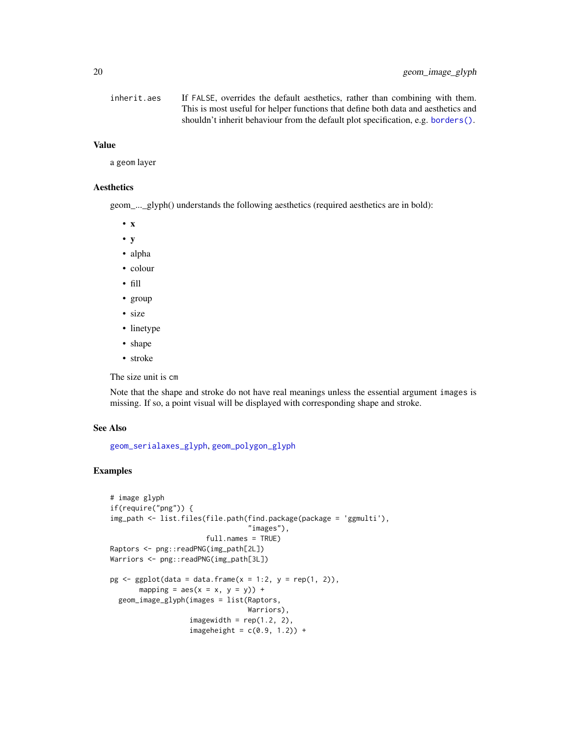inherit.aes If FALSE, overrides the default aesthetics, rather than combining with them. This is most useful for helper functions that define both data and aesthetics and shouldn't inherit behaviour from the default plot specification, e.g. borders().

### Value

a geom layer

### Aesthetics

geom_..._glyph() understands the following aesthetics (required aesthetics are in bold):

- **x**
- **y**
- alpha
- colour
- fill
- group
- size
- linetype
- shape
- stroke

The size unit is cm

Note that the shape and stroke do not have real meanings unless the essential argument images is missing. If so, a point visual will be displayed with corresponding shape and stroke.

### See Also

geom_serialaxes_glyph, geom_polygon_glyph

### Examples

```
# image glyph
if(require("png")) {
img_path <- list.files(file.path(find.package(package = 'ggmulti'),
                                 "images"),
                       full.names = TRUE)
Raptors <- png::readPNG(img_path[2L])
Warriors <- png::readPNG(img_path[3L])

pg <- ggplot(data = data.frame(x = 1:2, y = rep(1, 2)),
       mapping = aes(x = x, y = y)) +
  geom_image_glyph(images = list(Raptors,
                                 Warriors),
                   imagewidth = rep(1.2, 2),
                   imageheight = c(0.9, 1.2)) +
```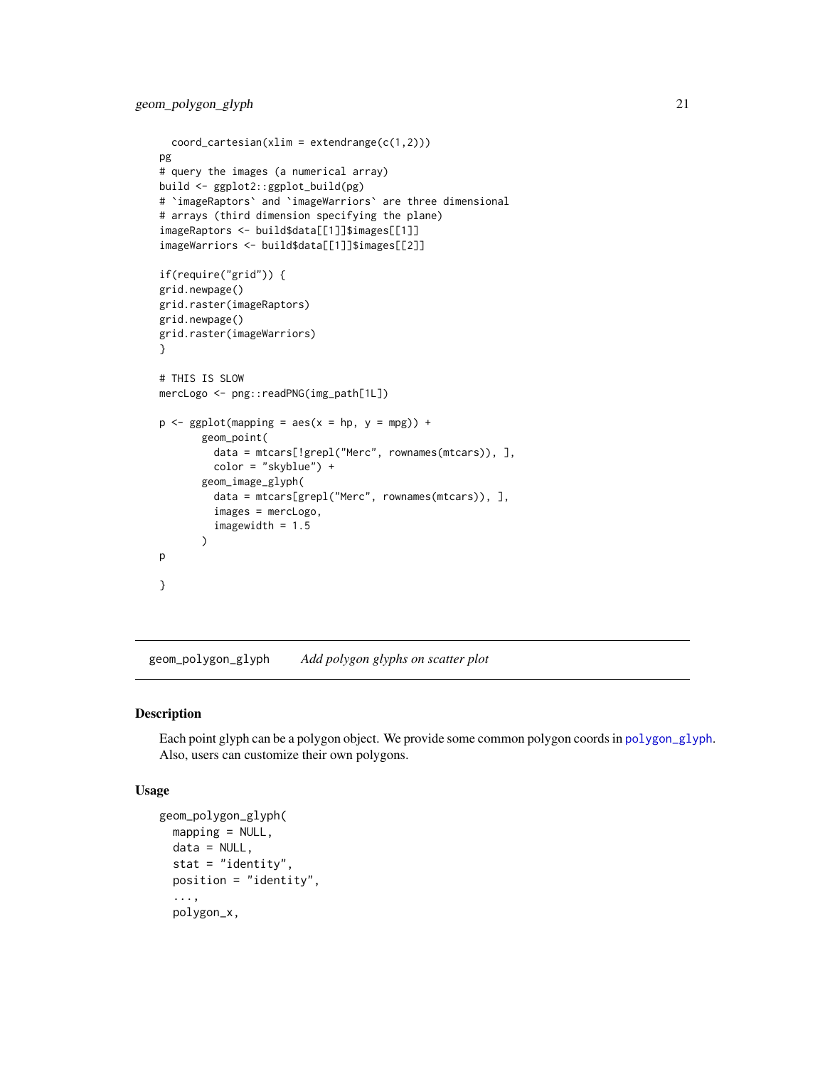```
  coord_cartesian(xlim = extendrange(c(1,2)))
pg
# query the images (a numerical array)
build <- ggplot2::ggplot_build(pg)
# `imageRaptors` and `imageWarriors` are three dimensional
# arrays (third dimension specifying the plane)
imageRaptors <- build$data[[1]]$images[[1]]
imageWarriors <- build$data[[1]]$images[[2]]

if(require("grid")) {
grid.newpage()
grid.raster(imageRaptors)
grid.newpage()
grid.raster(imageWarriors)
}

# THIS IS SLOW
mercLogo <- png::readPNG(img_path[1L])

p <- ggplot(mapping = aes(x = hp, y = mpg)) +
       geom_point(
         data = mtcars[!grepl("Merc", rownames(mtcars)), ],
         color = "skyblue") +
       geom_image_glyph(
         data = mtcars[grepl("Merc", rownames(mtcars)), ],
         images = mercLogo,
         imagewidth = 1.5
       )
p

}
```

## geom_polygon_glyph *Add polygon glyphs on scatter plot*

### Description

Each point glyph can be a polygon object. We provide some common polygon coords in polygon_glyph. Also, users can customize their own polygons.

### Usage

```
geom_polygon_glyph(
  mapping = NULL,
  data = NULL,
  stat = "identity",
  position = "identity",
  ...,
  polygon_x,
```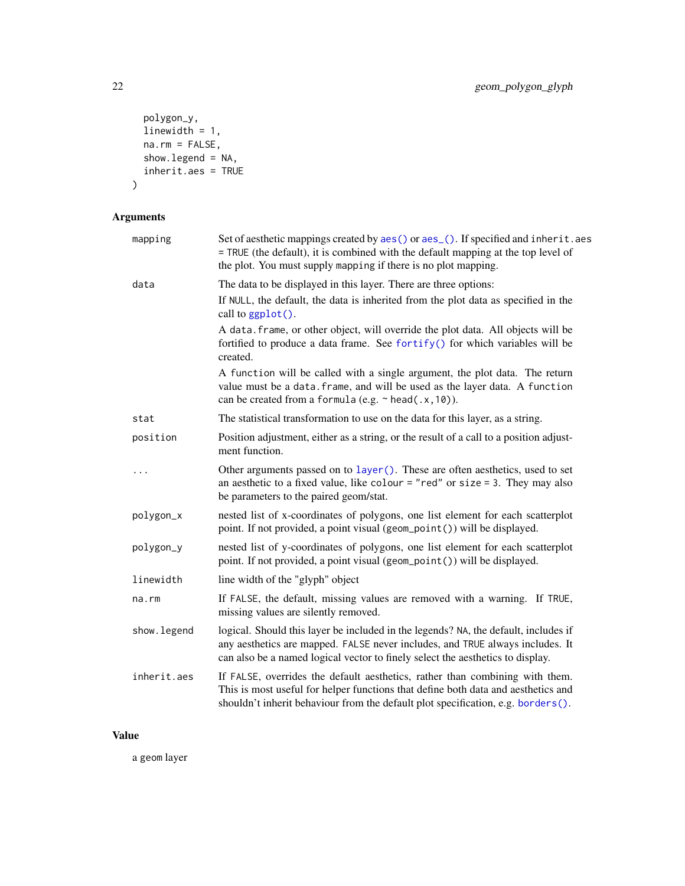```
  polygon_y,
  linewidth = 1,
  na.rm = FALSE,
  show.legend = NA,
  inherit.aes = TRUE
)
```

## Arguments

| | |
|---|---|
| mapping | Set of aesthetic mappings created by aes() or aes_(). If specified and inherit.aes = TRUE (the default), it is combined with the default mapping at the top level of the plot. You must supply mapping if there is no plot mapping. |
| data | The data to be displayed in this layer. There are three options: If NULL, the default, the data is inherited from the plot data as specified in the call to ggplot(). A data.frame, or other object, will override the plot data. All objects will be fortified to produce a data frame. See fortify() for which variables will be created. A function will be called with a single argument, the plot data. The return value must be a data.frame, and will be used as the layer data. A function can be created from a formula (e.g. ~ head(.x,10)). |
| stat | The statistical transformation to use on the data for this layer, as a string. |
| position | Position adjustment, either as a string, or the result of a call to a position adjustment function. |
| ... | Other arguments passed on to layer(). These are often aesthetics, used to set an aesthetic to a fixed value, like colour = "red" or size = 3. They may also be parameters to the paired geom/stat. |
| polygon_x | nested list of x-coordinates of polygons, one list element for each scatterplot point. If not provided, a point visual (geom_point()) will be displayed. |
| polygon_y | nested list of y-coordinates of polygons, one list element for each scatterplot point. If not provided, a point visual (geom_point()) will be displayed. |
| linewidth | line width of the "glyph" object |
| na.rm | If FALSE, the default, missing values are removed with a warning. If TRUE, missing values are silently removed. |
| show.legend | logical. Should this layer be included in the legends? NA, the default, includes if any aesthetics are mapped. FALSE never includes, and TRUE always includes. It can also be a named logical vector to finely select the aesthetics to display. |
| inherit.aes | If FALSE, overrides the default aesthetics, rather than combining with them. This is most useful for helper functions that define both data and aesthetics and shouldn't inherit behaviour from the default plot specification, e.g. borders(). |

## Value

a geom layer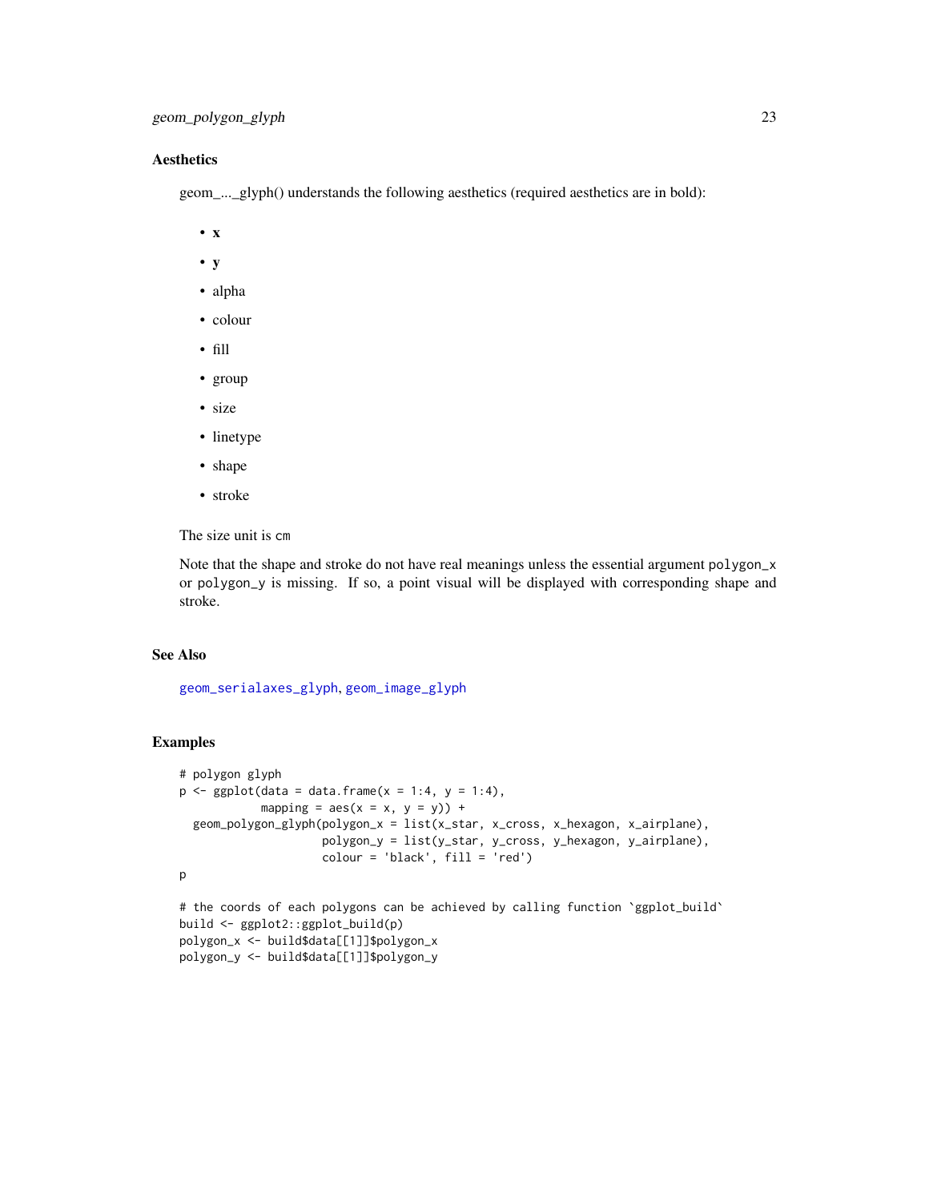### Aesthetics

geom_..._glyph() understands the following aesthetics (required aesthetics are in bold):

- **x**
- **y**
- alpha
- colour
- fill
- group
- size
- linetype
- shape
- stroke

The size unit is `cm`

Note that the shape and stroke do not have real meanings unless the essential argument `polygon_x` or `polygon_y` is missing. If so, a point visual will be displayed with corresponding shape and stroke.

### See Also

geom_serialaxes_glyph, geom_image_glyph

### Examples

```
# polygon glyph
p <- ggplot(data = data.frame(x = 1:4, y = 1:4),
            mapping = aes(x = x, y = y)) +
  geom_polygon_glyph(polygon_x = list(x_star, x_cross, x_hexagon, x_airplane),
                     polygon_y = list(y_star, y_cross, y_hexagon, y_airplane),
                     colour = 'black', fill = 'red')
p

# the coords of each polygons can be achieved by calling function `ggplot_build`
build <- ggplot2::ggplot_build(p)
polygon_x <- build$data[[1]]$polygon_x
polygon_y <- build$data[[1]]$polygon_y
```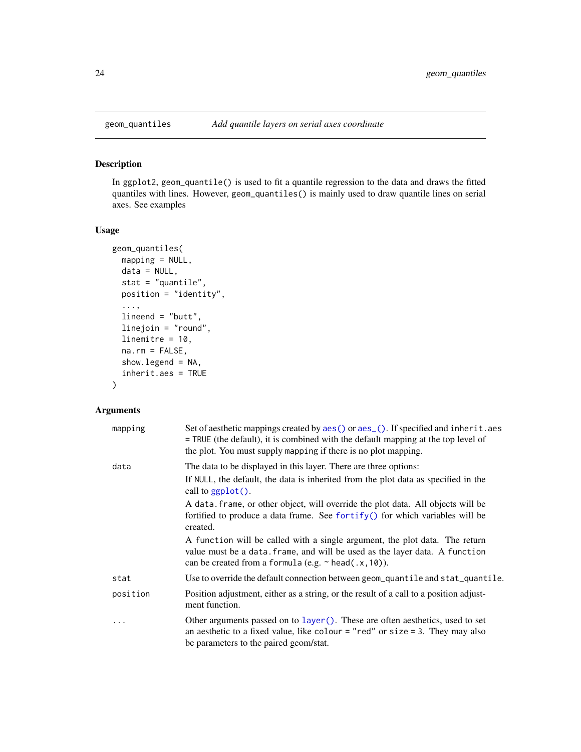## geom_quantiles — *Add quantile layers on serial axes coordinate*

### Description

In ggplot2, geom_quantile() is used to fit a quantile regression to the data and draws the fitted quantiles with lines. However, geom_quantiles() is mainly used to draw quantile lines on serial axes. See examples

### Usage

```
geom_quantiles(
  mapping = NULL,
  data = NULL,
  stat = "quantile",
  position = "identity",
  ...,
  lineend = "butt",
  linejoin = "round",
  linemitre = 10,
  na.rm = FALSE,
  show.legend = NA,
  inherit.aes = TRUE
)
```

### Arguments

| | |
|---|---|
| mapping | Set of aesthetic mappings created by aes() or aes_(). If specified and inherit.aes = TRUE (the default), it is combined with the default mapping at the top level of the plot. You must supply mapping if there is no plot mapping. |
| data | The data to be displayed in this layer. There are three options:<br>If NULL, the default, the data is inherited from the plot data as specified in the call to ggplot().<br>A data.frame, or other object, will override the plot data. All objects will be fortified to produce a data frame. See fortify() for which variables will be created.<br>A function will be called with a single argument, the plot data. The return value must be a data.frame, and will be used as the layer data. A function can be created from a formula (e.g. ~ head(.x,10)). |
| stat | Use to override the default connection between geom_quantile and stat_quantile. |
| position | Position adjustment, either as a string, or the result of a call to a position adjustment function. |
| ... | Other arguments passed on to layer(). These are often aesthetics, used to set an aesthetic to a fixed value, like colour = "red" or size = 3. They may also be parameters to the paired geom/stat. |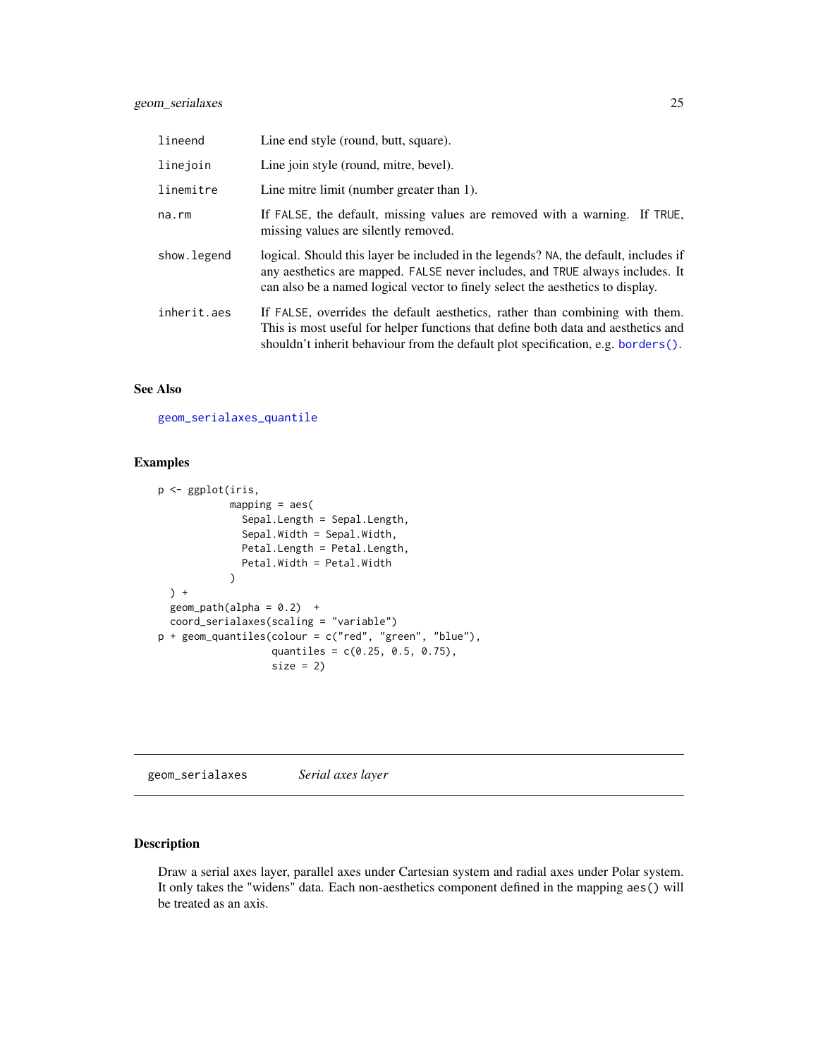| | |
|---|---|
| lineend | Line end style (round, butt, square). |
| linejoin | Line join style (round, mitre, bevel). |
| linemitre | Line mitre limit (number greater than 1). |
| na.rm | If FALSE, the default, missing values are removed with a warning. If TRUE, missing values are silently removed. |
| show.legend | logical. Should this layer be included in the legends? NA, the default, includes if any aesthetics are mapped. FALSE never includes, and TRUE always includes. It can also be a named logical vector to finely select the aesthetics to display. |
| inherit.aes | If FALSE, overrides the default aesthetics, rather than combining with them. This is most useful for helper functions that define both data and aesthetics and shouldn't inherit behaviour from the default plot specification, e.g. borders(). |

## See Also

geom_serialaxes_quantile

## Examples

```
p <- ggplot(iris,
            mapping = aes(
              Sepal.Length = Sepal.Length,
              Sepal.Width = Sepal.Width,
              Petal.Length = Petal.Length,
              Petal.Width = Petal.Width
            )
  ) +
  geom_path(alpha = 0.2)  +
  coord_serialaxes(scaling = "variable")
p + geom_quantiles(colour = c("red", "green", "blue"),
                   quantiles = c(0.25, 0.5, 0.75),
                   size = 2)
```

---

# geom_serialaxes *Serial axes layer*

## Description

Draw a serial axes layer, parallel axes under Cartesian system and radial axes under Polar system. It only takes the "widens" data. Each non-aesthetics component defined in the mapping aes() will be treated as an axis.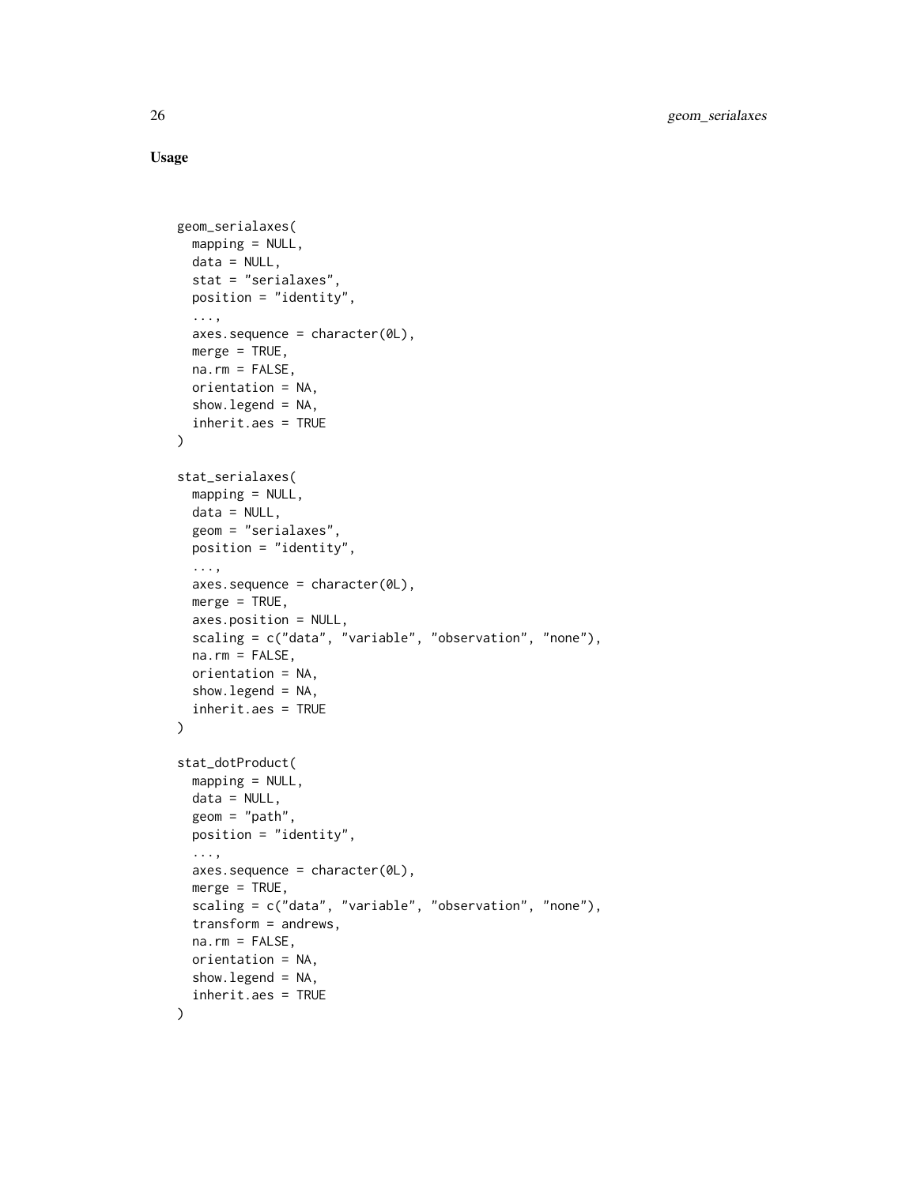## Usage

```
geom_serialaxes(
  mapping = NULL,
  data = NULL,
  stat = "serialaxes",
  position = "identity",
  ...,
  axes.sequence = character(0L),
  merge = TRUE,
  na.rm = FALSE,
  orientation = NA,
  show.legend = NA,
  inherit.aes = TRUE
)

stat_serialaxes(
  mapping = NULL,
  data = NULL,
  geom = "serialaxes",
  position = "identity",
  ...,
  axes.sequence = character(0L),
  merge = TRUE,
  axes.position = NULL,
  scaling = c("data", "variable", "observation", "none"),
  na.rm = FALSE,
  orientation = NA,
  show.legend = NA,
  inherit.aes = TRUE
)

stat_dotProduct(
  mapping = NULL,
  data = NULL,
  geom = "path",
  position = "identity",
  ...,
  axes.sequence = character(0L),
  merge = TRUE,
  scaling = c("data", "variable", "observation", "none"),
  transform = andrews,
  na.rm = FALSE,
  orientation = NA,
  show.legend = NA,
  inherit.aes = TRUE
)
```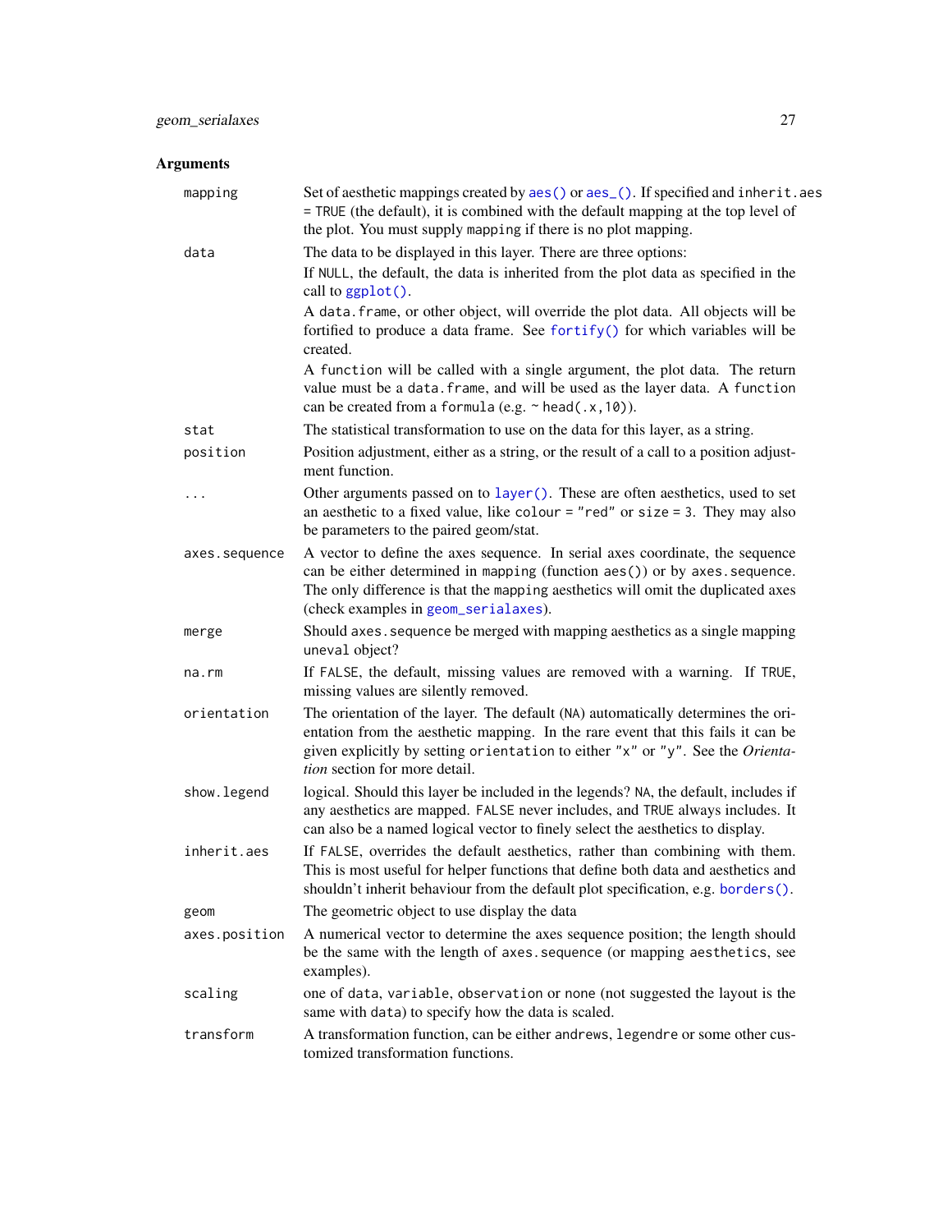## Arguments

| | |
|---|---|
| `mapping` | Set of aesthetic mappings created by `aes()` or `aes_()`. If specified and `inherit.aes = TRUE` (the default), it is combined with the default mapping at the top level of the plot. You must supply `mapping` if there is no plot mapping. |
| `data` | The data to be displayed in this layer. There are three options: If `NULL`, the default, the data is inherited from the plot data as specified in the call to `ggplot()`. A `data.frame`, or other object, will override the plot data. All objects will be fortified to produce a data frame. See `fortify()` for which variables will be created. A `function` will be called with a single argument, the plot data. The return value must be a `data.frame`, and will be used as the layer data. A `function` can be created from a `formula` (e.g. `~ head(.x,10)`). |
| `stat` | The statistical transformation to use on the data for this layer, as a string. |
| `position` | Position adjustment, either as a string, or the result of a call to a position adjustment function. |
| `...` | Other arguments passed on to `layer()`. These are often aesthetics, used to set an aesthetic to a fixed value, like `colour = "red"` or `size = 3`. They may also be parameters to the paired geom/stat. |
| `axes.sequence` | A vector to define the axes sequence. In serial axes coordinate, the sequence can be either determined in `mapping` (function `aes()`) or by `axes.sequence`. The only difference is that the `mapping` aesthetics will omit the duplicated axes (check examples in `geom_serialaxes`). |
| `merge` | Should `axes.sequence` be merged with mapping aesthetics as a single mapping `uneval` object? |
| `na.rm` | If `FALSE`, the default, missing values are removed with a warning. If `TRUE`, missing values are silently removed. |
| `orientation` | The orientation of the layer. The default (`NA`) automatically determines the orientation from the aesthetic mapping. In the rare event that this fails it can be given explicitly by setting `orientation` to either `"x"` or `"y"`. See the *Orientation* section for more detail. |
| `show.legend` | logical. Should this layer be included in the legends? `NA`, the default, includes if any aesthetics are mapped. `FALSE` never includes, and `TRUE` always includes. It can also be a named logical vector to finely select the aesthetics to display. |
| `inherit.aes` | If `FALSE`, overrides the default aesthetics, rather than combining with them. This is most useful for helper functions that define both data and aesthetics and shouldn't inherit behaviour from the default plot specification, e.g. `borders()`. |
| `geom` | The geometric object to use display the data |
| `axes.position` | A numerical vector to determine the axes sequence position; the length should be the same with the length of `axes.sequence` (or mapping `aesthetics`, see examples). |
| `scaling` | one of `data`, `variable`, `observation` or `none` (not suggested the layout is the same with `data`) to specify how the data is scaled. |
| `transform` | A transformation function, can be either `andrews`, `legendre` or some other customized transformation functions. |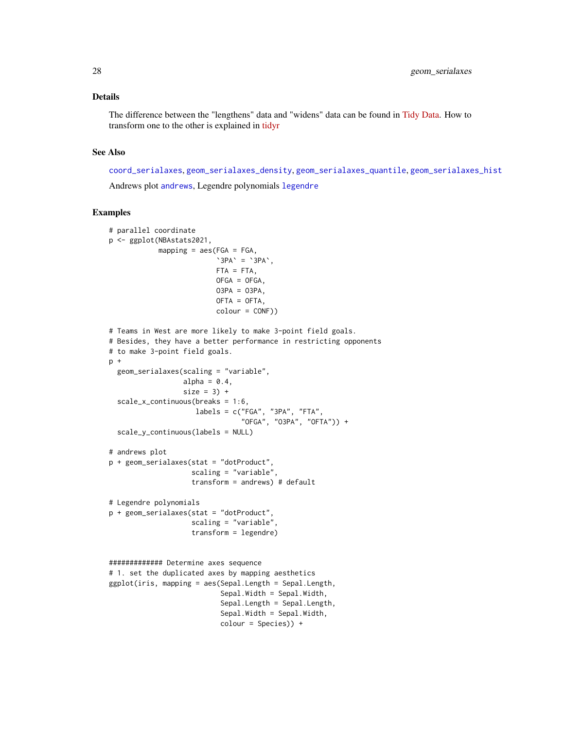### Details

The difference between the "lengthens" data and "widens" data can be found in Tidy Data. How to transform one to the other is explained in tidyr

### See Also

coord_serialaxes, geom_serialaxes_density, geom_serialaxes_quantile, geom_serialaxes_hist

Andrews plot andrews, Legendre polynomials legendre

### Examples

```
# parallel coordinate
p <- ggplot(NBAstats2021,
            mapping = aes(FGA = FGA,
                          `3PA` = `3PA`,
                          FTA = FTA,
                          OFGA = OFGA,
                          O3PA = O3PA,
                          OFTA = OFTA,
                          colour = CONF))

# Teams in West are more likely to make 3-point field goals.
# Besides, they have a better performance in restricting opponents
# to make 3-point field goals.
p +
  geom_serialaxes(scaling = "variable",
                  alpha = 0.4,
                  size = 3) +
  scale_x_continuous(breaks = 1:6,
                     labels = c("FGA", "3PA", "FTA",
                                "OFGA", "O3PA", "OFTA")) +
  scale_y_continuous(labels = NULL)

# andrews plot
p + geom_serialaxes(stat = "dotProduct",
                    scaling = "variable",
                    transform = andrews) # default

# Legendre polynomials
p + geom_serialaxes(stat = "dotProduct",
                    scaling = "variable",
                    transform = legendre)


############# Determine axes sequence
# 1. set the duplicated axes by mapping aesthetics
ggplot(iris, mapping = aes(Sepal.Length = Sepal.Length,
                           Sepal.Width = Sepal.Width,
                           Sepal.Length = Sepal.Length,
                           Sepal.Width = Sepal.Width,
                           colour = Species)) +
```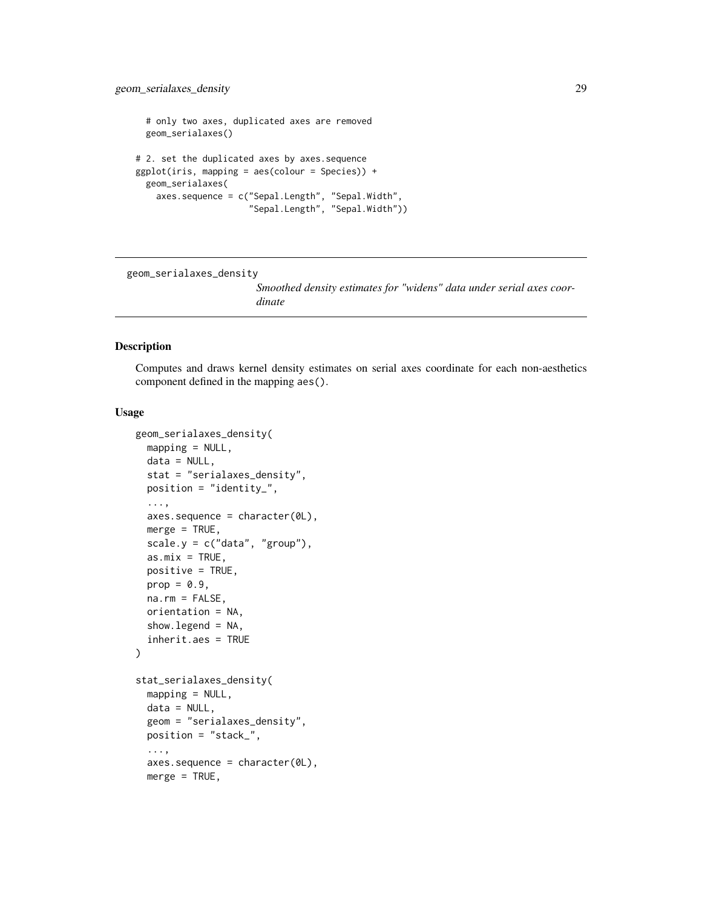```
  # only two axes, duplicated axes are removed
  geom_serialaxes()

# 2. set the duplicated axes by axes.sequence
ggplot(iris, mapping = aes(colour = Species)) +
  geom_serialaxes(
    axes.sequence = c("Sepal.Length", "Sepal.Width",
                      "Sepal.Length", "Sepal.Width"))
```

---

## geom_serialaxes_density

*Smoothed density estimates for "widens" data under serial axes coordinate*

---

### Description

Computes and draws kernel density estimates on serial axes coordinate for each non-aesthetics component defined in the mapping `aes()`.

### Usage

```
geom_serialaxes_density(
  mapping = NULL,
  data = NULL,
  stat = "serialaxes_density",
  position = "identity_",
  ...,
  axes.sequence = character(0L),
  merge = TRUE,
  scale.y = c("data", "group"),
  as.mix = TRUE,
  positive = TRUE,
  prop = 0.9,
  na.rm = FALSE,
  orientation = NA,
  show.legend = NA,
  inherit.aes = TRUE
)

stat_serialaxes_density(
  mapping = NULL,
  data = NULL,
  geom = "serialaxes_density",
  position = "stack_",
  ...,
  axes.sequence = character(0L),
  merge = TRUE,
```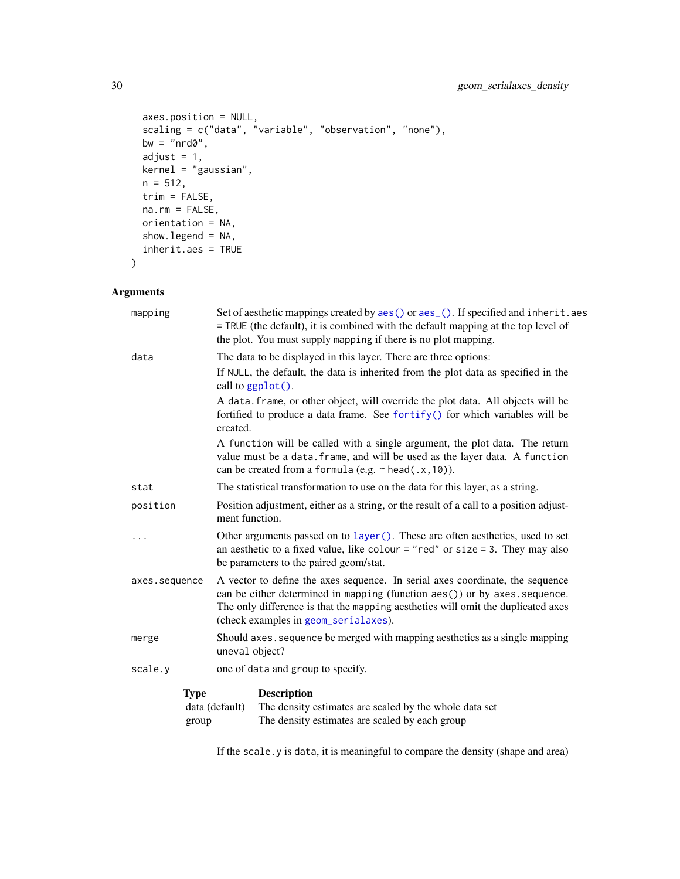```
  axes.position = NULL,
  scaling = c("data", "variable", "observation", "none"),
  bw = "nrd0",
  adjust = 1,
  kernel = "gaussian",
  n = 512,
  trim = FALSE,
  na.rm = FALSE,
  orientation = NA,
  show.legend = NA,
  inherit.aes = TRUE
)
```

## Arguments

**mapping** — Set of aesthetic mappings created by `aes()` or `aes_()`. If specified and `inherit.aes = TRUE` (the default), it is combined with the default mapping at the top level of the plot. You must supply `mapping` if there is no plot mapping.

**data** — The data to be displayed in this layer. There are three options:

If `NULL`, the default, the data is inherited from the plot data as specified in the call to `ggplot()`.

A `data.frame`, or other object, will override the plot data. All objects will be fortified to produce a data frame. See `fortify()` for which variables will be created.

A `function` will be called with a single argument, the plot data. The return value must be a `data.frame`, and will be used as the layer data. A `function` can be created from a `formula` (e.g. `~ head(.x,10)`).

**stat** — The statistical transformation to use on the data for this layer, as a string.

**position** — Position adjustment, either as a string, or the result of a call to a position adjustment function.

**...** — Other arguments passed on to `layer()`. These are often aesthetics, used to set an aesthetic to a fixed value, like `colour = "red"` or `size = 3`. They may also be parameters to the paired geom/stat.

**axes.sequence** — A vector to define the axes sequence. In serial axes coordinate, the sequence can be either determined in `mapping` (function `aes()`) or by `axes.sequence`. The only difference is that the `mapping` aesthetics will omit the duplicated axes (check examples in `geom_serialaxes`).

**merge** — Should `axes.sequence` be merged with mapping aesthetics as a single mapping `uneval` object?

**scale.y** — one of `data` and `group` to specify.

| Type | Description |
|---|---|
| data (default) | The density estimates are scaled by the whole data set |
| group | The density estimates are scaled by each group |

If the `scale.y` is `data`, it is meaningful to compare the density (shape and area)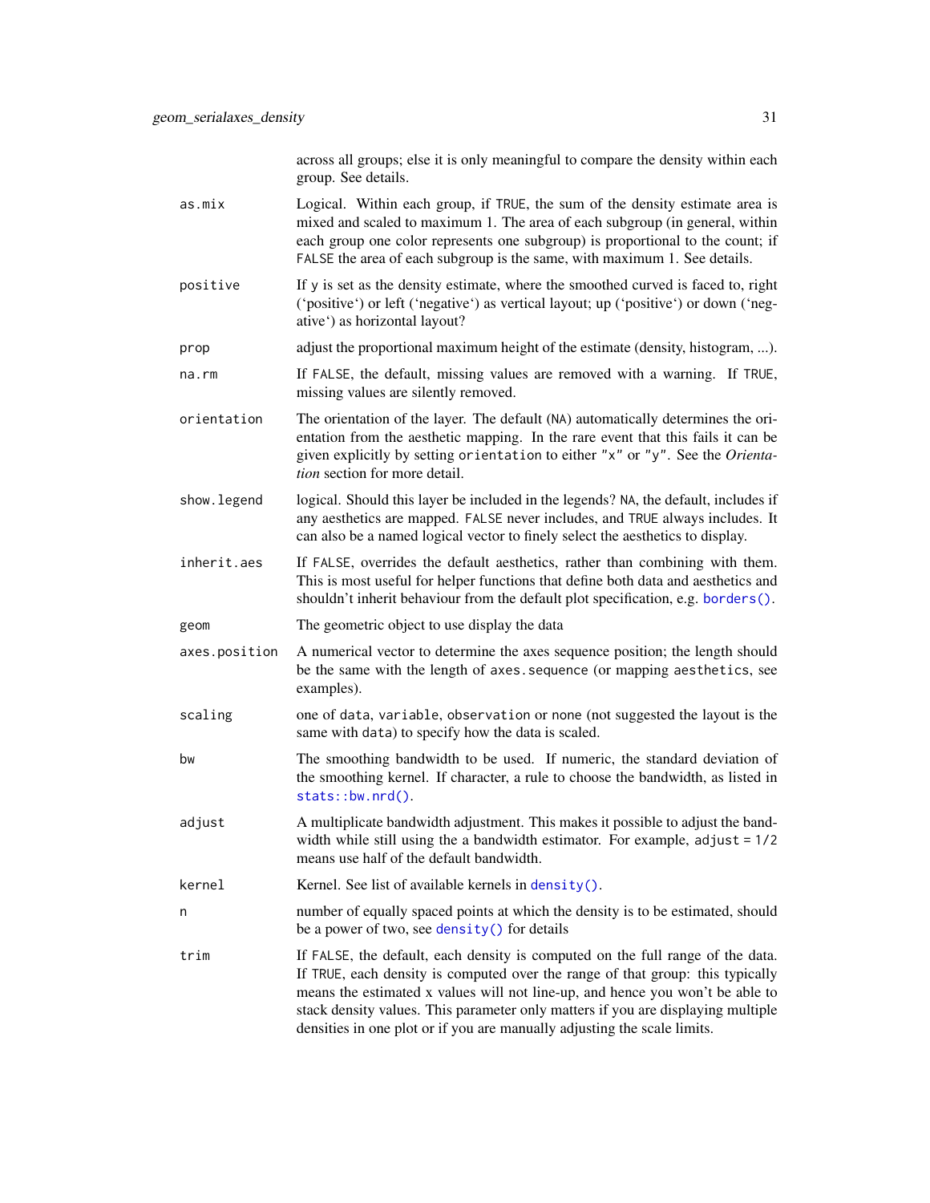across all groups; else it is only meaningful to compare the density within each group. See details.

| | |
|---|---|
| `as.mix` | Logical. Within each group, if `TRUE`, the sum of the density estimate area is mixed and scaled to maximum 1. The area of each subgroup (in general, within each group one color represents one subgroup) is proportional to the count; if `FALSE` the area of each subgroup is the same, with maximum 1. See details. |
| `positive` | If `y` is set as the density estimate, where the smoothed curved is faced to, right ('positive') or left ('negative') as vertical layout; up ('positive') or down ('negative') as horizontal layout? |
| `prop` | adjust the proportional maximum height of the estimate (density, histogram, ...). |
| `na.rm` | If `FALSE`, the default, missing values are removed with a warning. If `TRUE`, missing values are silently removed. |
| `orientation` | The orientation of the layer. The default (`NA`) automatically determines the orientation from the aesthetic mapping. In the rare event that this fails it can be given explicitly by setting `orientation` to either `"x"` or `"y"`. See the *Orientation* section for more detail. |
| `show.legend` | logical. Should this layer be included in the legends? `NA`, the default, includes if any aesthetics are mapped. `FALSE` never includes, and `TRUE` always includes. It can also be a named logical vector to finely select the aesthetics to display. |
| `inherit.aes` | If `FALSE`, overrides the default aesthetics, rather than combining with them. This is most useful for helper functions that define both data and aesthetics and shouldn't inherit behaviour from the default plot specification, e.g. `borders()`. |
| `geom` | The geometric object to use display the data |
| `axes.position` | A numerical vector to determine the axes sequence position; the length should be the same with the length of `axes.sequence` (or mapping `aesthetics`, see examples). |
| `scaling` | one of `data`, `variable`, `observation` or `none` (not suggested the layout is the same with `data`) to specify how the data is scaled. |
| `bw` | The smoothing bandwidth to be used. If numeric, the standard deviation of the smoothing kernel. If character, a rule to choose the bandwidth, as listed in `stats::bw.nrd()`. |
| `adjust` | A multiplicate bandwidth adjustment. This makes it possible to adjust the bandwidth while still using the a bandwidth estimator. For example, `adjust = 1/2` means use half of the default bandwidth. |
| `kernel` | Kernel. See list of available kernels in `density()`. |
| `n` | number of equally spaced points at which the density is to be estimated, should be a power of two, see `density()` for details |
| `trim` | If `FALSE`, the default, each density is computed on the full range of the data. If `TRUE`, each density is computed over the range of that group: this typically means the estimated x values will not line-up, and hence you won't be able to stack density values. This parameter only matters if you are displaying multiple densities in one plot or if you are manually adjusting the scale limits. |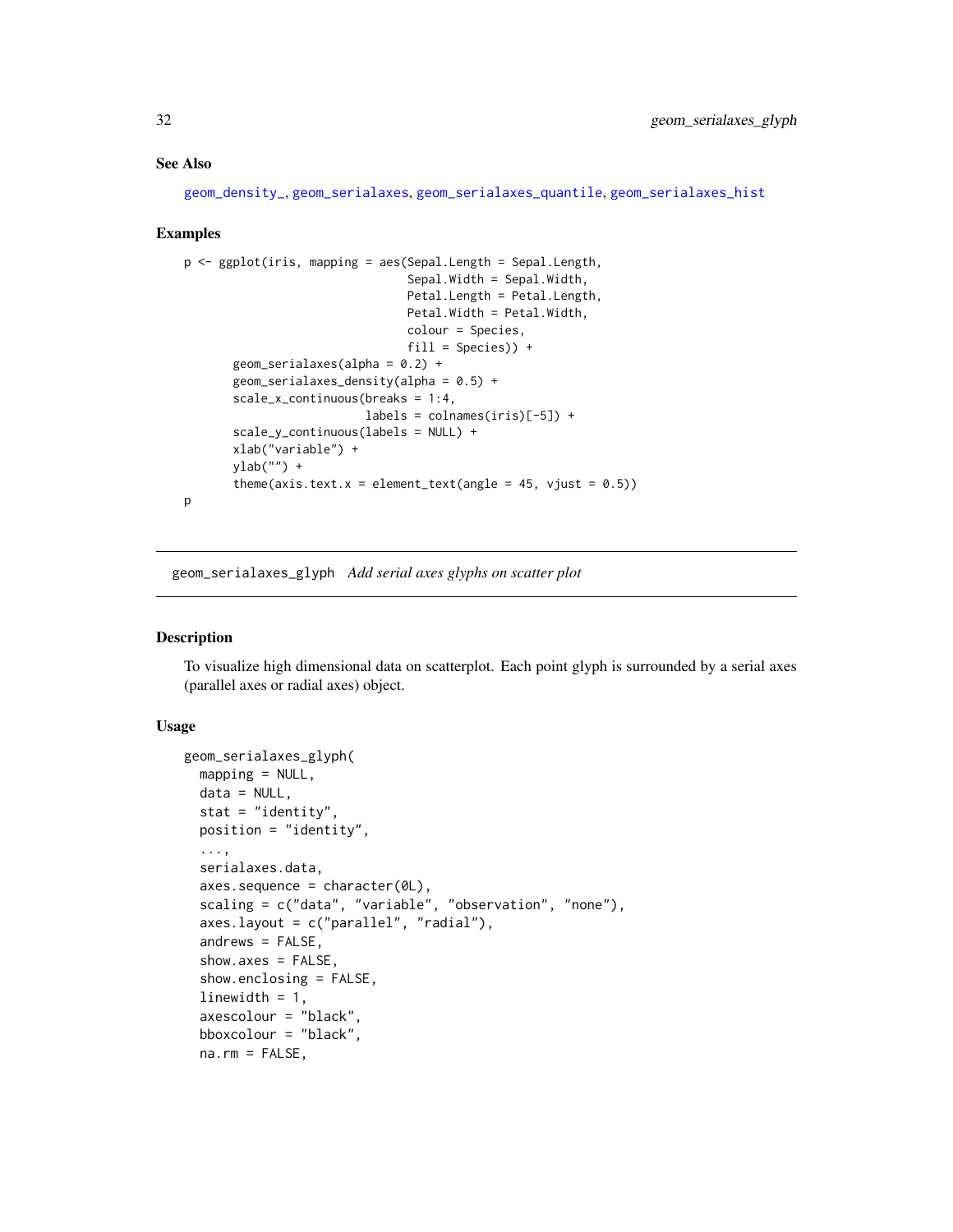### See Also

geom_density_, geom_serialaxes, geom_serialaxes_quantile, geom_serialaxes_hist

### Examples

```
p <- ggplot(iris, mapping = aes(Sepal.Length = Sepal.Length,
                                Sepal.Width = Sepal.Width,
                                Petal.Length = Petal.Length,
                                Petal.Width = Petal.Width,
                                colour = Species,
                                fill = Species)) +
       geom_serialaxes(alpha = 0.2) +
       geom_serialaxes_density(alpha = 0.5) +
       scale_x_continuous(breaks = 1:4,
                          labels = colnames(iris)[-5]) +
       scale_y_continuous(labels = NULL) +
       xlab("variable") +
       ylab("") +
       theme(axis.text.x = element_text(angle = 45, vjust = 0.5))
p
```

---

## geom_serialaxes_glyph *Add serial axes glyphs on scatter plot*

### Description

To visualize high dimensional data on scatterplot. Each point glyph is surrounded by a serial axes (parallel axes or radial axes) object.

### Usage

```
geom_serialaxes_glyph(
  mapping = NULL,
  data = NULL,
  stat = "identity",
  position = "identity",
  ...,
  serialaxes.data,
  axes.sequence = character(0L),
  scaling = c("data", "variable", "observation", "none"),
  axes.layout = c("parallel", "radial"),
  andrews = FALSE,
  show.axes = FALSE,
  show.enclosing = FALSE,
  linewidth = 1,
  axescolour = "black",
  bboxcolour = "black",
  na.rm = FALSE,
```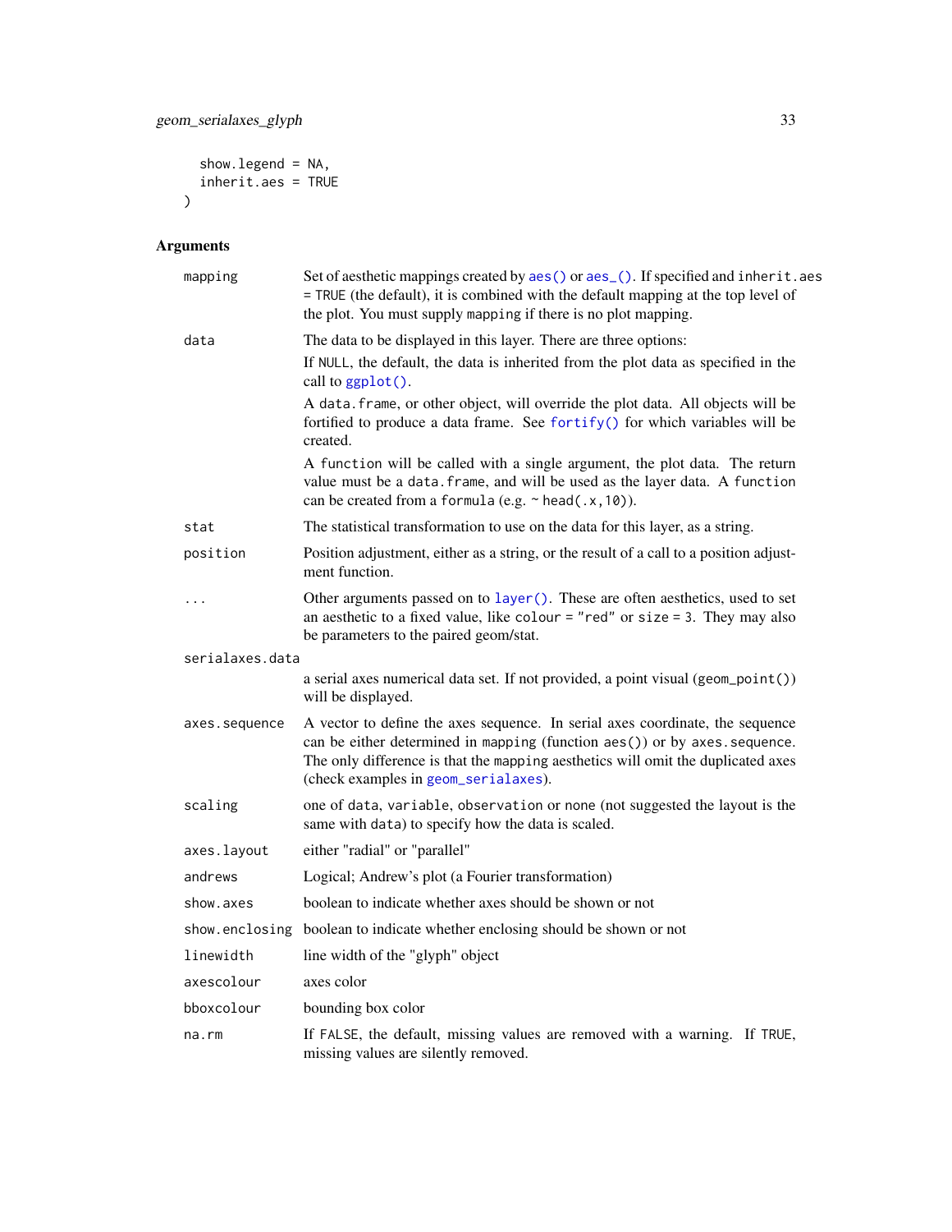```
  show.legend = NA,
  inherit.aes = TRUE
)
```

## Arguments

| | |
|---|---|
| mapping | Set of aesthetic mappings created by aes() or aes_(). If specified and inherit.aes = TRUE (the default), it is combined with the default mapping at the top level of the plot. You must supply mapping if there is no plot mapping. |
| data | The data to be displayed in this layer. There are three options: If NULL, the default, the data is inherited from the plot data as specified in the call to ggplot(). A data.frame, or other object, will override the plot data. All objects will be fortified to produce a data frame. See fortify() for which variables will be created. A function will be called with a single argument, the plot data. The return value must be a data.frame, and will be used as the layer data. A function can be created from a formula (e.g. ~ head(.x,10)). |
| stat | The statistical transformation to use on the data for this layer, as a string. |
| position | Position adjustment, either as a string, or the result of a call to a position adjustment function. |
| ... | Other arguments passed on to layer(). These are often aesthetics, used to set an aesthetic to a fixed value, like colour = "red" or size = 3. They may also be parameters to the paired geom/stat. |
| serialaxes.data | a serial axes numerical data set. If not provided, a point visual (geom_point()) will be displayed. |
| axes.sequence | A vector to define the axes sequence. In serial axes coordinate, the sequence can be either determined in mapping (function aes()) or by axes.sequence. The only difference is that the mapping aesthetics will omit the duplicated axes (check examples in geom_serialaxes). |
| scaling | one of data, variable, observation or none (not suggested the layout is the same with data) to specify how the data is scaled. |
| axes.layout | either "radial" or "parallel" |
| andrews | Logical; Andrew's plot (a Fourier transformation) |
| show.axes | boolean to indicate whether axes should be shown or not |
| show.enclosing | boolean to indicate whether enclosing should be shown or not |
| linewidth | line width of the "glyph" object |
| axescolour | axes color |
| bboxcolour | bounding box color |
| na.rm | If FALSE, the default, missing values are removed with a warning. If TRUE, missing values are silently removed. |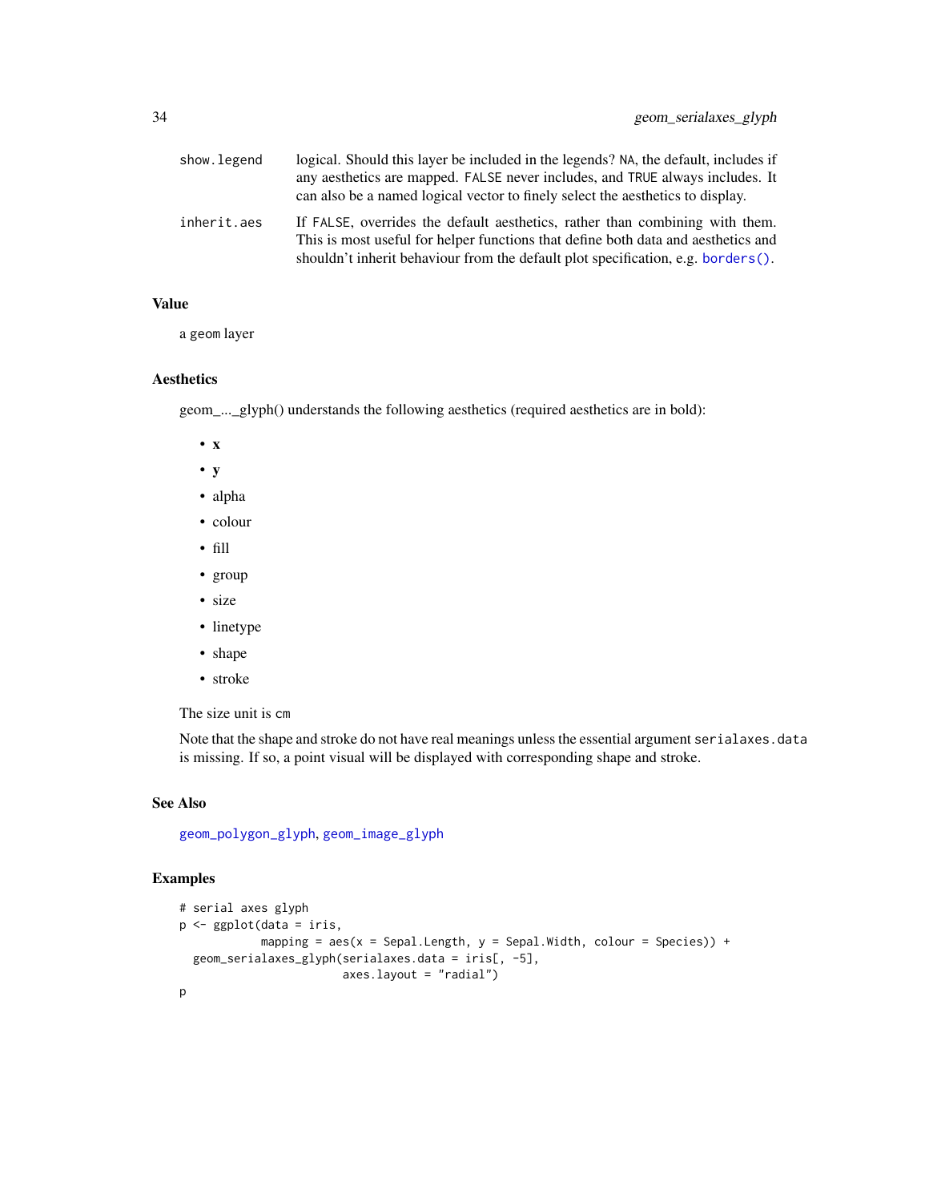| | |
|---|---|
| show.legend | logical. Should this layer be included in the legends? NA, the default, includes if any aesthetics are mapped. FALSE never includes, and TRUE always includes. It can also be a named logical vector to finely select the aesthetics to display. |
| inherit.aes | If FALSE, overrides the default aesthetics, rather than combining with them. This is most useful for helper functions that define both data and aesthetics and shouldn't inherit behaviour from the default plot specification, e.g. borders(). |

## Value

a geom layer

## Aesthetics

geom_..._glyph() understands the following aesthetics (required aesthetics are in bold):

- **x**
- **y**
- alpha
- colour
- fill
- group
- size
- linetype
- shape
- stroke

The size unit is cm

Note that the shape and stroke do not have real meanings unless the essential argument serialaxes.data is missing. If so, a point visual will be displayed with corresponding shape and stroke.

## See Also

geom_polygon_glyph, geom_image_glyph

## Examples

```
# serial axes glyph
p <- ggplot(data = iris,
            mapping = aes(x = Sepal.Length, y = Sepal.Width, colour = Species)) +
  geom_serialaxes_glyph(serialaxes.data = iris[, -5],
                        axes.layout = "radial")
p
```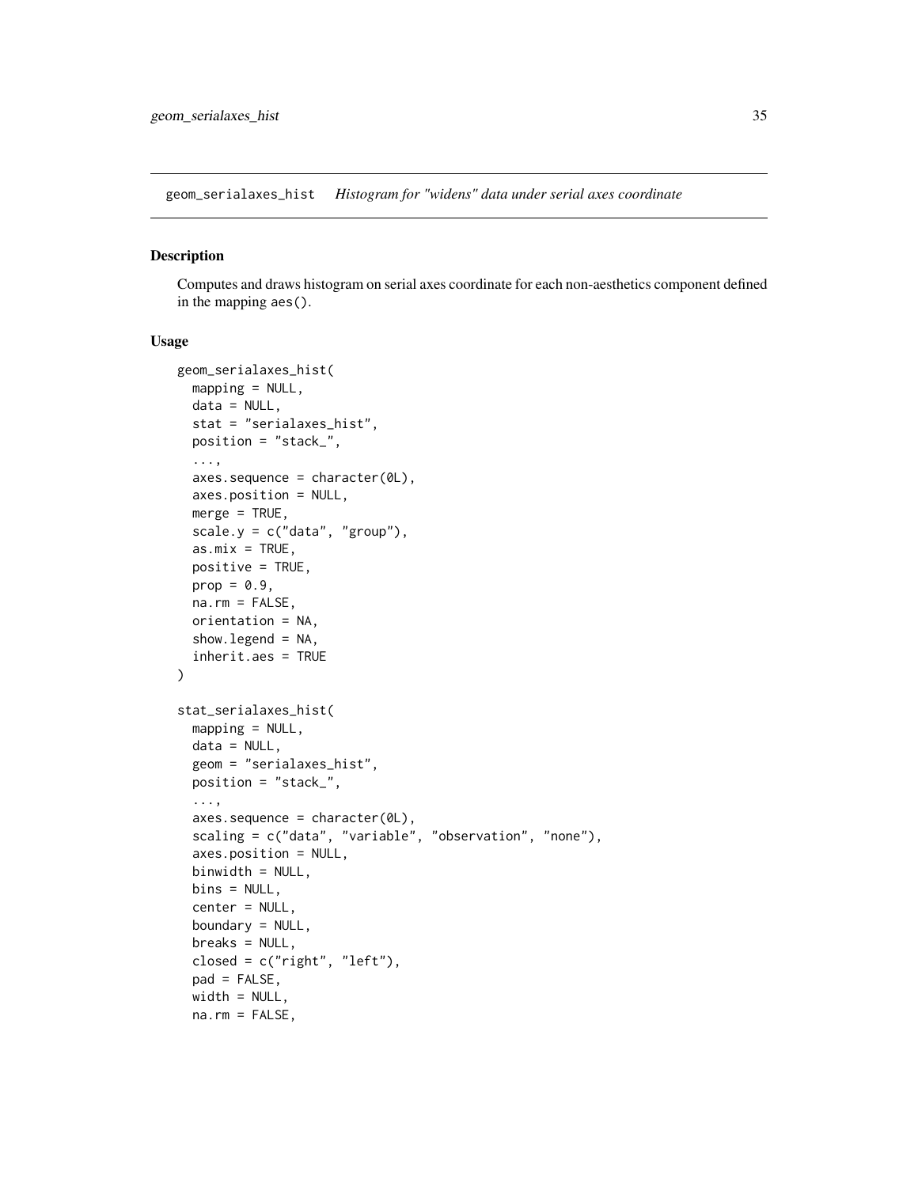geom_serialaxes_hist    *Histogram for "widens" data under serial axes coordinate*

## Description

Computes and draws histogram on serial axes coordinate for each non-aesthetics component defined in the mapping aes().

## Usage

```
geom_serialaxes_hist(
  mapping = NULL,
  data = NULL,
  stat = "serialaxes_hist",
  position = "stack_",
  ...,
  axes.sequence = character(0L),
  axes.position = NULL,
  merge = TRUE,
  scale.y = c("data", "group"),
  as.mix = TRUE,
  positive = TRUE,
  prop = 0.9,
  na.rm = FALSE,
  orientation = NA,
  show.legend = NA,
  inherit.aes = TRUE
)

stat_serialaxes_hist(
  mapping = NULL,
  data = NULL,
  geom = "serialaxes_hist",
  position = "stack_",
  ...,
  axes.sequence = character(0L),
  scaling = c("data", "variable", "observation", "none"),
  axes.position = NULL,
  binwidth = NULL,
  bins = NULL,
  center = NULL,
  boundary = NULL,
  breaks = NULL,
  closed = c("right", "left"),
  pad = FALSE,
  width = NULL,
  na.rm = FALSE,
```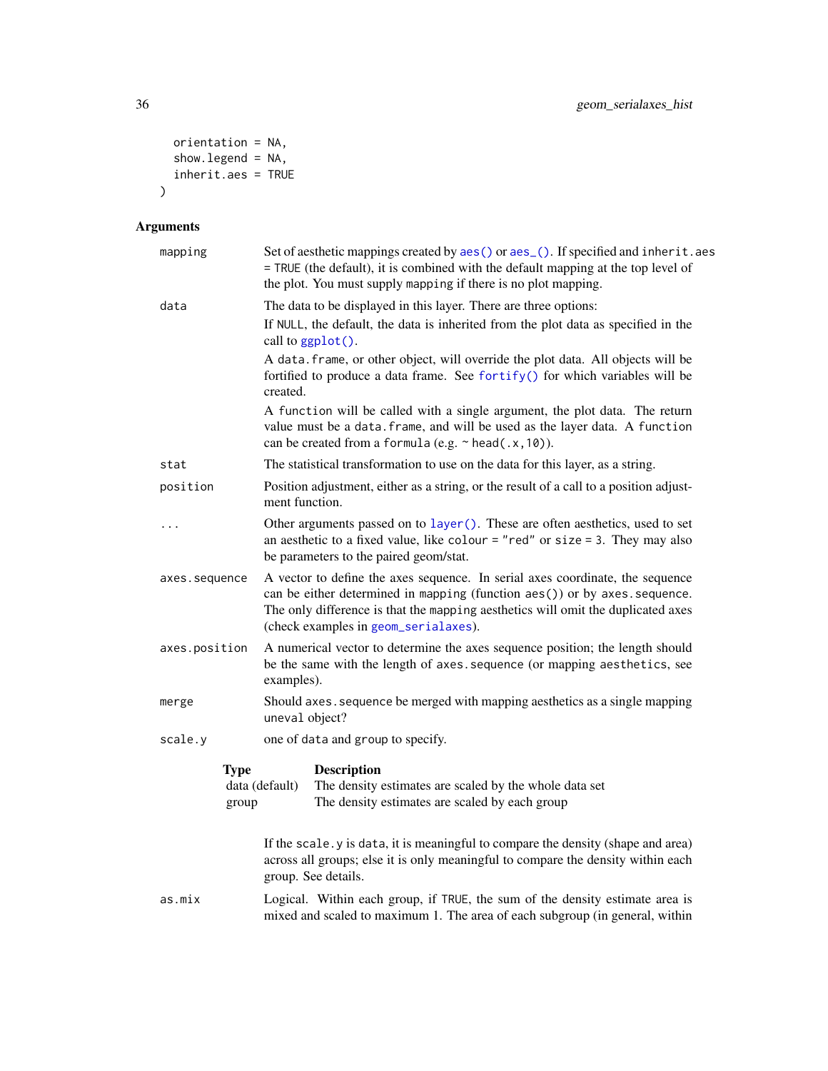```
  orientation = NA,
  show.legend = NA,
  inherit.aes = TRUE
)
```

## Arguments

`mapping` Set of aesthetic mappings created by `aes()` or `aes_()`. If specified and `inherit.aes = TRUE` (the default), it is combined with the default mapping at the top level of the plot. You must supply `mapping` if there is no plot mapping.

`data` The data to be displayed in this layer. There are three options:

If `NULL`, the default, the data is inherited from the plot data as specified in the call to `ggplot()`.

A `data.frame`, or other object, will override the plot data. All objects will be fortified to produce a data frame. See `fortify()` for which variables will be created.

A `function` will be called with a single argument, the plot data. The return value must be a `data.frame`, and will be used as the layer data. A `function` can be created from a `formula` (e.g. `~ head(.x, 10)`).

`stat` The statistical transformation to use on the data for this layer, as a string.

`position` Position adjustment, either as a string, or the result of a call to a position adjustment function.

`...` Other arguments passed on to `layer()`. These are often aesthetics, used to set an aesthetic to a fixed value, like `colour = "red"` or `size = 3`. They may also be parameters to the paired geom/stat.

`axes.sequence` A vector to define the axes sequence. In serial axes coordinate, the sequence can be either determined in `mapping` (function `aes()`) or by `axes.sequence`. The only difference is that the `mapping` aesthetics will omit the duplicated axes (check examples in `geom_serialaxes`).

`axes.position` A numerical vector to determine the axes sequence position; the length should be the same with the length of `axes.sequence` (or mapping `aesthetics`, see examples).

`merge` Should `axes.sequence` be merged with mapping aesthetics as a single mapping `uneval` object?

`scale.y` one of `data` and `group` to specify.

| Type | Description |
|---|---|
| data (default) | The density estimates are scaled by the whole data set |
| group | The density estimates are scaled by each group |

If the `scale.y` is `data`, it is meaningful to compare the density (shape and area) across all groups; else it is only meaningful to compare the density within each group. See details.

`as.mix` Logical. Within each group, if `TRUE`, the sum of the density estimate area is mixed and scaled to maximum 1. The area of each subgroup (in general, within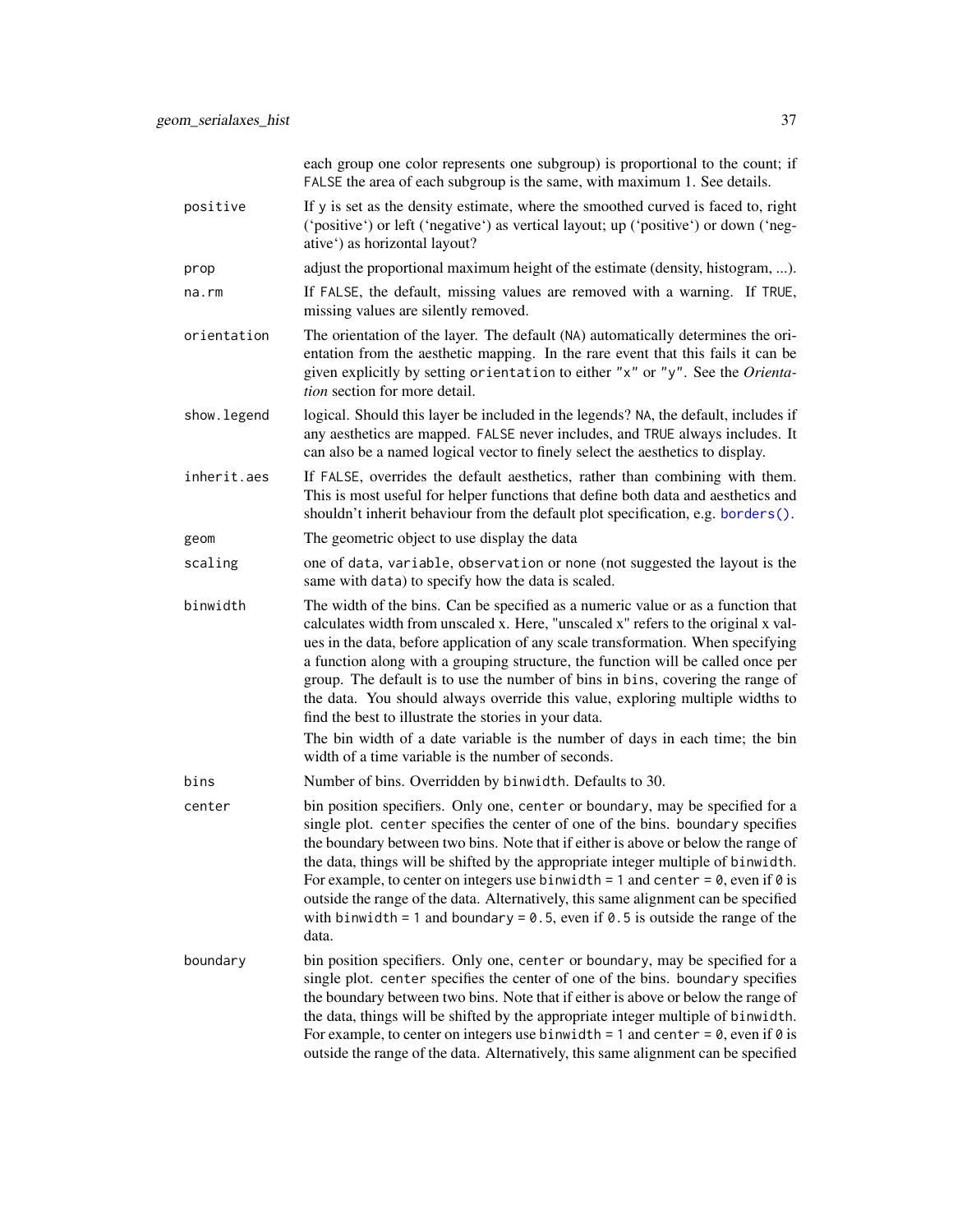each group one color represents one subgroup) is proportional to the count; if FALSE the area of each subgroup is the same, with maximum 1. See details.

| | |
|---|---|
| positive | If y is set as the density estimate, where the smoothed curved is faced to, right (‘positive‘) or left (‘negative‘) as vertical layout; up (‘positive‘) or down (‘negative‘) as horizontal layout? |
| prop | adjust the proportional maximum height of the estimate (density, histogram, ...). |
| na.rm | If FALSE, the default, missing values are removed with a warning. If TRUE, missing values are silently removed. |
| orientation | The orientation of the layer. The default (NA) automatically determines the orientation from the aesthetic mapping. In the rare event that this fails it can be given explicitly by setting orientation to either "x" or "y". See the *Orientation* section for more detail. |
| show.legend | logical. Should this layer be included in the legends? NA, the default, includes if any aesthetics are mapped. FALSE never includes, and TRUE always includes. It can also be a named logical vector to finely select the aesthetics to display. |
| inherit.aes | If FALSE, overrides the default aesthetics, rather than combining with them. This is most useful for helper functions that define both data and aesthetics and shouldn't inherit behaviour from the default plot specification, e.g. borders(). |
| geom | The geometric object to use display the data |
| scaling | one of data, variable, observation or none (not suggested the layout is the same with data) to specify how the data is scaled. |
| binwidth | The width of the bins. Can be specified as a numeric value or as a function that calculates width from unscaled x. Here, "unscaled x" refers to the original x values in the data, before application of any scale transformation. When specifying a function along with a grouping structure, the function will be called once per group. The default is to use the number of bins in bins, covering the range of the data. You should always override this value, exploring multiple widths to find the best to illustrate the stories in your data.<br>The bin width of a date variable is the number of days in each time; the bin width of a time variable is the number of seconds. |
| bins | Number of bins. Overridden by binwidth. Defaults to 30. |
| center | bin position specifiers. Only one, center or boundary, may be specified for a single plot. center specifies the center of one of the bins. boundary specifies the boundary between two bins. Note that if either is above or below the range of the data, things will be shifted by the appropriate integer multiple of binwidth. For example, to center on integers use binwidth = 1 and center = 0, even if 0 is outside the range of the data. Alternatively, this same alignment can be specified with binwidth = 1 and boundary = 0.5, even if 0.5 is outside the range of the data. |
| boundary | bin position specifiers. Only one, center or boundary, may be specified for a single plot. center specifies the center of one of the bins. boundary specifies the boundary between two bins. Note that if either is above or below the range of the data, things will be shifted by the appropriate integer multiple of binwidth. For example, to center on integers use binwidth = 1 and center = 0, even if 0 is outside the range of the data. Alternatively, this same alignment can be specified |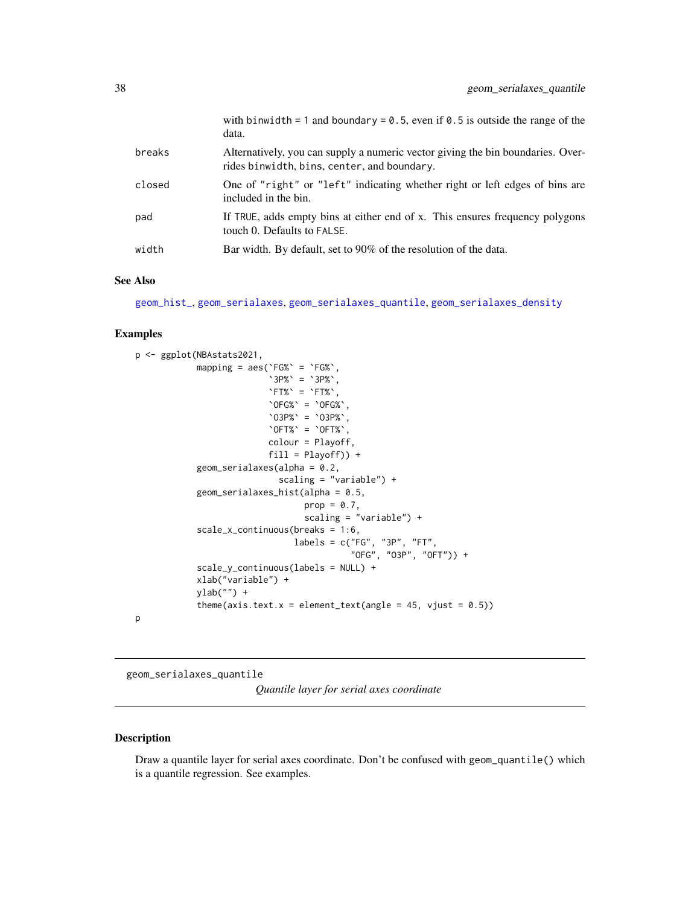| | |
|---|---|
| | with binwidth = 1 and boundary = 0.5, even if 0.5 is outside the range of the data. |
| breaks | Alternatively, you can supply a numeric vector giving the bin boundaries. Overrides binwidth, bins, center, and boundary. |
| closed | One of "right" or "left" indicating whether right or left edges of bins are included in the bin. |
| pad | If TRUE, adds empty bins at either end of x. This ensures frequency polygons touch 0. Defaults to FALSE. |
| width | Bar width. By default, set to 90% of the resolution of the data. |

## See Also

geom_hist_, geom_serialaxes, geom_serialaxes_quantile, geom_serialaxes_density

## Examples

```
p <- ggplot(NBAstats2021,
            mapping = aes(`FG%` = `FG%`,
                          `3P%` = `3P%`,
                          `FT%` = `FT%`,
                          `OFG%` = `OFG%`,
                          `O3P%` = `O3P%`,
                          `OFT%` = `OFT%`,
                          colour = Playoff,
                          fill = Playoff)) +
            geom_serialaxes(alpha = 0.2,
                            scaling = "variable") +
            geom_serialaxes_hist(alpha = 0.5,
                                 prop = 0.7,
                                 scaling = "variable") +
            scale_x_continuous(breaks = 1:6,
                               labels = c("FG", "3P", "FT",
                                          "OFG", "O3P", "OFT")) +
            scale_y_continuous(labels = NULL) +
            xlab("variable") +
            ylab("") +
            theme(axis.text.x = element_text(angle = 45, vjust = 0.5))
p
```

---

# geom_serialaxes_quantile

*Quantile layer for serial axes coordinate*

## Description

Draw a quantile layer for serial axes coordinate. Don't be confused with geom_quantile() which is a quantile regression. See examples.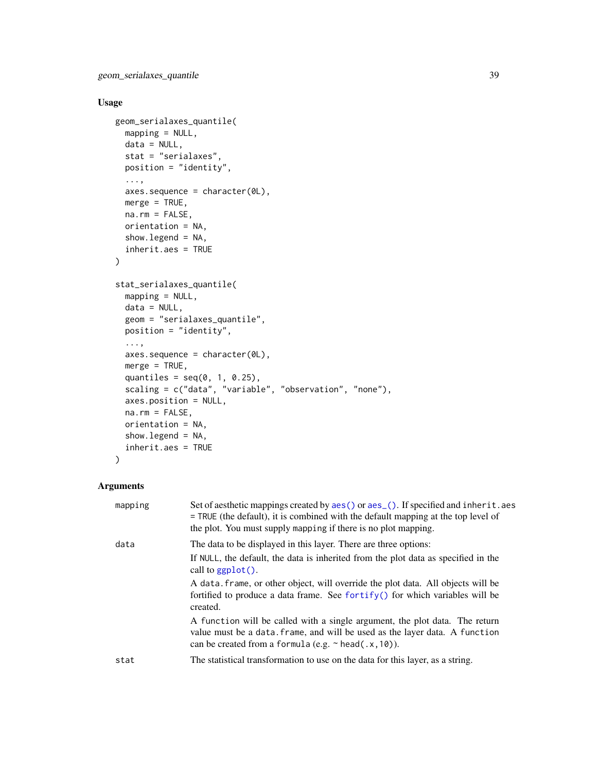## Usage

```
geom_serialaxes_quantile(
  mapping = NULL,
  data = NULL,
  stat = "serialaxes",
  position = "identity",
  ...,
  axes.sequence = character(0L),
  merge = TRUE,
  na.rm = FALSE,
  orientation = NA,
  show.legend = NA,
  inherit.aes = TRUE
)

stat_serialaxes_quantile(
  mapping = NULL,
  data = NULL,
  geom = "serialaxes_quantile",
  position = "identity",
  ...,
  axes.sequence = character(0L),
  merge = TRUE,
  quantiles = seq(0, 1, 0.25),
  scaling = c("data", "variable", "observation", "none"),
  axes.position = NULL,
  na.rm = FALSE,
  orientation = NA,
  show.legend = NA,
  inherit.aes = TRUE
)
```

## Arguments

| | |
|---|---|
| mapping | Set of aesthetic mappings created by `aes()` or `aes_()`. If specified and `inherit.aes = TRUE` (the default), it is combined with the default mapping at the top level of the plot. You must supply `mapping` if there is no plot mapping. |
| data | The data to be displayed in this layer. There are three options:<br>If `NULL`, the default, the data is inherited from the plot data as specified in the call to `ggplot()`.<br>A `data.frame`, or other object, will override the plot data. All objects will be fortified to produce a data frame. See `fortify()` for which variables will be created.<br>A `function` will be called with a single argument, the plot data. The return value must be a `data.frame`, and will be used as the layer data. A `function` can be created from a `formula` (e.g. `~ head(.x,10)`). |
| stat | The statistical transformation to use on the data for this layer, as a string. |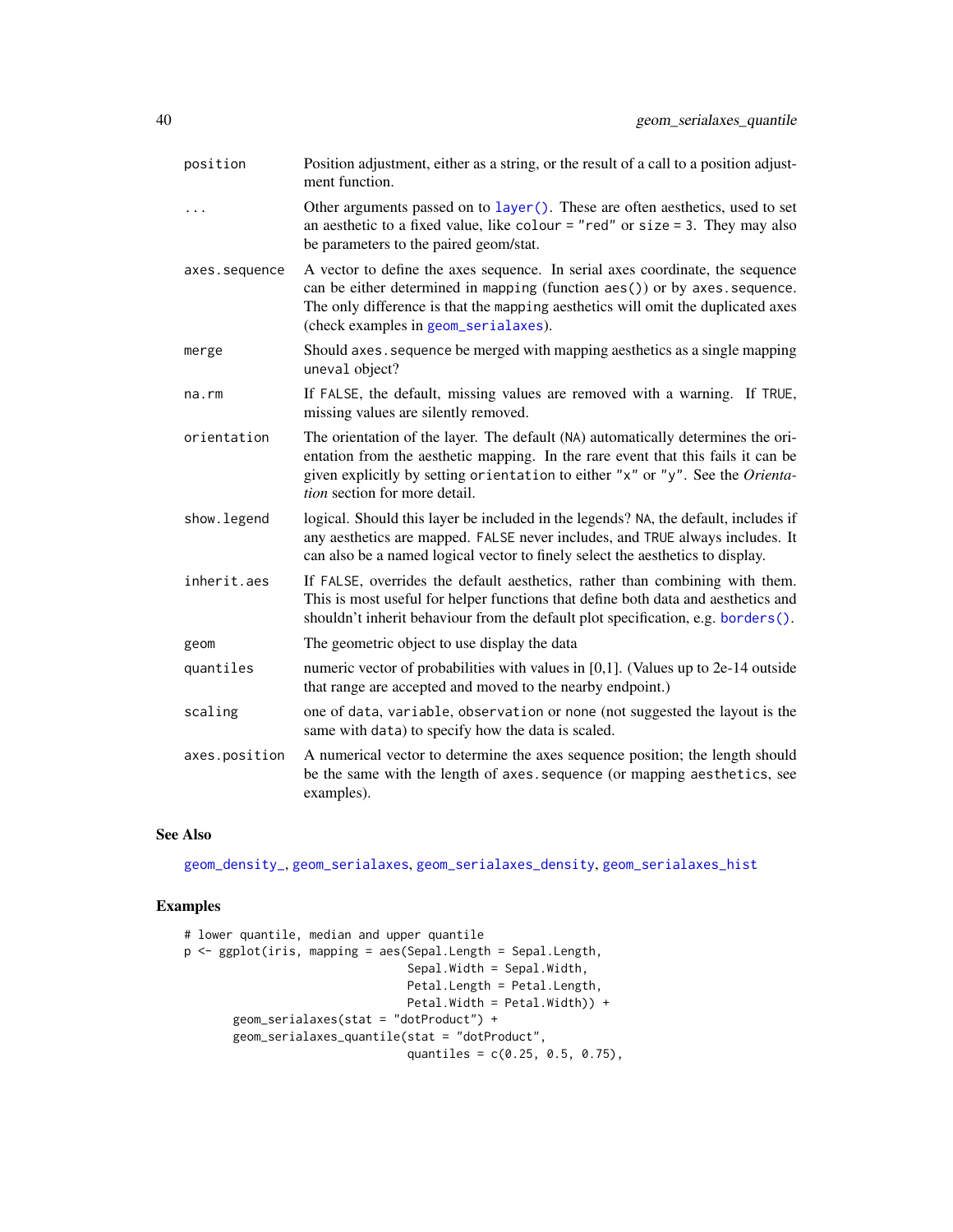| | |
|---|---|
| position | Position adjustment, either as a string, or the result of a call to a position adjustment function. |
| ... | Other arguments passed on to layer(). These are often aesthetics, used to set an aesthetic to a fixed value, like colour = "red" or size = 3. They may also be parameters to the paired geom/stat. |
| axes.sequence | A vector to define the axes sequence. In serial axes coordinate, the sequence can be either determined in mapping (function aes()) or by axes.sequence. The only difference is that the mapping aesthetics will omit the duplicated axes (check examples in geom_serialaxes). |
| merge | Should axes.sequence be merged with mapping aesthetics as a single mapping uneval object? |
| na.rm | If FALSE, the default, missing values are removed with a warning. If TRUE, missing values are silently removed. |
| orientation | The orientation of the layer. The default (NA) automatically determines the orientation from the aesthetic mapping. In the rare event that this fails it can be given explicitly by setting orientation to either "x" or "y". See the *Orientation* section for more detail. |
| show.legend | logical. Should this layer be included in the legends? NA, the default, includes if any aesthetics are mapped. FALSE never includes, and TRUE always includes. It can also be a named logical vector to finely select the aesthetics to display. |
| inherit.aes | If FALSE, overrides the default aesthetics, rather than combining with them. This is most useful for helper functions that define both data and aesthetics and shouldn't inherit behaviour from the default plot specification, e.g. borders(). |
| geom | The geometric object to use display the data |
| quantiles | numeric vector of probabilities with values in [0,1]. (Values up to 2e-14 outside that range are accepted and moved to the nearby endpoint.) |
| scaling | one of data, variable, observation or none (not suggested the layout is the same with data) to specify how the data is scaled. |
| axes.position | A numerical vector to determine the axes sequence position; the length should be the same with the length of axes.sequence (or mapping aesthetics, see examples). |

## See Also

geom_density_, geom_serialaxes, geom_serialaxes_density, geom_serialaxes_hist

## Examples

```
# lower quantile, median and upper quantile
p <- ggplot(iris, mapping = aes(Sepal.Length = Sepal.Length,
                                Sepal.Width = Sepal.Width,
                                Petal.Length = Petal.Length,
                                Petal.Width = Petal.Width)) +
       geom_serialaxes(stat = "dotProduct") +
       geom_serialaxes_quantile(stat = "dotProduct",
                                quantiles = c(0.25, 0.5, 0.75),
```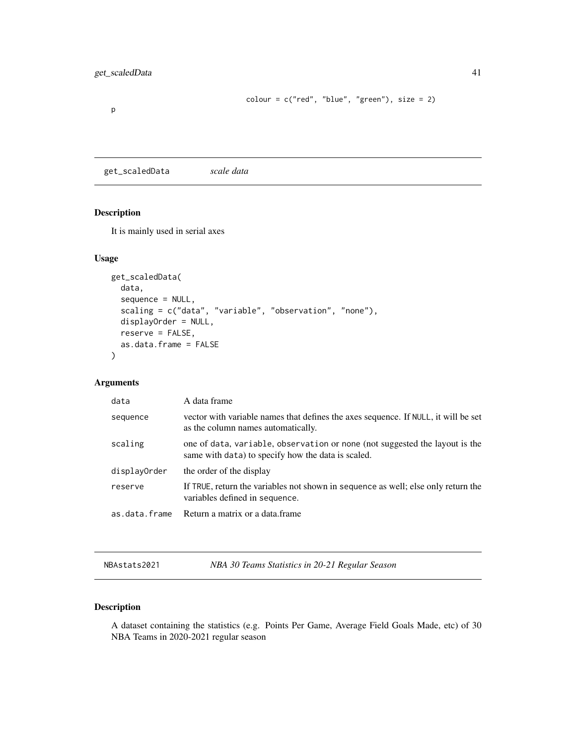```
                              colour = c("red", "blue", "green"), size = 2)
p
```

## get_scaledData *scale data*

### Description

It is mainly used in serial axes

### Usage

```
get_scaledData(
  data,
  sequence = NULL,
  scaling = c("data", "variable", "observation", "none"),
  displayOrder = NULL,
  reserve = FALSE,
  as.data.frame = FALSE
)
```

### Arguments

| | |
|---|---|
| data | A data frame |
| sequence | vector with variable names that defines the axes sequence. If NULL, it will be set as the column names automatically. |
| scaling | one of data, variable, observation or none (not suggested the layout is the same with data) to specify how the data is scaled. |
| displayOrder | the order of the display |
| reserve | If TRUE, return the variables not shown in sequence as well; else only return the variables defined in sequence. |
| as.data.frame | Return a matrix or a data.frame |

## NBAstats2021 *NBA 30 Teams Statistics in 20-21 Regular Season*

### Description

A dataset containing the statistics (e.g. Points Per Game, Average Field Goals Made, etc) of 30 NBA Teams in 2020-2021 regular season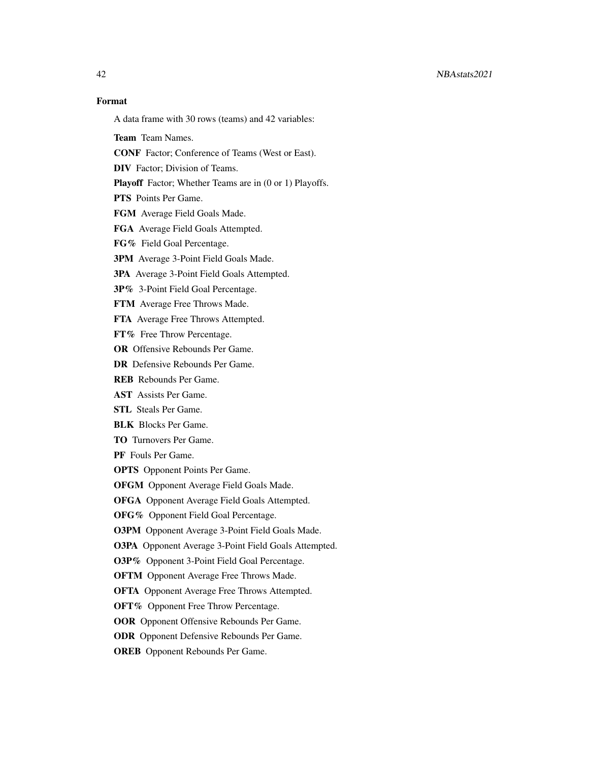## Format

A data frame with 30 rows (teams) and 42 variables:

**Team** Team Names.

**CONF** Factor; Conference of Teams (West or East).

**DIV** Factor; Division of Teams.

**Playoff** Factor; Whether Teams are in (0 or 1) Playoffs.

**PTS** Points Per Game.

**FGM** Average Field Goals Made.

**FGA** Average Field Goals Attempted.

**FG%** Field Goal Percentage.

**3PM** Average 3-Point Field Goals Made.

**3PA** Average 3-Point Field Goals Attempted.

**3P%** 3-Point Field Goal Percentage.

**FTM** Average Free Throws Made.

**FTA** Average Free Throws Attempted.

**FT%** Free Throw Percentage.

**OR** Offensive Rebounds Per Game.

**DR** Defensive Rebounds Per Game.

**REB** Rebounds Per Game.

**AST** Assists Per Game.

**STL** Steals Per Game.

**BLK** Blocks Per Game.

**TO** Turnovers Per Game.

**PF** Fouls Per Game.

**OPTS** Opponent Points Per Game.

**OFGM** Opponent Average Field Goals Made.

**OFGA** Opponent Average Field Goals Attempted.

**OFG%** Opponent Field Goal Percentage.

**O3PM** Opponent Average 3-Point Field Goals Made.

**O3PA** Opponent Average 3-Point Field Goals Attempted.

**O3P%** Opponent 3-Point Field Goal Percentage.

**OFTM** Opponent Average Free Throws Made.

**OFTA** Opponent Average Free Throws Attempted.

**OFT%** Opponent Free Throw Percentage.

**OOR** Opponent Offensive Rebounds Per Game.

**ODR** Opponent Defensive Rebounds Per Game.

**OREB** Opponent Rebounds Per Game.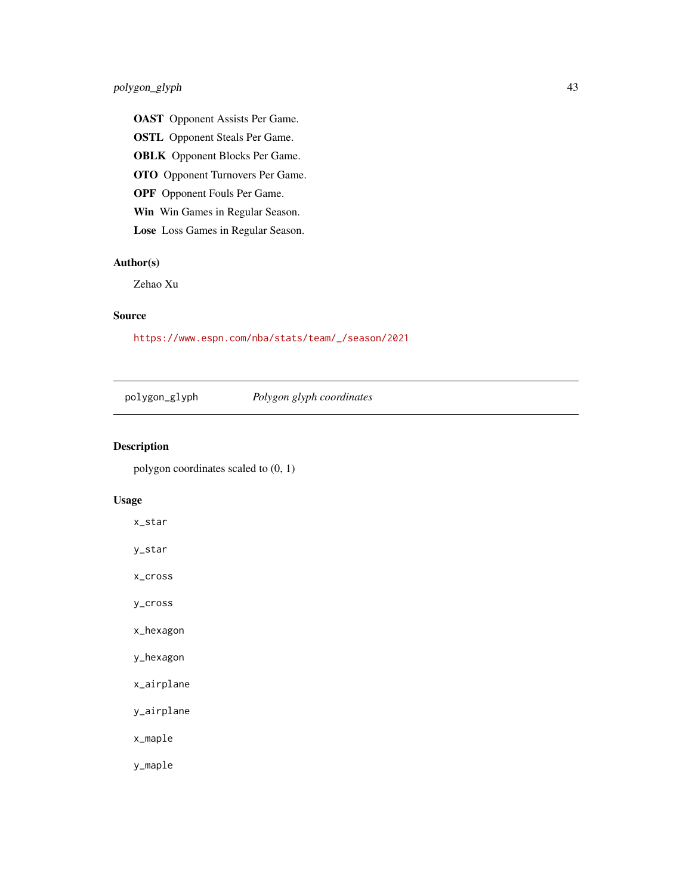**OAST** Opponent Assists Per Game.

**OSTL** Opponent Steals Per Game.

**OBLK** Opponent Blocks Per Game.

**OTO** Opponent Turnovers Per Game.

**OPF** Opponent Fouls Per Game.

**Win** Win Games in Regular Season.

**Lose** Loss Games in Regular Season.

## Author(s)

Zehao Xu

## Source

https://www.espn.com/nba/stats/team/_/season/2021

---

# polygon_glyph *Polygon glyph coordinates*

---

## Description

polygon coordinates scaled to (0, 1)

## Usage

```
x_star

y_star

x_cross

y_cross

x_hexagon

y_hexagon

x_airplane

y_airplane

x_maple

y_maple
```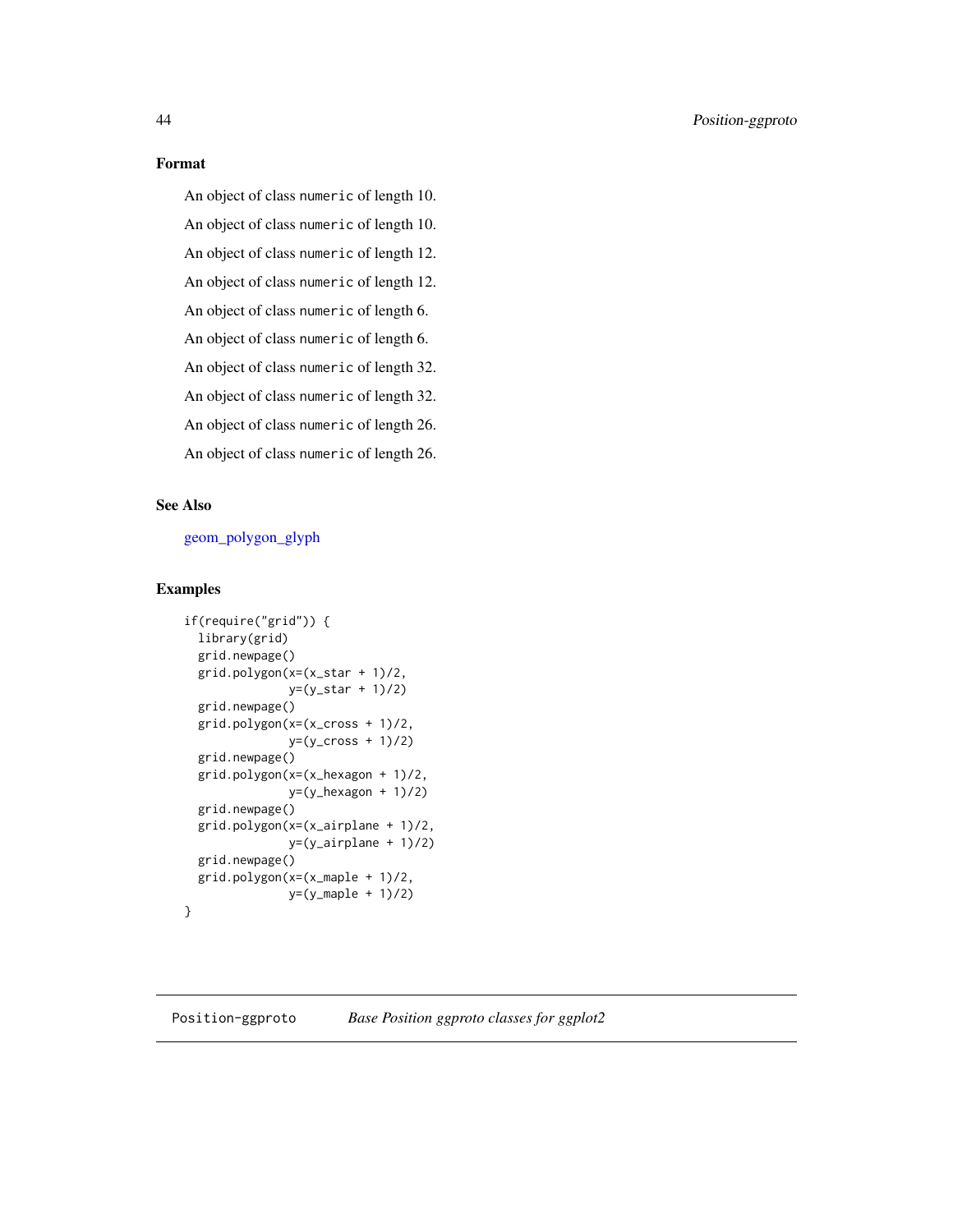### Format

An object of class numeric of length 10.

An object of class numeric of length 10.

An object of class numeric of length 12.

An object of class numeric of length 12.

An object of class numeric of length 6.

An object of class numeric of length 6.

An object of class numeric of length 32.

An object of class numeric of length 32.

An object of class numeric of length 26.

An object of class numeric of length 26.

### See Also

geom_polygon_glyph

### Examples

```
if(require("grid")) {
  library(grid)
  grid.newpage()
  grid.polygon(x=(x_star + 1)/2,
               y=(y_star + 1)/2)
  grid.newpage()
  grid.polygon(x=(x_cross + 1)/2,
               y=(y_cross + 1)/2)
  grid.newpage()
  grid.polygon(x=(x_hexagon + 1)/2,
               y=(y_hexagon + 1)/2)
  grid.newpage()
  grid.polygon(x=(x_airplane + 1)/2,
               y=(y_airplane + 1)/2)
  grid.newpage()
  grid.polygon(x=(x_maple + 1)/2,
               y=(y_maple + 1)/2)
}
```

---

## Position-ggproto — *Base Position ggproto classes for ggplot2*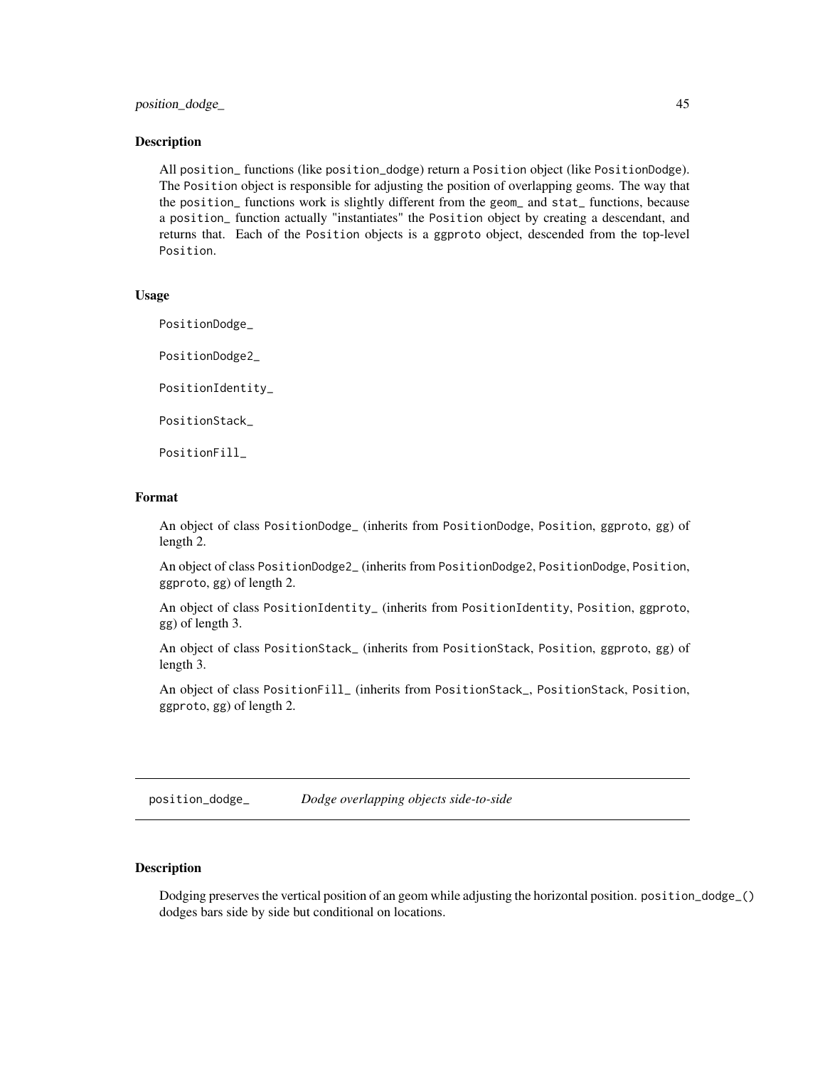### Description

All position_ functions (like position_dodge) return a Position object (like PositionDodge). The Position object is responsible for adjusting the position of overlapping geoms. The way that the position_ functions work is slightly different from the geom_ and stat_ functions, because a position_ function actually "instantiates" the Position object by creating a descendant, and returns that. Each of the Position objects is a ggproto object, descended from the top-level Position.

### Usage

```
PositionDodge_

PositionDodge2_

PositionIdentity_

PositionStack_

PositionFill_
```

### Format

An object of class PositionDodge_ (inherits from PositionDodge, Position, ggproto, gg) of length 2.

An object of class PositionDodge2_ (inherits from PositionDodge2, PositionDodge, Position, ggproto, gg) of length 2.

An object of class PositionIdentity_ (inherits from PositionIdentity, Position, ggproto, gg) of length 3.

An object of class PositionStack_ (inherits from PositionStack, Position, ggproto, gg) of length 3.

An object of class PositionFill_ (inherits from PositionStack_, PositionStack, Position, ggproto, gg) of length 2.

---

## position_dodge_ *Dodge overlapping objects side-to-side*

### Description

Dodging preserves the vertical position of an geom while adjusting the horizontal position. position_dodge_() dodges bars side by side but conditional on locations.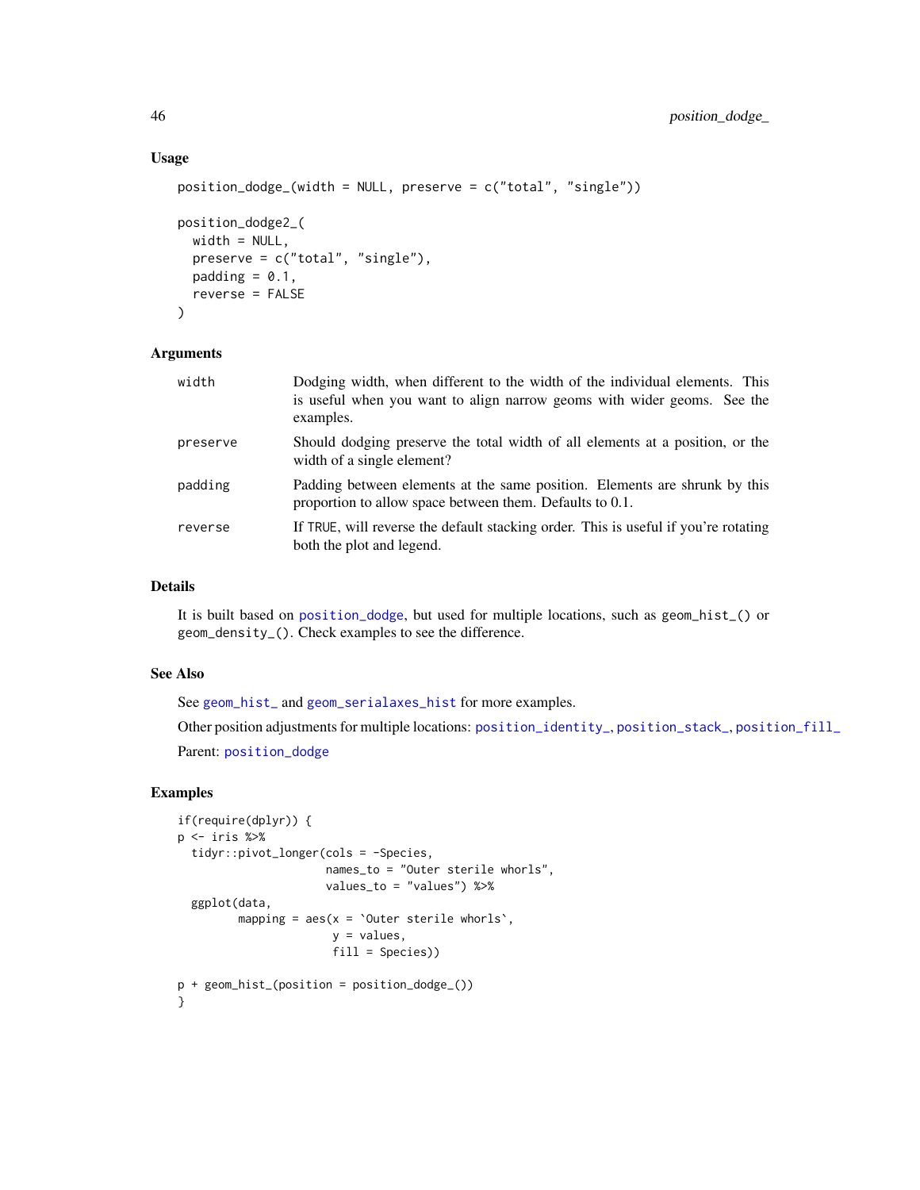## Usage

```
position_dodge_(width = NULL, preserve = c("total", "single"))

position_dodge2_(
  width = NULL,
  preserve = c("total", "single"),
  padding = 0.1,
  reverse = FALSE
)
```

## Arguments

| | |
|---|---|
| width | Dodging width, when different to the width of the individual elements. This is useful when you want to align narrow geoms with wider geoms. See the examples. |
| preserve | Should dodging preserve the total width of all elements at a position, or the width of a single element? |
| padding | Padding between elements at the same position. Elements are shrunk by this proportion to allow space between them. Defaults to 0.1. |
| reverse | If TRUE, will reverse the default stacking order. This is useful if you're rotating both the plot and legend. |

## Details

It is built based on position_dodge, but used for multiple locations, such as geom_hist_() or geom_density_(). Check examples to see the difference.

## See Also

See geom_hist_ and geom_serialaxes_hist for more examples.

Other position adjustments for multiple locations: position_identity_, position_stack_, position_fill_

Parent: position_dodge

## Examples

```
if(require(dplyr)) {
p <- iris %>%
  tidyr::pivot_longer(cols = -Species,
                      names_to = "Outer sterile whorls",
                      values_to = "values") %>%
  ggplot(data,
         mapping = aes(x = `Outer sterile whorls`,
                       y = values,
                       fill = Species))

p + geom_hist_(position = position_dodge_())
}
```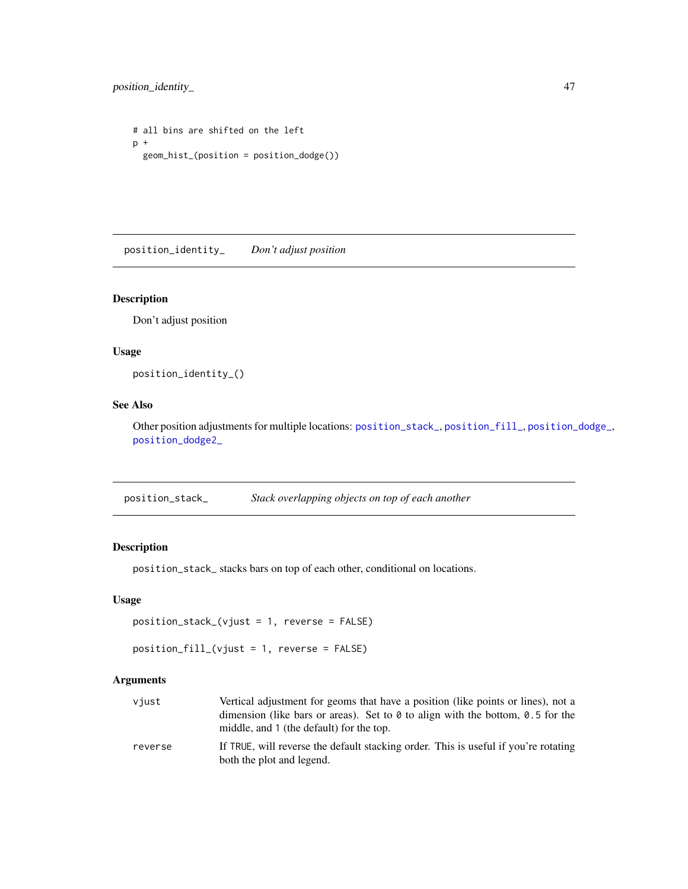```
# all bins are shifted on the left
p +
  geom_hist_(position = position_dodge())
```

## position_identity_ *Don't adjust position*

### Description

Don't adjust position

### Usage

```
position_identity_()
```

### See Also

Other position adjustments for multiple locations: position_stack_, position_fill_, position_dodge_, position_dodge2_

## position_stack_ *Stack overlapping objects on top of each another*

### Description

position_stack_ stacks bars on top of each other, conditional on locations.

### Usage

```
position_stack_(vjust = 1, reverse = FALSE)

position_fill_(vjust = 1, reverse = FALSE)
```

### Arguments

| | |
|---|---|
| vjust | Vertical adjustment for geoms that have a position (like points or lines), not a dimension (like bars or areas). Set to 0 to align with the bottom, 0.5 for the middle, and 1 (the default) for the top. |
| reverse | If TRUE, will reverse the default stacking order. This is useful if you're rotating both the plot and legend. |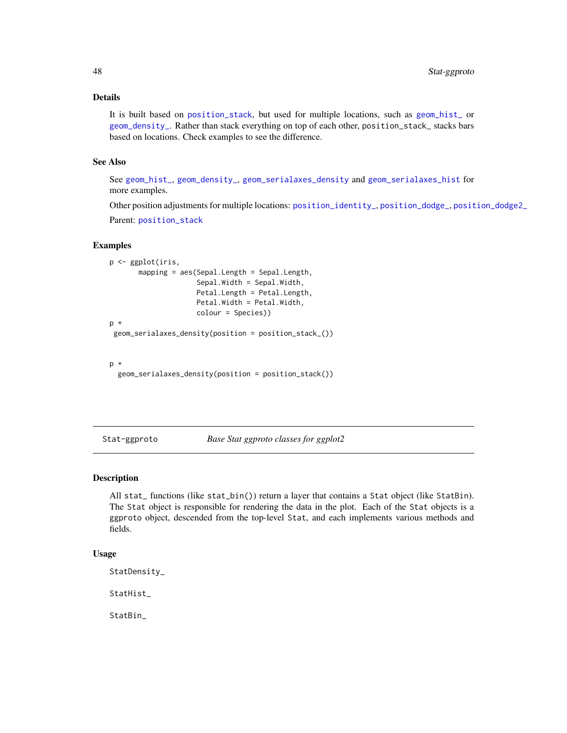### Details

It is built based on position_stack, but used for multiple locations, such as geom_hist_ or geom_density_. Rather than stack everything on top of each other, position_stack_ stacks bars based on locations. Check examples to see the difference.

### See Also

See geom_hist_, geom_density_, geom_serialaxes_density and geom_serialaxes_hist for more examples.

Other position adjustments for multiple locations: position_identity_, position_dodge_, position_dodge2_

Parent: position_stack

### Examples

```
p <- ggplot(iris,
       mapping = aes(Sepal.Length = Sepal.Length,
                     Sepal.Width = Sepal.Width,
                     Petal.Length = Petal.Length,
                     Petal.Width = Petal.Width,
                     colour = Species))
p +
 geom_serialaxes_density(position = position_stack_())


p +
  geom_serialaxes_density(position = position_stack())
```

---

## Stat-ggproto — *Base Stat ggproto classes for ggplot2*

### Description

All stat_ functions (like stat_bin()) return a layer that contains a Stat object (like StatBin). The Stat object is responsible for rendering the data in the plot. Each of the Stat objects is a ggproto object, descended from the top-level Stat, and each implements various methods and fields.

### Usage

```
StatDensity_

StatHist_

StatBin_
```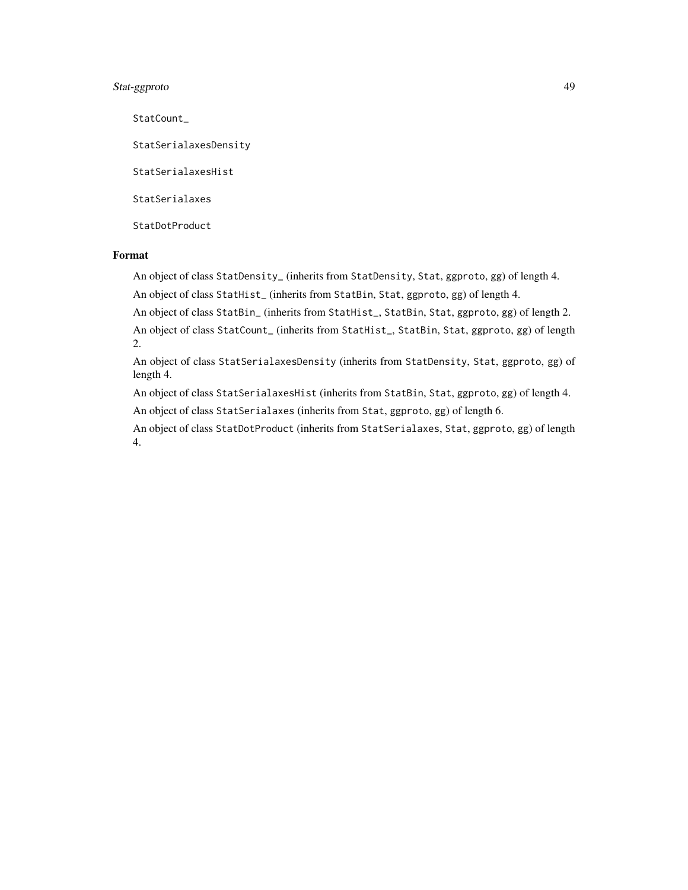StatCount_

StatSerialaxesDensity

StatSerialaxesHist

StatSerialaxes

StatDotProduct

## Format

An object of class StatDensity_ (inherits from StatDensity, Stat, ggproto, gg) of length 4.

An object of class StatHist_ (inherits from StatBin, Stat, ggproto, gg) of length 4.

An object of class StatBin_ (inherits from StatHist_, StatBin, Stat, ggproto, gg) of length 2.

An object of class StatCount_ (inherits from StatHist_, StatBin, Stat, ggproto, gg) of length 2.

An object of class StatSerialaxesDensity (inherits from StatDensity, Stat, ggproto, gg) of length 4.

An object of class StatSerialaxesHist (inherits from StatBin, Stat, ggproto, gg) of length 4.

An object of class StatSerialaxes (inherits from Stat, ggproto, gg) of length 6.

An object of class StatDotProduct (inherits from StatSerialaxes, Stat, ggproto, gg) of length 4.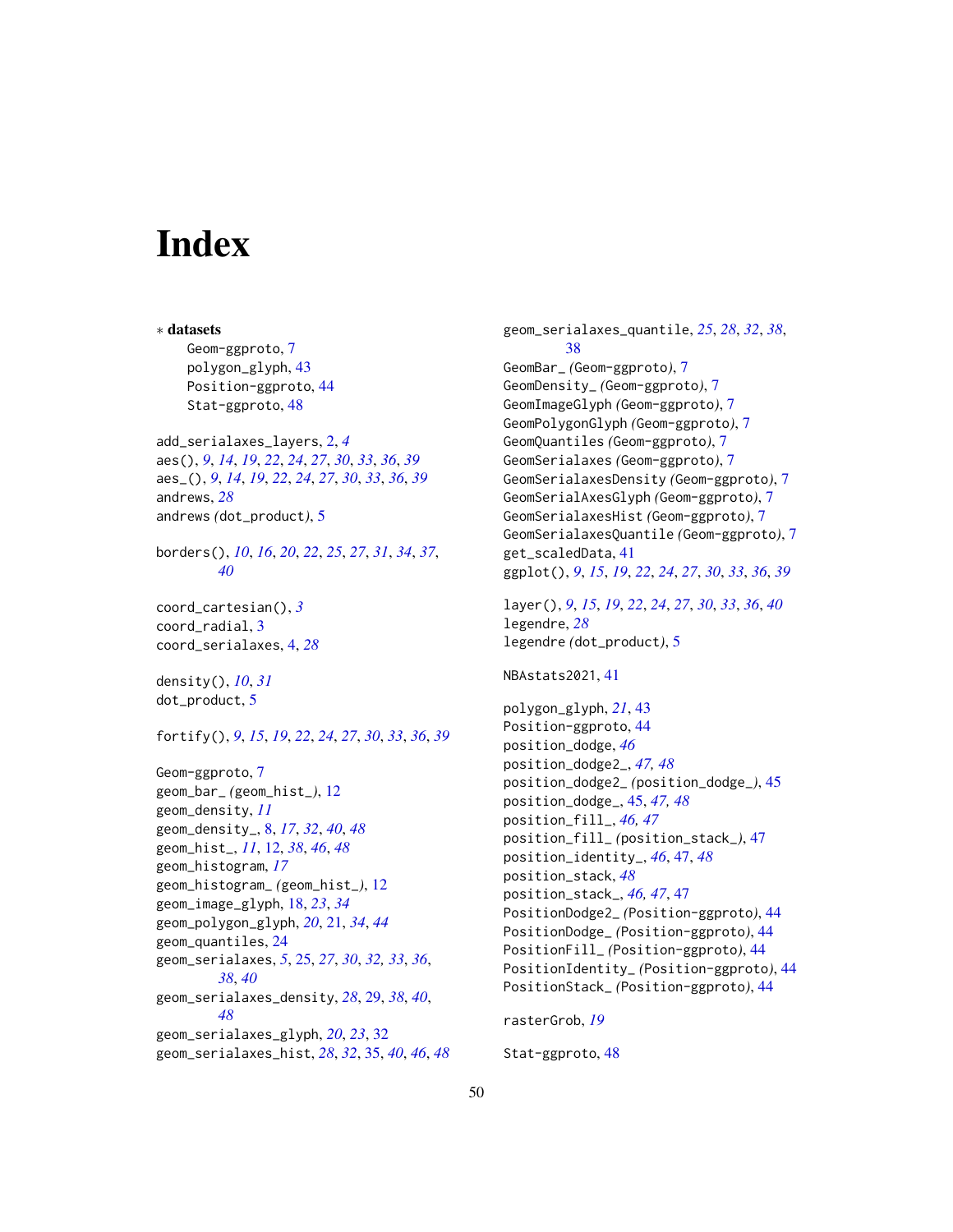# Index

∗ **datasets**
Geom-ggproto, 7
polygon_glyph, 43
Position-ggproto, 44
Stat-ggproto, 48

add_serialaxes_layers, 2, *4*
aes(), *9*, *14*, *19*, *22*, *24*, *27*, *30*, *33*, *36*, *39*
aes_(), *9*, *14*, *19*, *22*, *24*, *27*, *30*, *33*, *36*, *39*
andrews, *28*
andrews *(*dot_product*)*, 5

borders(), *10*, *16*, *20*, *22*, *25*, *27*, *31*, *34*, *37*, *40*

coord_cartesian(), *3*
coord_radial, 3
coord_serialaxes, 4, *28*

density(), *10*, *31*
dot_product, 5

fortify(), *9*, *15*, *19*, *22*, *24*, *27*, *30*, *33*, *36*, *39*

Geom-ggproto, 7
geom_bar_ *(*geom_hist_*)*, 12
geom_density, *11*
geom_density_, 8, *17*, *32*, *40*, *48*
geom_hist_, *11*, 12, *38*, *46*, *48*
geom_histogram, *17*
geom_histogram_ *(*geom_hist_*)*, 12
geom_image_glyph, 18, *23*, *34*
geom_polygon_glyph, *20*, 21, *34*, *44*
geom_quantiles, 24
geom_serialaxes, *5*, 25, *27*, *30*, *32*, *33*, *36*, *38*, *40*
geom_serialaxes_density, *28*, 29, *38*, *40*, *48*
geom_serialaxes_glyph, *20*, *23*, 32
geom_serialaxes_hist, *28*, *32*, 35, *40*, *46*, *48*
geom_serialaxes_quantile, *25*, *28*, *32*, *38*, 38
GeomBar_ *(*Geom-ggproto*)*, 7
GeomDensity_ *(*Geom-ggproto*)*, 7
GeomImageGlyph *(*Geom-ggproto*)*, 7
GeomPolygonGlyph *(*Geom-ggproto*)*, 7
GeomQuantiles *(*Geom-ggproto*)*, 7
GeomSerialaxes *(*Geom-ggproto*)*, 7
GeomSerialaxesDensity *(*Geom-ggproto*)*, 7
GeomSerialAxesGlyph *(*Geom-ggproto*)*, 7
GeomSerialaxesHist *(*Geom-ggproto*)*, 7
GeomSerialaxesQuantile *(*Geom-ggproto*)*, 7
get_scaledData, 41
ggplot(), *9*, *15*, *19*, *22*, *24*, *27*, *30*, *33*, *36*, *39*

layer(), *9*, *15*, *19*, *22*, *24*, *27*, *30*, *33*, *36*, *40*
legendre, *28*
legendre *(*dot_product*)*, 5

NBAstats2021, 41

polygon_glyph, *21*, 43
Position-ggproto, 44
position_dodge, *46*
position_dodge2_, *47, 48*
position_dodge2_ *(*position_dodge_*)*, 45
position_dodge_, 45, *47, 48*
position_fill_, *46, 47*
position_fill_ *(*position_stack_*)*, 47
position_identity_, *46*, 47, *48*
position_stack, *48*
position_stack_, *46, 47*, 47
PositionDodge2_ *(*Position-ggproto*)*, 44
PositionDodge_ *(*Position-ggproto*)*, 44
PositionFill_ *(*Position-ggproto*)*, 44
PositionIdentity_ *(*Position-ggproto*)*, 44
PositionStack_ *(*Position-ggproto*)*, 44

rasterGrob, *19*

Stat-ggproto, 48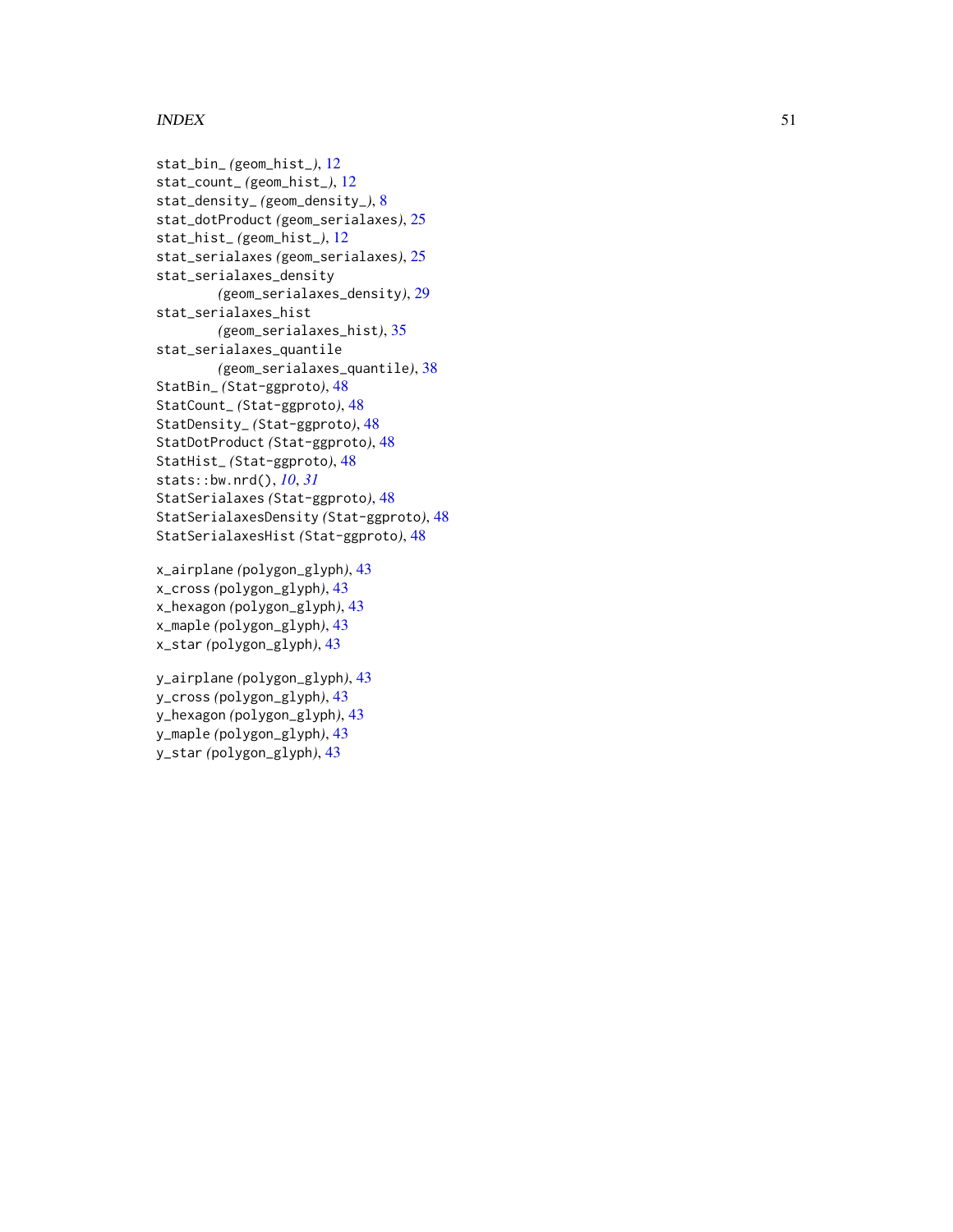stat_bin_ *(*geom_hist_*)*, 12
stat_count_ *(*geom_hist_*)*, 12
stat_density_ *(*geom_density_*)*, 8
stat_dotProduct *(*geom_serialaxes*)*, 25
stat_hist_ *(*geom_hist_*)*, 12
stat_serialaxes *(*geom_serialaxes*)*, 25
stat_serialaxes_density
    *(*geom_serialaxes_density*)*, 29
stat_serialaxes_hist
    *(*geom_serialaxes_hist*)*, 35
stat_serialaxes_quantile
    *(*geom_serialaxes_quantile*)*, 38
StatBin_ *(*Stat-ggproto*)*, 48
StatCount_ *(*Stat-ggproto*)*, 48
StatDensity_ *(*Stat-ggproto*)*, 48
StatDotProduct *(*Stat-ggproto*)*, 48
StatHist_ *(*Stat-ggproto*)*, 48
stats::bw.nrd(), *10*, *31*
StatSerialaxes *(*Stat-ggproto*)*, 48
StatSerialaxesDensity *(*Stat-ggproto*)*, 48
StatSerialaxesHist *(*Stat-ggproto*)*, 48

x_airplane *(*polygon_glyph*)*, 43
x_cross *(*polygon_glyph*)*, 43
x_hexagon *(*polygon_glyph*)*, 43
x_maple *(*polygon_glyph*)*, 43
x_star *(*polygon_glyph*)*, 43

y_airplane *(*polygon_glyph*)*, 43
y_cross *(*polygon_glyph*)*, 43
y_hexagon *(*polygon_glyph*)*, 43
y_maple *(*polygon_glyph*)*, 43
y_star *(*polygon_glyph*)*, 43